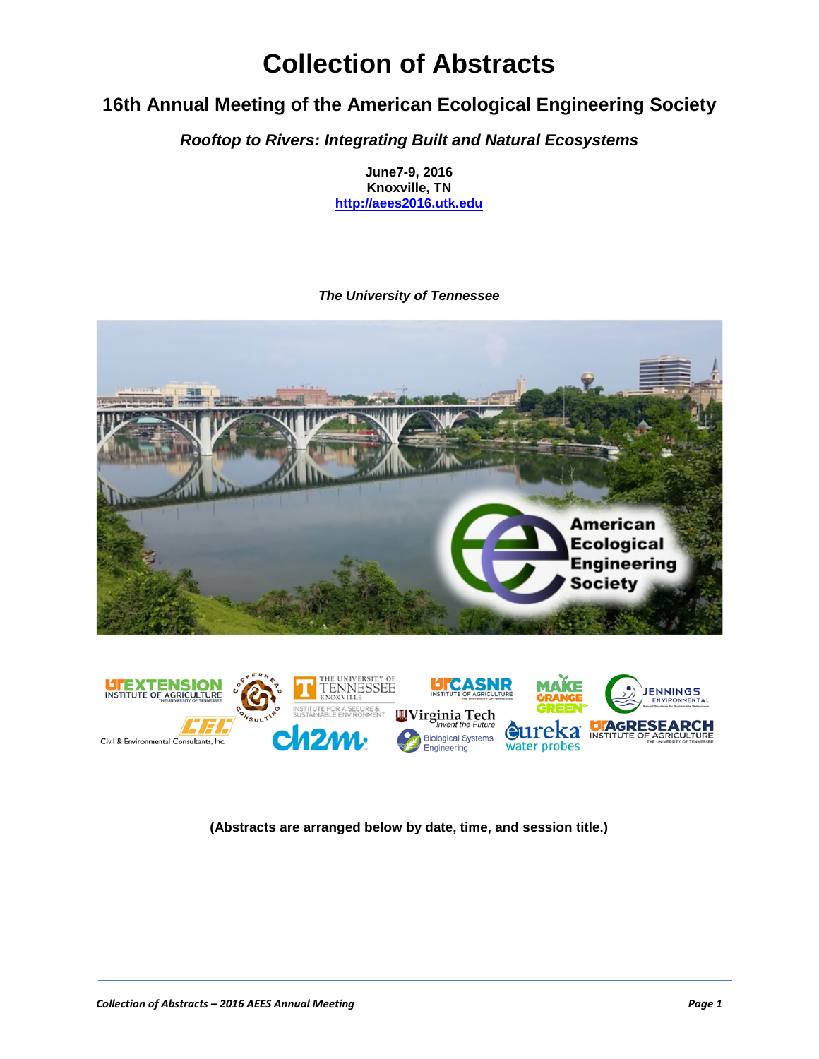# Collection of Abstracts

## 16th Annual Meeting of the American Ecological Engineering Society

***Rooftop to Rivers: Integrating Built and Natural Ecosystems***

**June7-9, 2016**
**Knoxville, TN**
**http://aees2016.utk.edu**

***The University of Tennessee***

**(Abstracts are arranged below by date, time, and session title.)**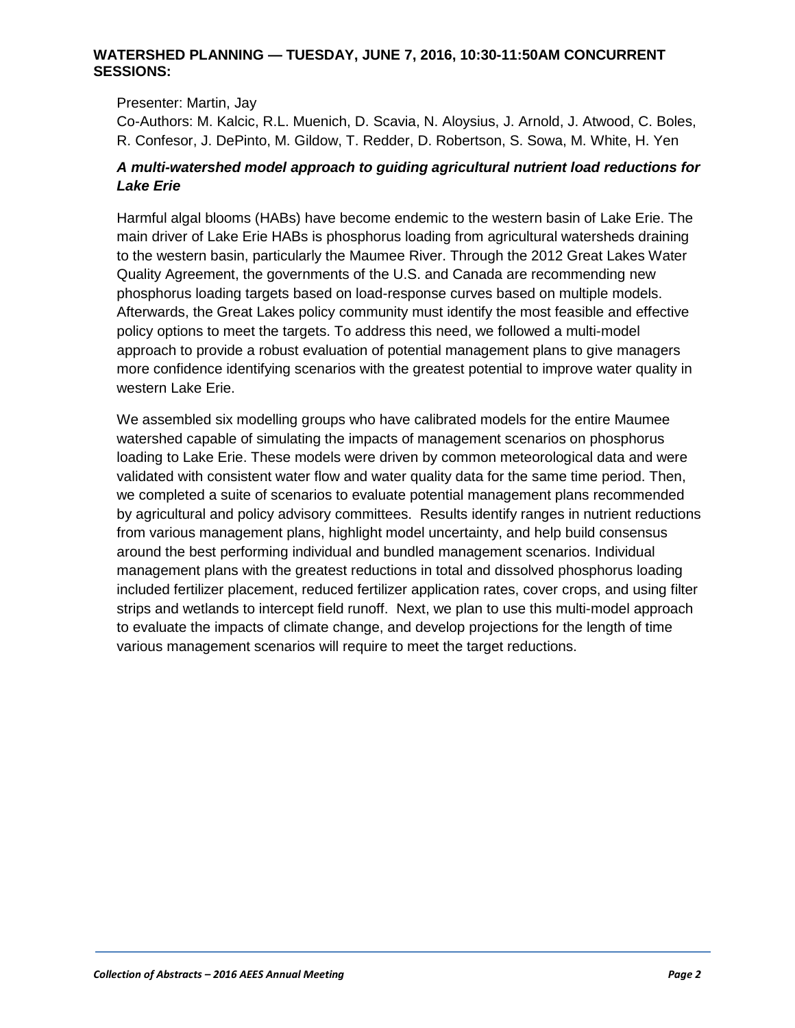## WATERSHED PLANNING — TUESDAY, JUNE 7, 2016, 10:30-11:50AM CONCURRENT SESSIONS:

Presenter: Martin, Jay

Co-Authors: M. Kalcic, R.L. Muenich, D. Scavia, N. Aloysius, J. Arnold, J. Atwood, C. Boles, R. Confesor, J. DePinto, M. Gildow, T. Redder, D. Robertson, S. Sowa, M. White, H. Yen

### *A multi-watershed model approach to guiding agricultural nutrient load reductions for Lake Erie*

Harmful algal blooms (HABs) have become endemic to the western basin of Lake Erie. The main driver of Lake Erie HABs is phosphorus loading from agricultural watersheds draining to the western basin, particularly the Maumee River. Through the 2012 Great Lakes Water Quality Agreement, the governments of the U.S. and Canada are recommending new phosphorus loading targets based on load-response curves based on multiple models. Afterwards, the Great Lakes policy community must identify the most feasible and effective policy options to meet the targets. To address this need, we followed a multi-model approach to provide a robust evaluation of potential management plans to give managers more confidence identifying scenarios with the greatest potential to improve water quality in western Lake Erie.

We assembled six modelling groups who have calibrated models for the entire Maumee watershed capable of simulating the impacts of management scenarios on phosphorus loading to Lake Erie. These models were driven by common meteorological data and were validated with consistent water flow and water quality data for the same time period. Then, we completed a suite of scenarios to evaluate potential management plans recommended by agricultural and policy advisory committees. Results identify ranges in nutrient reductions from various management plans, highlight model uncertainty, and help build consensus around the best performing individual and bundled management scenarios. Individual management plans with the greatest reductions in total and dissolved phosphorus loading included fertilizer placement, reduced fertilizer application rates, cover crops, and using filter strips and wetlands to intercept field runoff. Next, we plan to use this multi-model approach to evaluate the impacts of climate change, and develop projections for the length of time various management scenarios will require to meet the target reductions.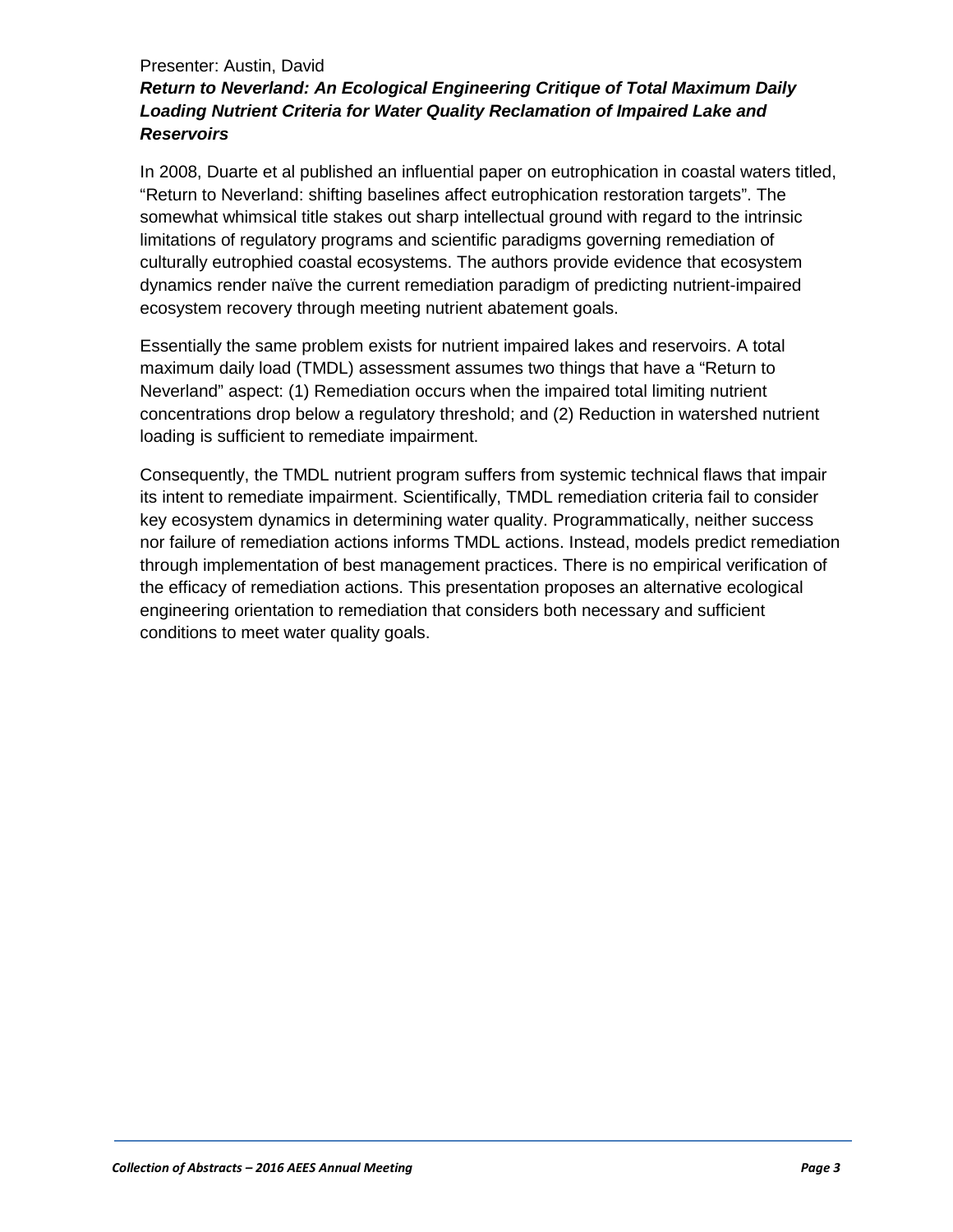Presenter: Austin, David

***Return to Neverland: An Ecological Engineering Critique of Total Maximum Daily Loading Nutrient Criteria for Water Quality Reclamation of Impaired Lake and Reservoirs***

In 2008, Duarte et al published an influential paper on eutrophication in coastal waters titled, "Return to Neverland: shifting baselines affect eutrophication restoration targets". The somewhat whimsical title stakes out sharp intellectual ground with regard to the intrinsic limitations of regulatory programs and scientific paradigms governing remediation of culturally eutrophied coastal ecosystems. The authors provide evidence that ecosystem dynamics render naïve the current remediation paradigm of predicting nutrient-impaired ecosystem recovery through meeting nutrient abatement goals.

Essentially the same problem exists for nutrient impaired lakes and reservoirs. A total maximum daily load (TMDL) assessment assumes two things that have a "Return to Neverland" aspect: (1) Remediation occurs when the impaired total limiting nutrient concentrations drop below a regulatory threshold; and (2) Reduction in watershed nutrient loading is sufficient to remediate impairment.

Consequently, the TMDL nutrient program suffers from systemic technical flaws that impair its intent to remediate impairment. Scientifically, TMDL remediation criteria fail to consider key ecosystem dynamics in determining water quality. Programmatically, neither success nor failure of remediation actions informs TMDL actions. Instead, models predict remediation through implementation of best management practices. There is no empirical verification of the efficacy of remediation actions. This presentation proposes an alternative ecological engineering orientation to remediation that considers both necessary and sufficient conditions to meet water quality goals.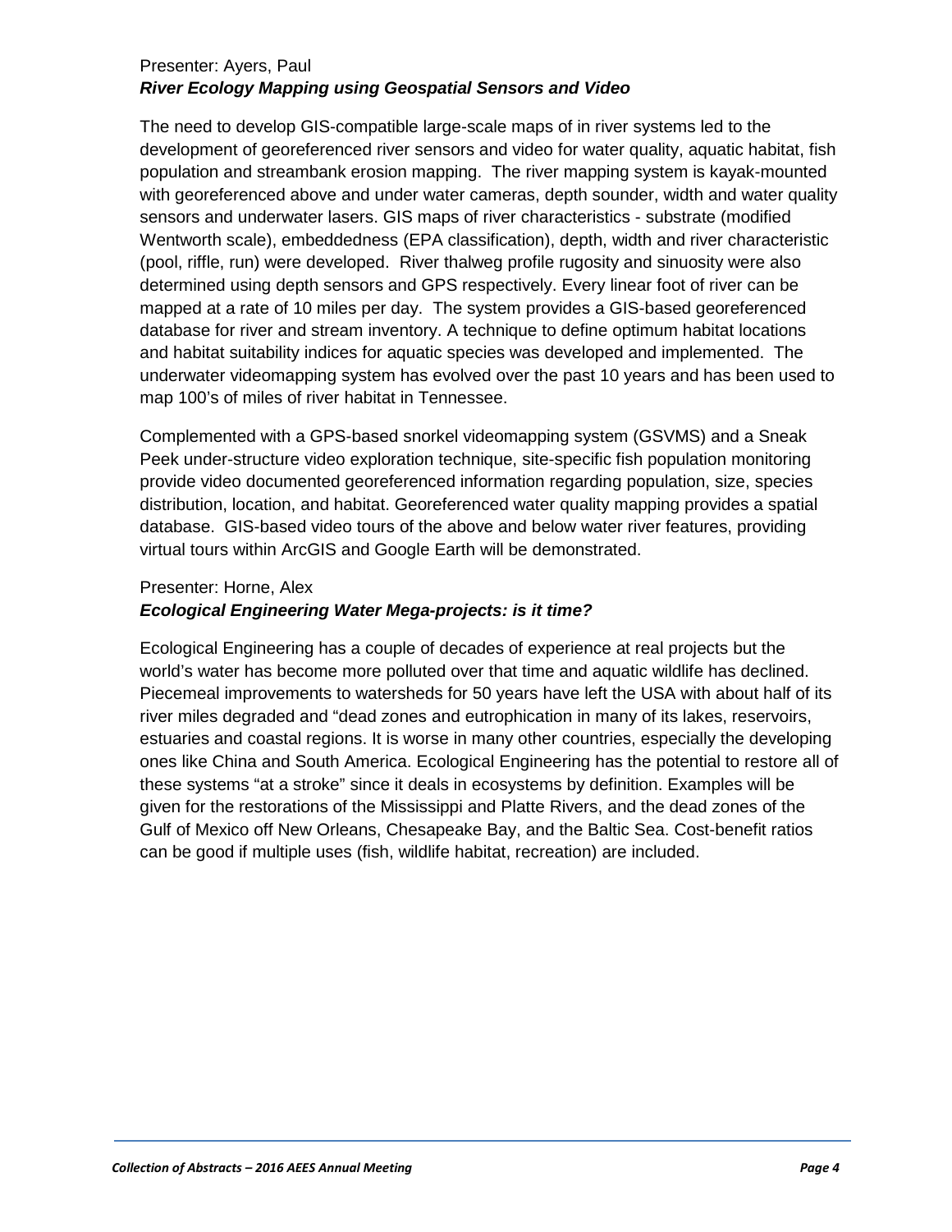Presenter: Ayers, Paul

***River Ecology Mapping using Geospatial Sensors and Video***

The need to develop GIS-compatible large-scale maps of in river systems led to the development of georeferenced river sensors and video for water quality, aquatic habitat, fish population and streambank erosion mapping. The river mapping system is kayak-mounted with georeferenced above and under water cameras, depth sounder, width and water quality sensors and underwater lasers. GIS maps of river characteristics - substrate (modified Wentworth scale), embeddedness (EPA classification), depth, width and river characteristic (pool, riffle, run) were developed. River thalweg profile rugosity and sinuosity were also determined using depth sensors and GPS respectively. Every linear foot of river can be mapped at a rate of 10 miles per day. The system provides a GIS-based georeferenced database for river and stream inventory. A technique to define optimum habitat locations and habitat suitability indices for aquatic species was developed and implemented. The underwater videomapping system has evolved over the past 10 years and has been used to map 100's of miles of river habitat in Tennessee.

Complemented with a GPS-based snorkel videomapping system (GSVMS) and a Sneak Peek under-structure video exploration technique, site-specific fish population monitoring provide video documented georeferenced information regarding population, size, species distribution, location, and habitat. Georeferenced water quality mapping provides a spatial database. GIS-based video tours of the above and below water river features, providing virtual tours within ArcGIS and Google Earth will be demonstrated.

Presenter: Horne, Alex

***Ecological Engineering Water Mega-projects: is it time?***

Ecological Engineering has a couple of decades of experience at real projects but the world's water has become more polluted over that time and aquatic wildlife has declined. Piecemeal improvements to watersheds for 50 years have left the USA with about half of its river miles degraded and "dead zones and eutrophication in many of its lakes, reservoirs, estuaries and coastal regions. It is worse in many other countries, especially the developing ones like China and South America. Ecological Engineering has the potential to restore all of these systems "at a stroke" since it deals in ecosystems by definition. Examples will be given for the restorations of the Mississippi and Platte Rivers, and the dead zones of the Gulf of Mexico off New Orleans, Chesapeake Bay, and the Baltic Sea. Cost-benefit ratios can be good if multiple uses (fish, wildlife habitat, recreation) are included.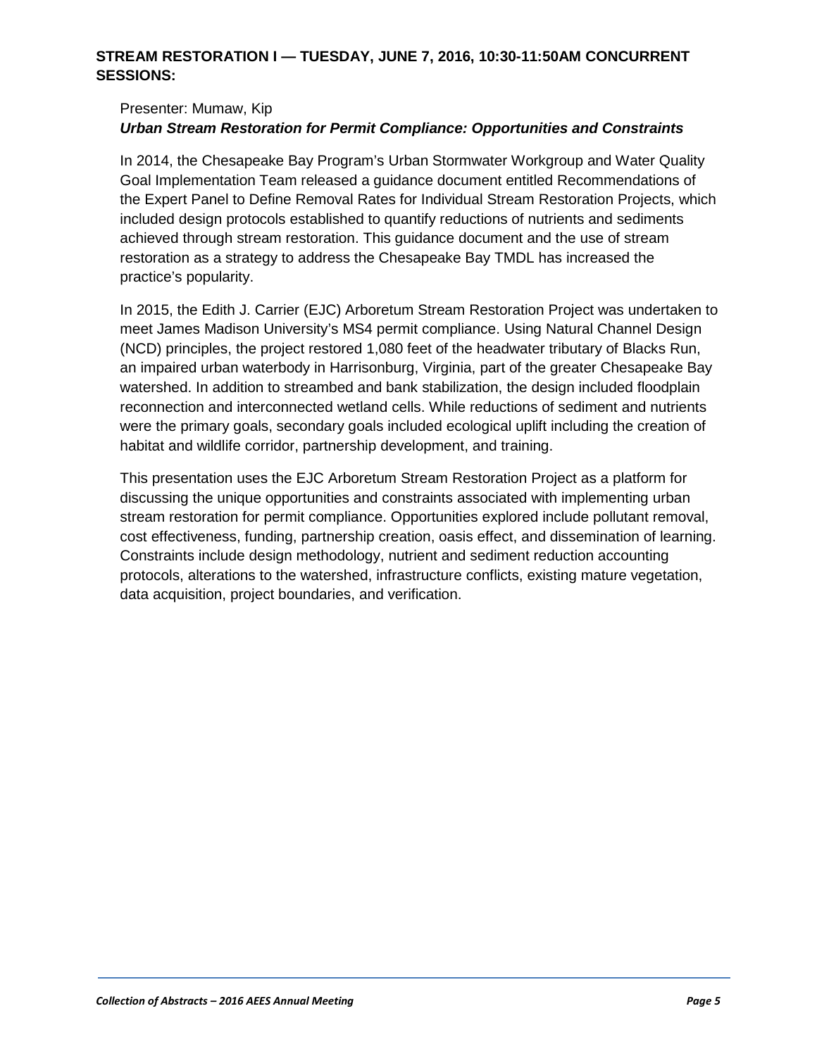## STREAM RESTORATION I — TUESDAY, JUNE 7, 2016, 10:30-11:50AM CONCURRENT SESSIONS:

Presenter: Mumaw, Kip

***Urban Stream Restoration for Permit Compliance: Opportunities and Constraints***

In 2014, the Chesapeake Bay Program's Urban Stormwater Workgroup and Water Quality Goal Implementation Team released a guidance document entitled Recommendations of the Expert Panel to Define Removal Rates for Individual Stream Restoration Projects, which included design protocols established to quantify reductions of nutrients and sediments achieved through stream restoration. This guidance document and the use of stream restoration as a strategy to address the Chesapeake Bay TMDL has increased the practice's popularity.

In 2015, the Edith J. Carrier (EJC) Arboretum Stream Restoration Project was undertaken to meet James Madison University's MS4 permit compliance. Using Natural Channel Design (NCD) principles, the project restored 1,080 feet of the headwater tributary of Blacks Run, an impaired urban waterbody in Harrisonburg, Virginia, part of the greater Chesapeake Bay watershed. In addition to streambed and bank stabilization, the design included floodplain reconnection and interconnected wetland cells. While reductions of sediment and nutrients were the primary goals, secondary goals included ecological uplift including the creation of habitat and wildlife corridor, partnership development, and training.

This presentation uses the EJC Arboretum Stream Restoration Project as a platform for discussing the unique opportunities and constraints associated with implementing urban stream restoration for permit compliance. Opportunities explored include pollutant removal, cost effectiveness, funding, partnership creation, oasis effect, and dissemination of learning. Constraints include design methodology, nutrient and sediment reduction accounting protocols, alterations to the watershed, infrastructure conflicts, existing mature vegetation, data acquisition, project boundaries, and verification.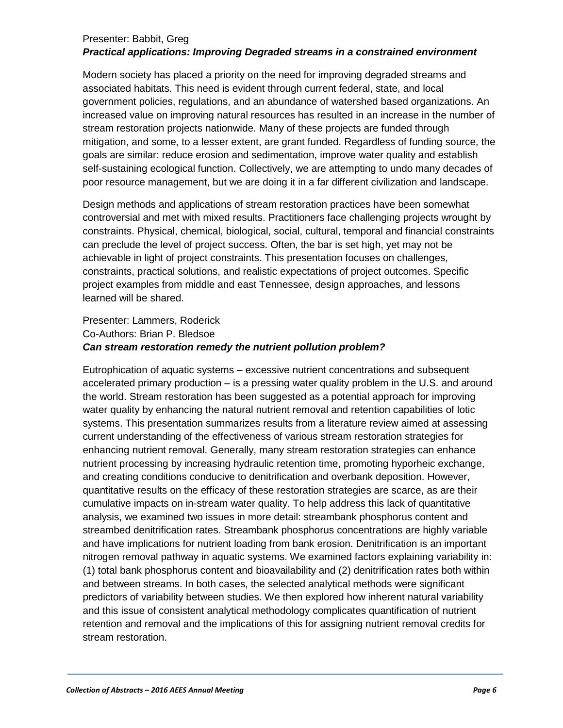Presenter: Babbit, Greg

***Practical applications: Improving Degraded streams in a constrained environment***

Modern society has placed a priority on the need for improving degraded streams and associated habitats. This need is evident through current federal, state, and local government policies, regulations, and an abundance of watershed based organizations. An increased value on improving natural resources has resulted in an increase in the number of stream restoration projects nationwide. Many of these projects are funded through mitigation, and some, to a lesser extent, are grant funded. Regardless of funding source, the goals are similar: reduce erosion and sedimentation, improve water quality and establish self-sustaining ecological function. Collectively, we are attempting to undo many decades of poor resource management, but we are doing it in a far different civilization and landscape.

Design methods and applications of stream restoration practices have been somewhat controversial and met with mixed results. Practitioners face challenging projects wrought by constraints. Physical, chemical, biological, social, cultural, temporal and financial constraints can preclude the level of project success. Often, the bar is set high, yet may not be achievable in light of project constraints. This presentation focuses on challenges, constraints, practical solutions, and realistic expectations of project outcomes. Specific project examples from middle and east Tennessee, design approaches, and lessons learned will be shared.

Presenter: Lammers, Roderick
Co-Authors: Brian P. Bledsoe

***Can stream restoration remedy the nutrient pollution problem?***

Eutrophication of aquatic systems – excessive nutrient concentrations and subsequent accelerated primary production – is a pressing water quality problem in the U.S. and around the world. Stream restoration has been suggested as a potential approach for improving water quality by enhancing the natural nutrient removal and retention capabilities of lotic systems. This presentation summarizes results from a literature review aimed at assessing current understanding of the effectiveness of various stream restoration strategies for enhancing nutrient removal. Generally, many stream restoration strategies can enhance nutrient processing by increasing hydraulic retention time, promoting hyporheic exchange, and creating conditions conducive to denitrification and overbank deposition. However, quantitative results on the efficacy of these restoration strategies are scarce, as are their cumulative impacts on in-stream water quality. To help address this lack of quantitative analysis, we examined two issues in more detail: streambank phosphorus content and streambed denitrification rates. Streambank phosphorus concentrations are highly variable and have implications for nutrient loading from bank erosion. Denitrification is an important nitrogen removal pathway in aquatic systems. We examined factors explaining variability in: (1) total bank phosphorus content and bioavailability and (2) denitrification rates both within and between streams. In both cases, the selected analytical methods were significant predictors of variability between studies. We then explored how inherent natural variability and this issue of consistent analytical methodology complicates quantification of nutrient retention and removal and the implications of this for assigning nutrient removal credits for stream restoration.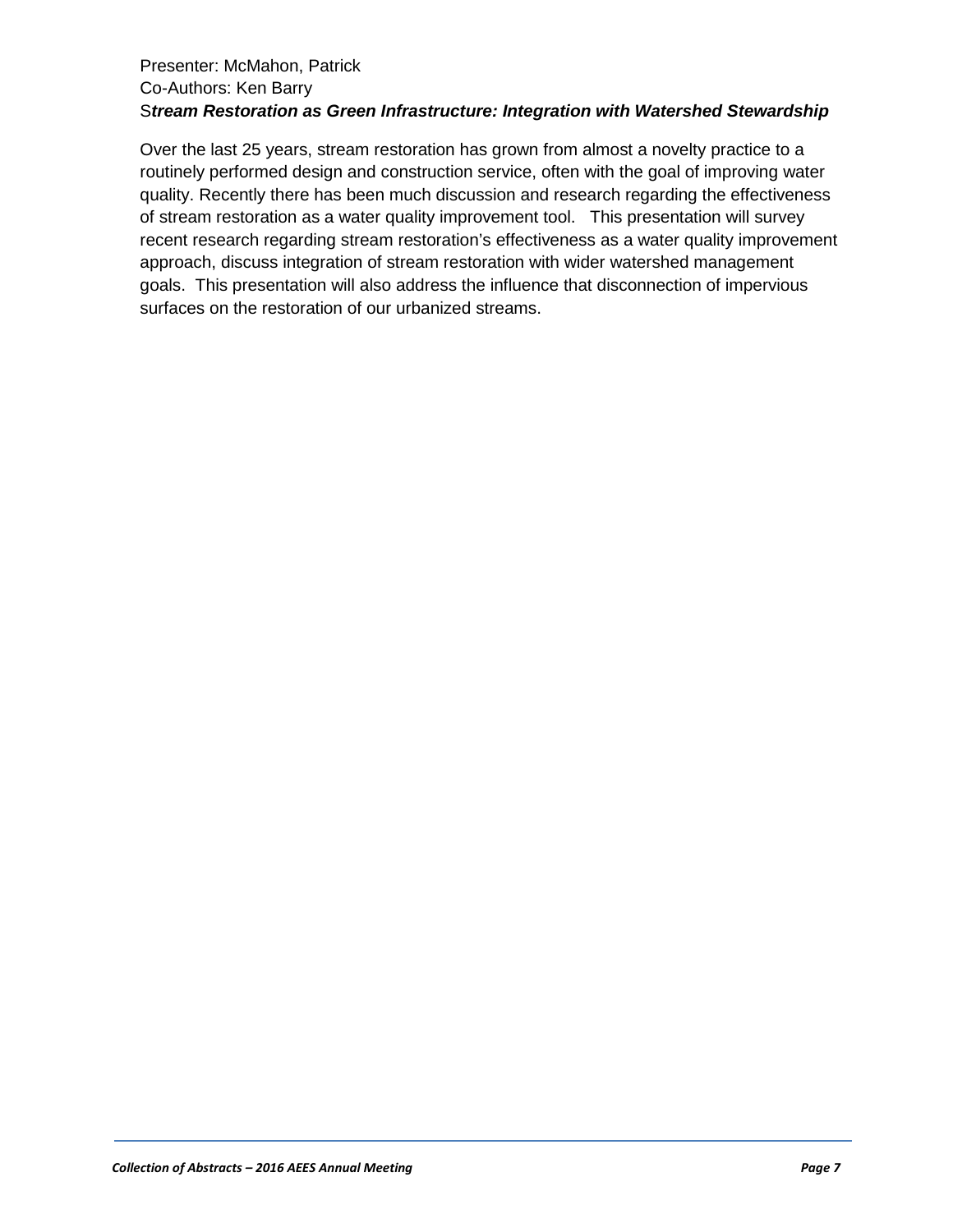Presenter: McMahon, Patrick
Co-Authors: Ken Barry
S***tream Restoration as Green Infrastructure: Integration with Watershed Stewardship***

Over the last 25 years, stream restoration has grown from almost a novelty practice to a routinely performed design and construction service, often with the goal of improving water quality. Recently there has been much discussion and research regarding the effectiveness of stream restoration as a water quality improvement tool. This presentation will survey recent research regarding stream restoration's effectiveness as a water quality improvement approach, discuss integration of stream restoration with wider watershed management goals. This presentation will also address the influence that disconnection of impervious surfaces on the restoration of our urbanized streams.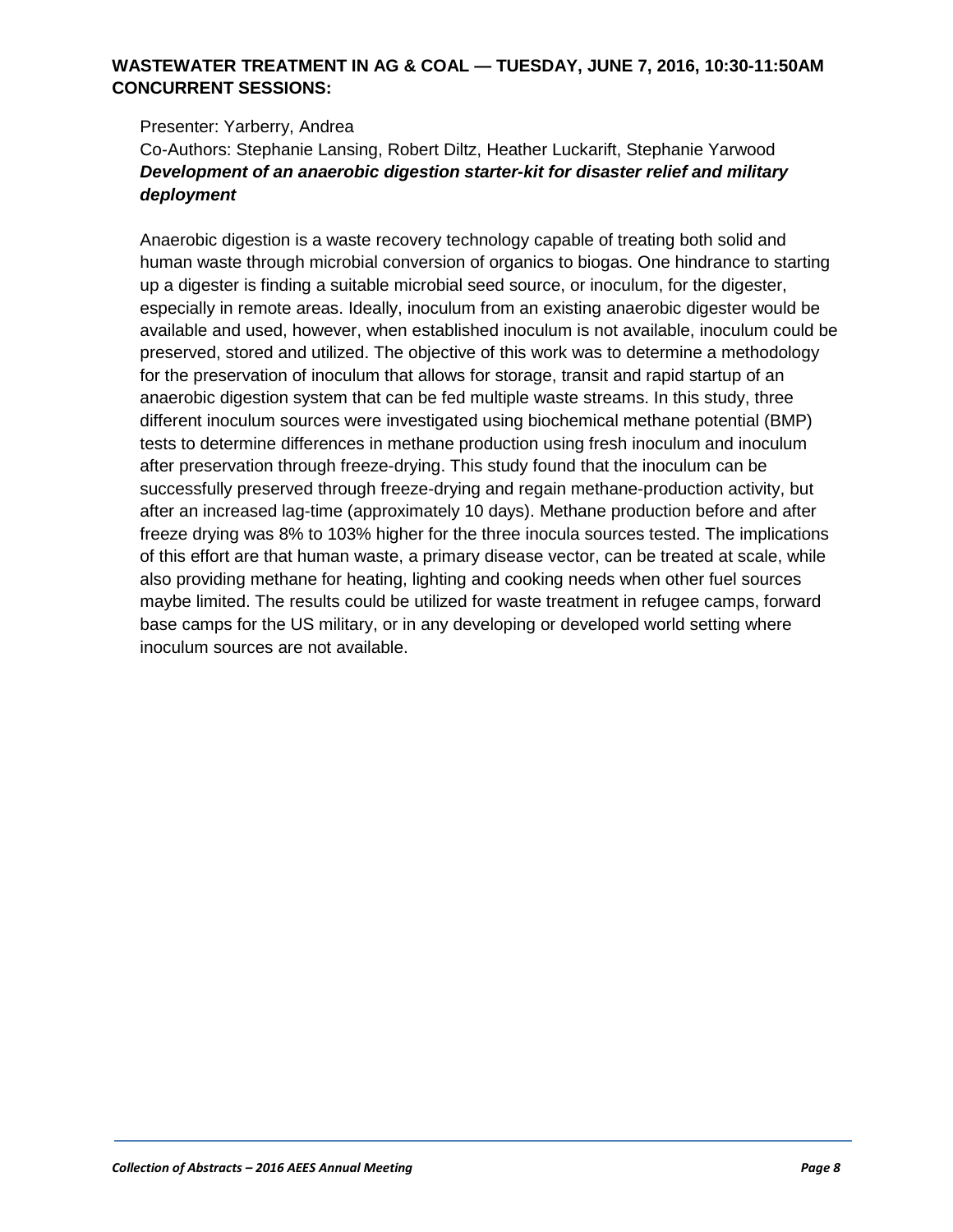**WASTEWATER TREATMENT IN AG & COAL — TUESDAY, JUNE 7, 2016, 10:30-11:50AM CONCURRENT SESSIONS:**

Presenter: Yarberry, Andrea

Co-Authors: Stephanie Lansing, Robert Diltz, Heather Luckarift, Stephanie Yarwood

***Development of an anaerobic digestion starter-kit for disaster relief and military deployment***

Anaerobic digestion is a waste recovery technology capable of treating both solid and human waste through microbial conversion of organics to biogas. One hindrance to starting up a digester is finding a suitable microbial seed source, or inoculum, for the digester, especially in remote areas. Ideally, inoculum from an existing anaerobic digester would be available and used, however, when established inoculum is not available, inoculum could be preserved, stored and utilized. The objective of this work was to determine a methodology for the preservation of inoculum that allows for storage, transit and rapid startup of an anaerobic digestion system that can be fed multiple waste streams. In this study, three different inoculum sources were investigated using biochemical methane potential (BMP) tests to determine differences in methane production using fresh inoculum and inoculum after preservation through freeze-drying. This study found that the inoculum can be successfully preserved through freeze-drying and regain methane-production activity, but after an increased lag-time (approximately 10 days). Methane production before and after freeze drying was 8% to 103% higher for the three inocula sources tested. The implications of this effort are that human waste, a primary disease vector, can be treated at scale, while also providing methane for heating, lighting and cooking needs when other fuel sources maybe limited. The results could be utilized for waste treatment in refugee camps, forward base camps for the US military, or in any developing or developed world setting where inoculum sources are not available.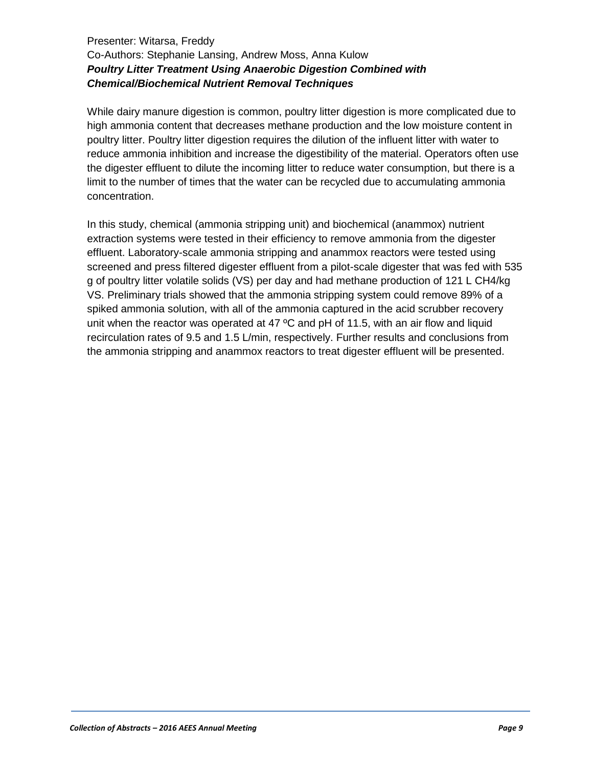Presenter: Witarsa, Freddy
Co-Authors: Stephanie Lansing, Andrew Moss, Anna Kulow

***Poultry Litter Treatment Using Anaerobic Digestion Combined with Chemical/Biochemical Nutrient Removal Techniques***

While dairy manure digestion is common, poultry litter digestion is more complicated due to high ammonia content that decreases methane production and the low moisture content in poultry litter. Poultry litter digestion requires the dilution of the influent litter with water to reduce ammonia inhibition and increase the digestibility of the material. Operators often use the digester effluent to dilute the incoming litter to reduce water consumption, but there is a limit to the number of times that the water can be recycled due to accumulating ammonia concentration.

In this study, chemical (ammonia stripping unit) and biochemical (anammox) nutrient extraction systems were tested in their efficiency to remove ammonia from the digester effluent. Laboratory-scale ammonia stripping and anammox reactors were tested using screened and press filtered digester effluent from a pilot-scale digester that was fed with 535 g of poultry litter volatile solids (VS) per day and had methane production of 121 L $CH_4$/kg VS. Preliminary trials showed that the ammonia stripping system could remove 89% of a spiked ammonia solution, with all of the ammonia captured in the acid scrubber recovery unit when the reactor was operated at 47 ºC and pH of 11.5, with an air flow and liquid recirculation rates of 9.5 and 1.5 L/min, respectively. Further results and conclusions from the ammonia stripping and anammox reactors to treat digester effluent will be presented.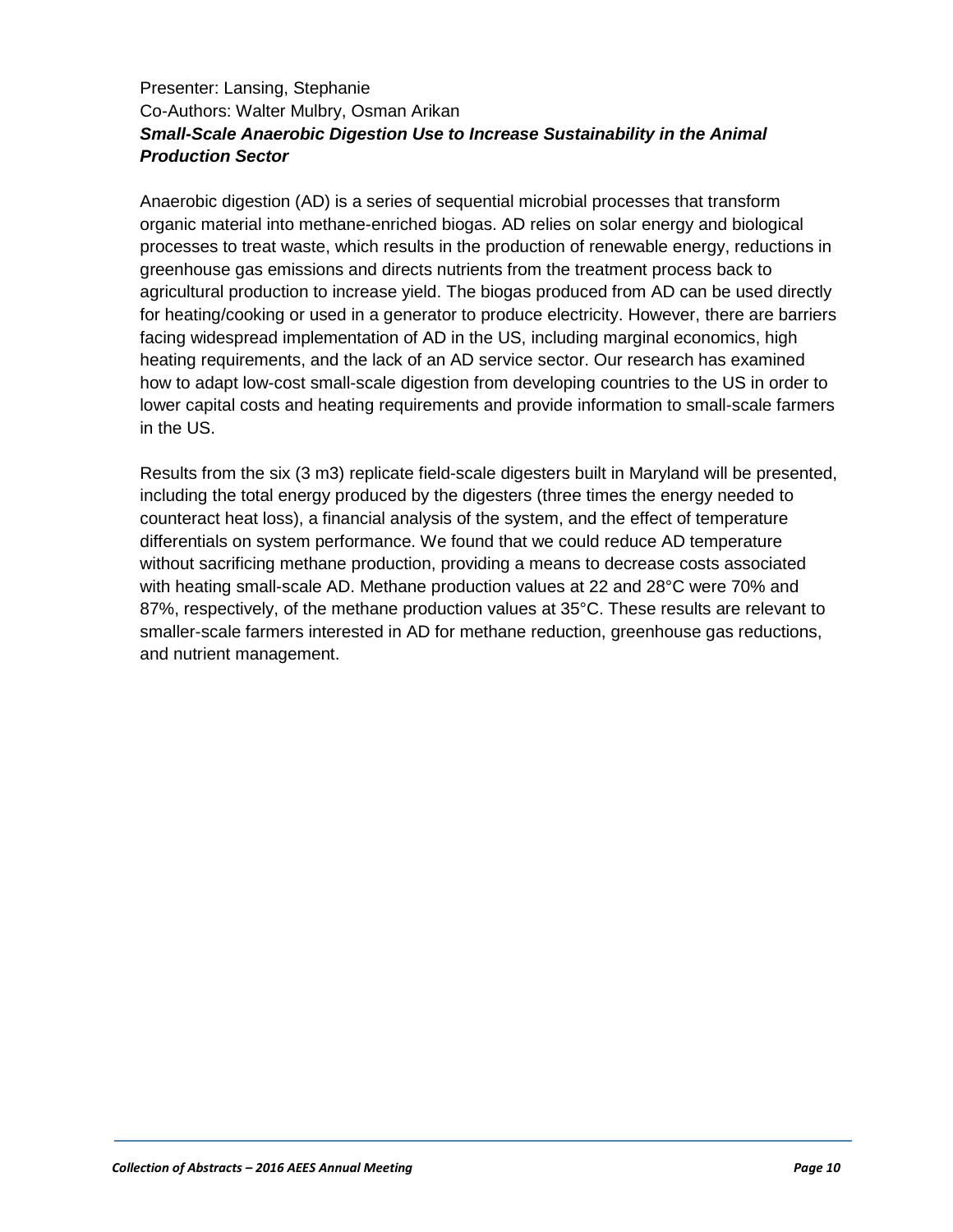Presenter: Lansing, Stephanie
Co-Authors: Walter Mulbry, Osman Arikan

***Small-Scale Anaerobic Digestion Use to Increase Sustainability in the Animal Production Sector***

Anaerobic digestion (AD) is a series of sequential microbial processes that transform organic material into methane-enriched biogas. AD relies on solar energy and biological processes to treat waste, which results in the production of renewable energy, reductions in greenhouse gas emissions and directs nutrients from the treatment process back to agricultural production to increase yield. The biogas produced from AD can be used directly for heating/cooking or used in a generator to produce electricity. However, there are barriers facing widespread implementation of AD in the US, including marginal economics, high heating requirements, and the lack of an AD service sector. Our research has examined how to adapt low-cost small-scale digestion from developing countries to the US in order to lower capital costs and heating requirements and provide information to small-scale farmers in the US.

Results from the six (3 m3) replicate field-scale digesters built in Maryland will be presented, including the total energy produced by the digesters (three times the energy needed to counteract heat loss), a financial analysis of the system, and the effect of temperature differentials on system performance. We found that we could reduce AD temperature without sacrificing methane production, providing a means to decrease costs associated with heating small-scale AD. Methane production values at 22 and 28°C were 70% and 87%, respectively, of the methane production values at 35°C. These results are relevant to smaller-scale farmers interested in AD for methane reduction, greenhouse gas reductions, and nutrient management.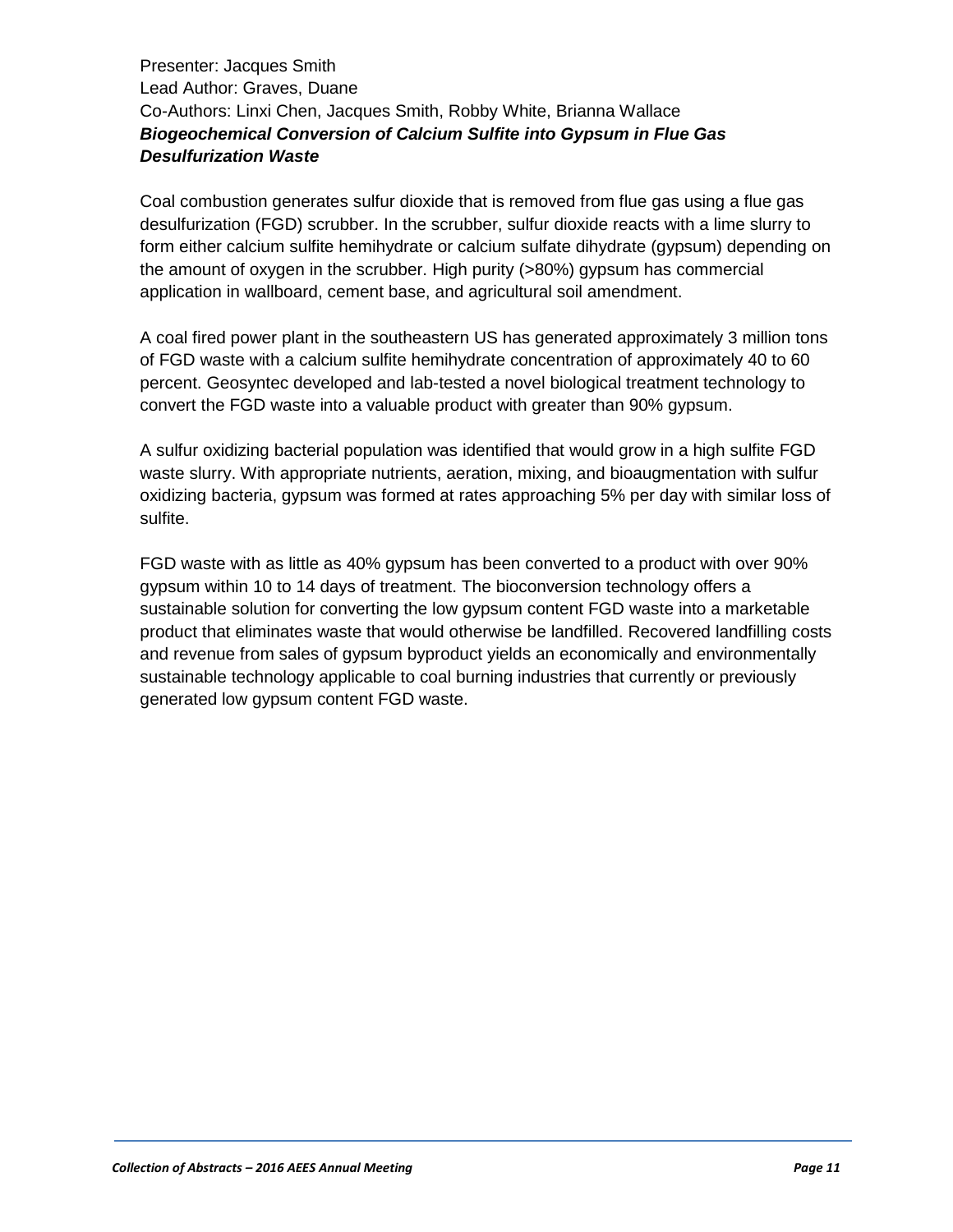Presenter: Jacques Smith
Lead Author: Graves, Duane
Co-Authors: Linxi Chen, Jacques Smith, Robby White, Brianna Wallace
***Biogeochemical Conversion of Calcium Sulfite into Gypsum in Flue Gas Desulfurization Waste***

Coal combustion generates sulfur dioxide that is removed from flue gas using a flue gas desulfurization (FGD) scrubber. In the scrubber, sulfur dioxide reacts with a lime slurry to form either calcium sulfite hemihydrate or calcium sulfate dihydrate (gypsum) depending on the amount of oxygen in the scrubber. High purity (>80%) gypsum has commercial application in wallboard, cement base, and agricultural soil amendment.

A coal fired power plant in the southeastern US has generated approximately 3 million tons of FGD waste with a calcium sulfite hemihydrate concentration of approximately 40 to 60 percent. Geosyntec developed and lab-tested a novel biological treatment technology to convert the FGD waste into a valuable product with greater than 90% gypsum.

A sulfur oxidizing bacterial population was identified that would grow in a high sulfite FGD waste slurry. With appropriate nutrients, aeration, mixing, and bioaugmentation with sulfur oxidizing bacteria, gypsum was formed at rates approaching 5% per day with similar loss of sulfite.

FGD waste with as little as 40% gypsum has been converted to a product with over 90% gypsum within 10 to 14 days of treatment. The bioconversion technology offers a sustainable solution for converting the low gypsum content FGD waste into a marketable product that eliminates waste that would otherwise be landfilled. Recovered landfilling costs and revenue from sales of gypsum byproduct yields an economically and environmentally sustainable technology applicable to coal burning industries that currently or previously generated low gypsum content FGD waste.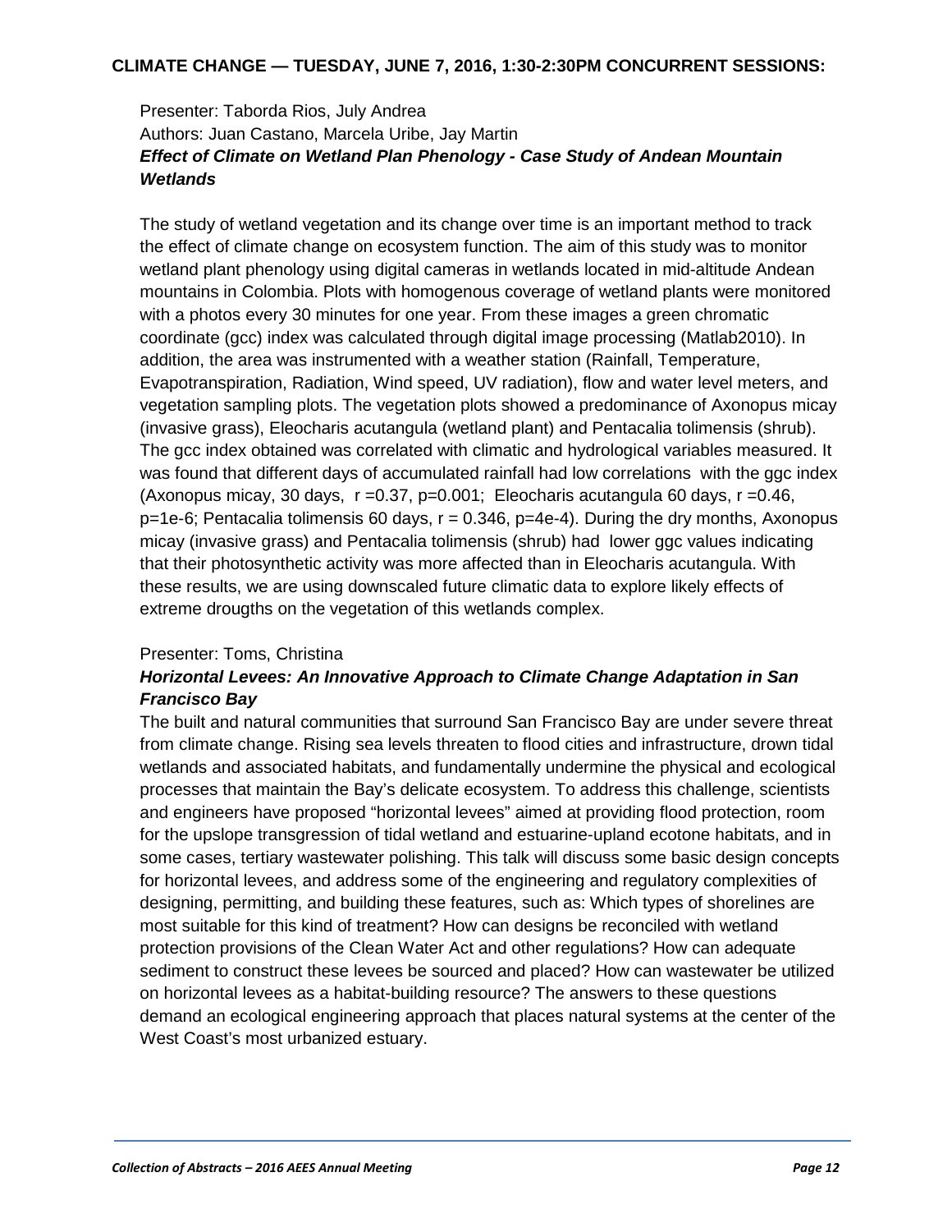## CLIMATE CHANGE — TUESDAY, JUNE 7, 2016, 1:30-2:30PM CONCURRENT SESSIONS:

Presenter: Taborda Rios, July Andrea
Authors: Juan Castano, Marcela Uribe, Jay Martin
***Effect of Climate on Wetland Plan Phenology - Case Study of Andean Mountain Wetlands***

The study of wetland vegetation and its change over time is an important method to track the effect of climate change on ecosystem function. The aim of this study was to monitor wetland plant phenology using digital cameras in wetlands located in mid-altitude Andean mountains in Colombia. Plots with homogenous coverage of wetland plants were monitored with a photos every 30 minutes for one year. From these images a green chromatic coordinate (gcc) index was calculated through digital image processing (Matlab2010). In addition, the area was instrumented with a weather station (Rainfall, Temperature, Evapotranspiration, Radiation, Wind speed, UV radiation), flow and water level meters, and vegetation sampling plots. The vegetation plots showed a predominance of Axonopus micay (invasive grass), Eleocharis acutangula (wetland plant) and Pentacalia tolimensis (shrub). The gcc index obtained was correlated with climatic and hydrological variables measured. It was found that different days of accumulated rainfall had low correlations with the ggc index (Axonopus micay, 30 days, $r = 0.37$, $p = 0.001$; Eleocharis acutangula 60 days, $r = 0.46$, $p = 1e\text{-}6$; Pentacalia tolimensis 60 days, $r = 0.346$, $p = 4e\text{-}4$). During the dry months, Axonopus micay (invasive grass) and Pentacalia tolimensis (shrub) had lower ggc values indicating that their photosynthetic activity was more affected than in Eleocharis acutangula. With these results, we are using downscaled future climatic data to explore likely effects of extreme drougths on the vegetation of this wetlands complex.

Presenter: Toms, Christina
***Horizontal Levees: An Innovative Approach to Climate Change Adaptation in San Francisco Bay***

The built and natural communities that surround San Francisco Bay are under severe threat from climate change. Rising sea levels threaten to flood cities and infrastructure, drown tidal wetlands and associated habitats, and fundamentally undermine the physical and ecological processes that maintain the Bay's delicate ecosystem. To address this challenge, scientists and engineers have proposed "horizontal levees" aimed at providing flood protection, room for the upslope transgression of tidal wetland and estuarine-upland ecotone habitats, and in some cases, tertiary wastewater polishing. This talk will discuss some basic design concepts for horizontal levees, and address some of the engineering and regulatory complexities of designing, permitting, and building these features, such as: Which types of shorelines are most suitable for this kind of treatment? How can designs be reconciled with wetland protection provisions of the Clean Water Act and other regulations? How can adequate sediment to construct these levees be sourced and placed? How can wastewater be utilized on horizontal levees as a habitat-building resource? The answers to these questions demand an ecological engineering approach that places natural systems at the center of the West Coast's most urbanized estuary.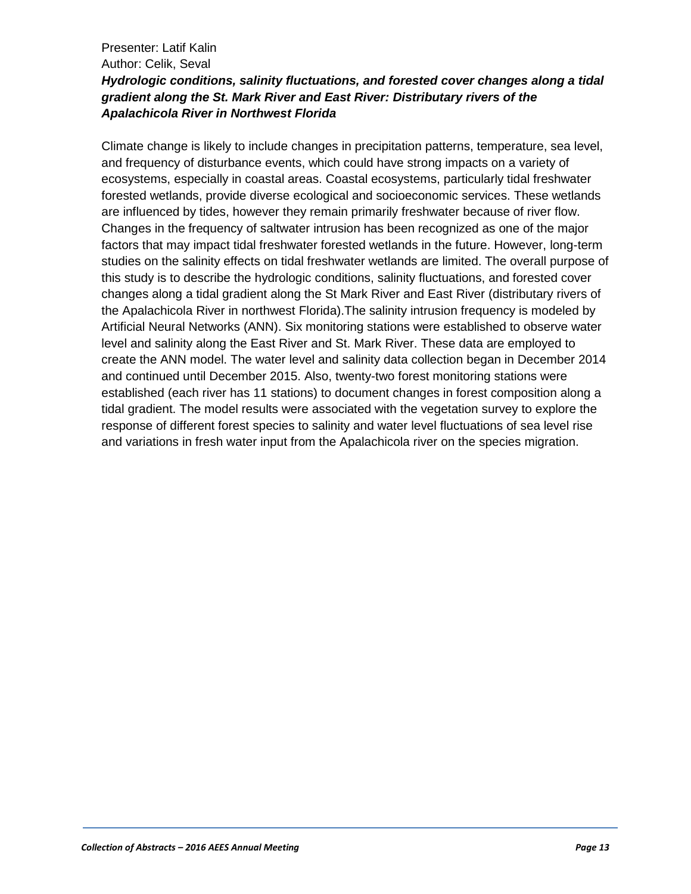Presenter: Latif Kalin
Author: Celik, Seval

***Hydrologic conditions, salinity fluctuations, and forested cover changes along a tidal gradient along the St. Mark River and East River: Distributary rivers of the Apalachicola River in Northwest Florida***

Climate change is likely to include changes in precipitation patterns, temperature, sea level, and frequency of disturbance events, which could have strong impacts on a variety of ecosystems, especially in coastal areas. Coastal ecosystems, particularly tidal freshwater forested wetlands, provide diverse ecological and socioeconomic services. These wetlands are influenced by tides, however they remain primarily freshwater because of river flow. Changes in the frequency of saltwater intrusion has been recognized as one of the major factors that may impact tidal freshwater forested wetlands in the future. However, long-term studies on the salinity effects on tidal freshwater wetlands are limited. The overall purpose of this study is to describe the hydrologic conditions, salinity fluctuations, and forested cover changes along a tidal gradient along the St Mark River and East River (distributary rivers of the Apalachicola River in northwest Florida).The salinity intrusion frequency is modeled by Artificial Neural Networks (ANN). Six monitoring stations were established to observe water level and salinity along the East River and St. Mark River. These data are employed to create the ANN model. The water level and salinity data collection began in December 2014 and continued until December 2015. Also, twenty-two forest monitoring stations were established (each river has 11 stations) to document changes in forest composition along a tidal gradient. The model results were associated with the vegetation survey to explore the response of different forest species to salinity and water level fluctuations of sea level rise and variations in fresh water input from the Apalachicola river on the species migration.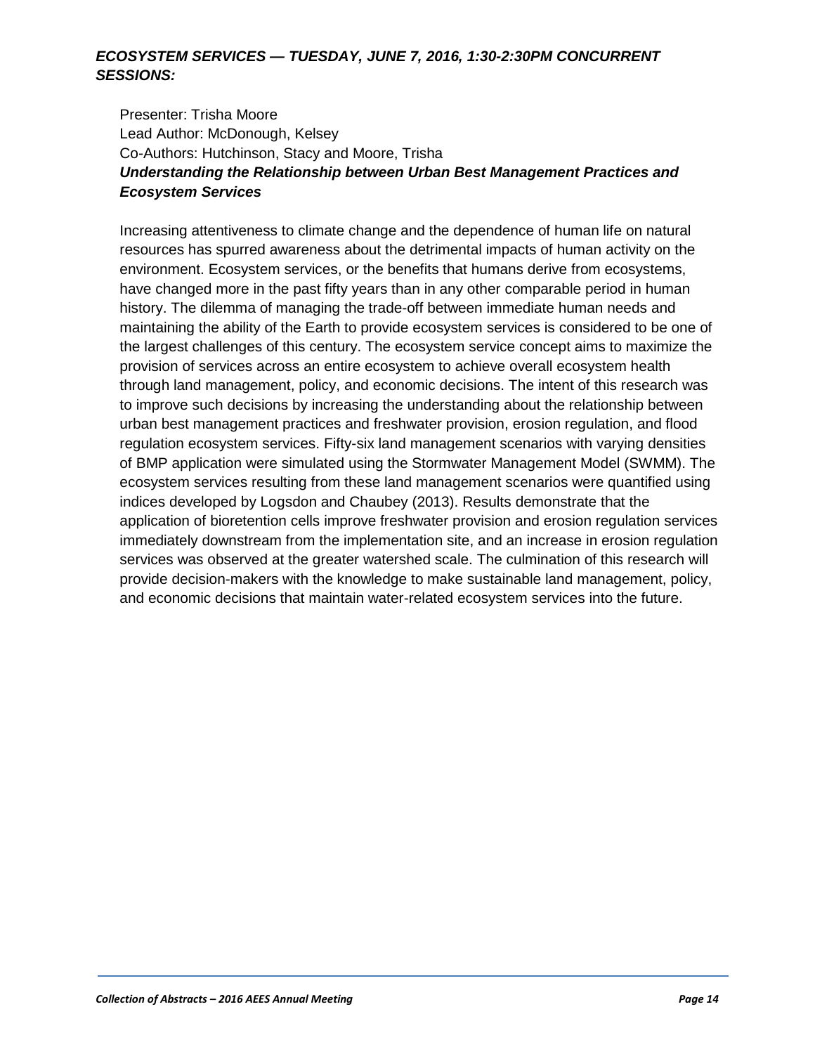***ECOSYSTEM SERVICES — TUESDAY, JUNE 7, 2016, 1:30-2:30PM CONCURRENT SESSIONS:***

Presenter: Trisha Moore
Lead Author: McDonough, Kelsey
Co-Authors: Hutchinson, Stacy and Moore, Trisha

***Understanding the Relationship between Urban Best Management Practices and Ecosystem Services***

Increasing attentiveness to climate change and the dependence of human life on natural resources has spurred awareness about the detrimental impacts of human activity on the environment. Ecosystem services, or the benefits that humans derive from ecosystems, have changed more in the past fifty years than in any other comparable period in human history. The dilemma of managing the trade-off between immediate human needs and maintaining the ability of the Earth to provide ecosystem services is considered to be one of the largest challenges of this century. The ecosystem service concept aims to maximize the provision of services across an entire ecosystem to achieve overall ecosystem health through land management, policy, and economic decisions. The intent of this research was to improve such decisions by increasing the understanding about the relationship between urban best management practices and freshwater provision, erosion regulation, and flood regulation ecosystem services. Fifty-six land management scenarios with varying densities of BMP application were simulated using the Stormwater Management Model (SWMM). The ecosystem services resulting from these land management scenarios were quantified using indices developed by Logsdon and Chaubey (2013). Results demonstrate that the application of bioretention cells improve freshwater provision and erosion regulation services immediately downstream from the implementation site, and an increase in erosion regulation services was observed at the greater watershed scale. The culmination of this research will provide decision-makers with the knowledge to make sustainable land management, policy, and economic decisions that maintain water-related ecosystem services into the future.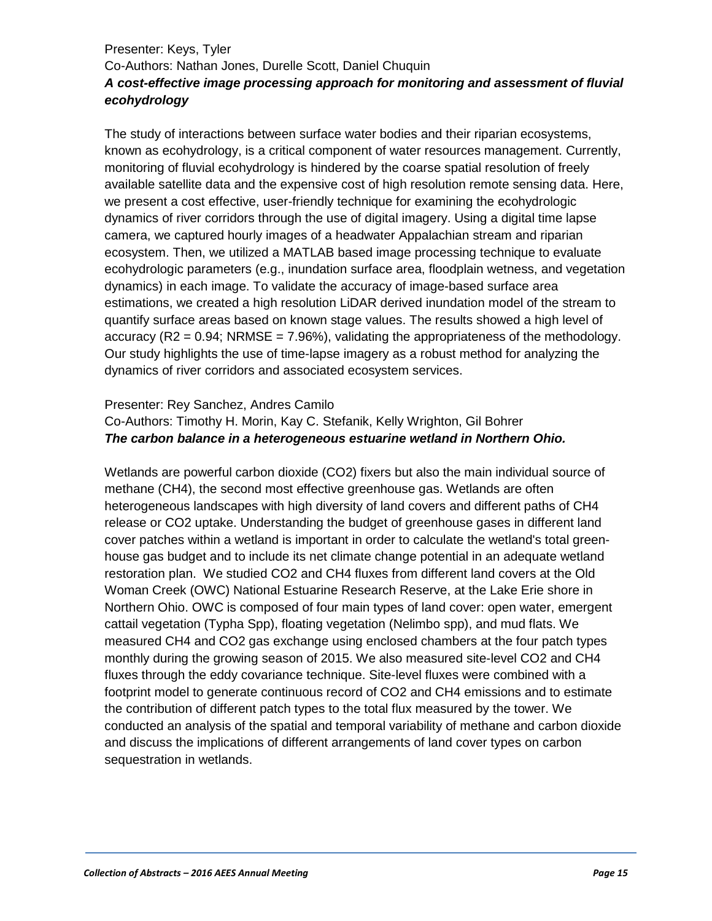Presenter: Keys, Tyler

Co-Authors: Nathan Jones, Durelle Scott, Daniel Chuquin

***A cost-effective image processing approach for monitoring and assessment of fluvial ecohydrology***

The study of interactions between surface water bodies and their riparian ecosystems, known as ecohydrology, is a critical component of water resources management. Currently, monitoring of fluvial ecohydrology is hindered by the coarse spatial resolution of freely available satellite data and the expensive cost of high resolution remote sensing data. Here, we present a cost effective, user-friendly technique for examining the ecohydrologic dynamics of river corridors through the use of digital imagery. Using a digital time lapse camera, we captured hourly images of a headwater Appalachian stream and riparian ecosystem. Then, we utilized a MATLAB based image processing technique to evaluate ecohydrologic parameters (e.g., inundation surface area, floodplain wetness, and vegetation dynamics) in each image. To validate the accuracy of image-based surface area estimations, we created a high resolution LiDAR derived inundation model of the stream to quantify surface areas based on known stage values. The results showed a high level of accuracy ($R2 = 0.94$; NRMSE = 7.96%), validating the appropriateness of the methodology. Our study highlights the use of time-lapse imagery as a robust method for analyzing the dynamics of river corridors and associated ecosystem services.

Presenter: Rey Sanchez, Andres Camilo

Co-Authors: Timothy H. Morin, Kay C. Stefanik, Kelly Wrighton, Gil Bohrer

***The carbon balance in a heterogeneous estuarine wetland in Northern Ohio.***

Wetlands are powerful carbon dioxide (CO2) fixers but also the main individual source of methane (CH4), the second most effective greenhouse gas. Wetlands are often heterogeneous landscapes with high diversity of land covers and different paths of CH4 release or CO2 uptake. Understanding the budget of greenhouse gases in different land cover patches within a wetland is important in order to calculate the wetland's total green-house gas budget and to include its net climate change potential in an adequate wetland restoration plan. We studied CO2 and CH4 fluxes from different land covers at the Old Woman Creek (OWC) National Estuarine Research Reserve, at the Lake Erie shore in Northern Ohio. OWC is composed of four main types of land cover: open water, emergent cattail vegetation (Typha Spp), floating vegetation (Nelimbo spp), and mud flats. We measured CH4 and CO2 gas exchange using enclosed chambers at the four patch types monthly during the growing season of 2015. We also measured site-level CO2 and CH4 fluxes through the eddy covariance technique. Site-level fluxes were combined with a footprint model to generate continuous record of CO2 and CH4 emissions and to estimate the contribution of different patch types to the total flux measured by the tower. We conducted an analysis of the spatial and temporal variability of methane and carbon dioxide and discuss the implications of different arrangements of land cover types on carbon sequestration in wetlands.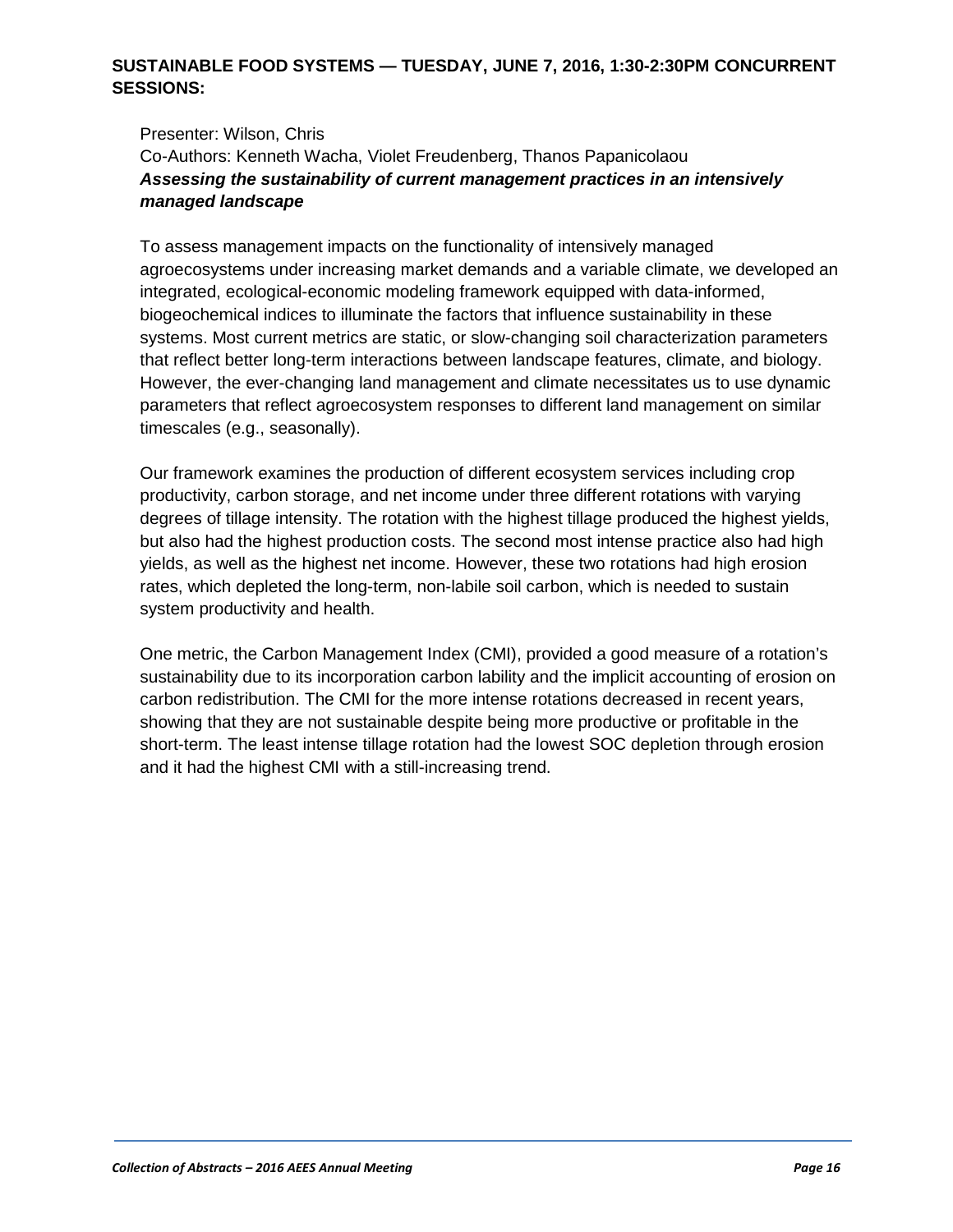## SUSTAINABLE FOOD SYSTEMS — TUESDAY, JUNE 7, 2016, 1:30-2:30PM CONCURRENT SESSIONS:

Presenter: Wilson, Chris
Co-Authors: Kenneth Wacha, Violet Freudenberg, Thanos Papanicolaou
***Assessing the sustainability of current management practices in an intensively managed landscape***

To assess management impacts on the functionality of intensively managed agroecosystems under increasing market demands and a variable climate, we developed an integrated, ecological-economic modeling framework equipped with data-informed, biogeochemical indices to illuminate the factors that influence sustainability in these systems. Most current metrics are static, or slow-changing soil characterization parameters that reflect better long-term interactions between landscape features, climate, and biology. However, the ever-changing land management and climate necessitates us to use dynamic parameters that reflect agroecosystem responses to different land management on similar timescales (e.g., seasonally).

Our framework examines the production of different ecosystem services including crop productivity, carbon storage, and net income under three different rotations with varying degrees of tillage intensity. The rotation with the highest tillage produced the highest yields, but also had the highest production costs. The second most intense practice also had high yields, as well as the highest net income. However, these two rotations had high erosion rates, which depleted the long-term, non-labile soil carbon, which is needed to sustain system productivity and health.

One metric, the Carbon Management Index (CMI), provided a good measure of a rotation's sustainability due to its incorporation carbon lability and the implicit accounting of erosion on carbon redistribution. The CMI for the more intense rotations decreased in recent years, showing that they are not sustainable despite being more productive or profitable in the short-term. The least intense tillage rotation had the lowest SOC depletion through erosion and it had the highest CMI with a still-increasing trend.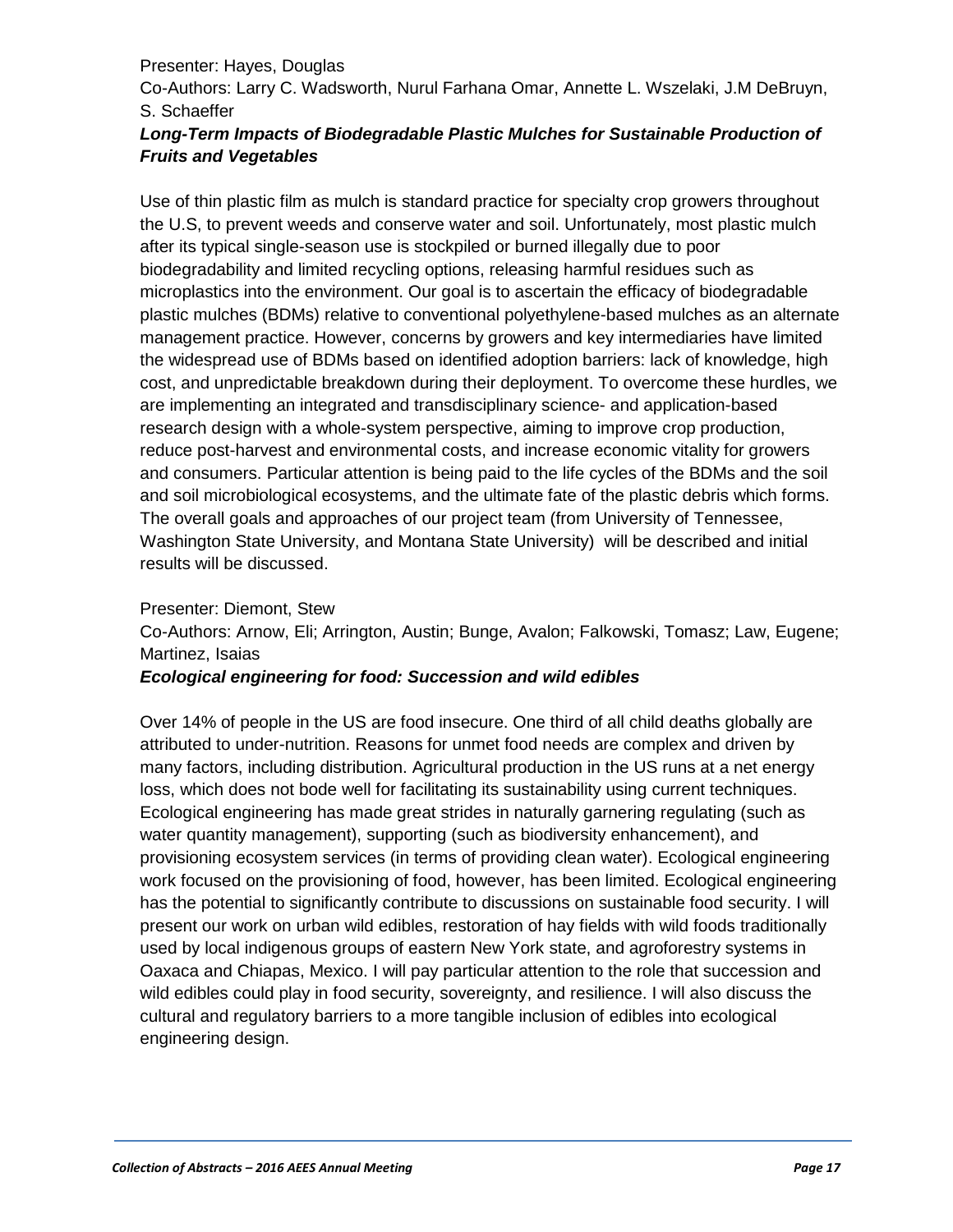Presenter: Hayes, Douglas

Co-Authors: Larry C. Wadsworth, Nurul Farhana Omar, Annette L. Wszelaki, J.M DeBruyn, S. Schaeffer

***Long-Term Impacts of Biodegradable Plastic Mulches for Sustainable Production of Fruits and Vegetables***

Use of thin plastic film as mulch is standard practice for specialty crop growers throughout the U.S, to prevent weeds and conserve water and soil. Unfortunately, most plastic mulch after its typical single-season use is stockpiled or burned illegally due to poor biodegradability and limited recycling options, releasing harmful residues such as microplastics into the environment. Our goal is to ascertain the efficacy of biodegradable plastic mulches (BDMs) relative to conventional polyethylene-based mulches as an alternate management practice. However, concerns by growers and key intermediaries have limited the widespread use of BDMs based on identified adoption barriers: lack of knowledge, high cost, and unpredictable breakdown during their deployment. To overcome these hurdles, we are implementing an integrated and transdisciplinary science- and application-based research design with a whole-system perspective, aiming to improve crop production, reduce post-harvest and environmental costs, and increase economic vitality for growers and consumers. Particular attention is being paid to the life cycles of the BDMs and the soil and soil microbiological ecosystems, and the ultimate fate of the plastic debris which forms. The overall goals and approaches of our project team (from University of Tennessee, Washington State University, and Montana State University) will be described and initial results will be discussed.

Presenter: Diemont, Stew

Co-Authors: Arnow, Eli; Arrington, Austin; Bunge, Avalon; Falkowski, Tomasz; Law, Eugene; Martinez, Isaias

***Ecological engineering for food: Succession and wild edibles***

Over 14% of people in the US are food insecure. One third of all child deaths globally are attributed to under-nutrition. Reasons for unmet food needs are complex and driven by many factors, including distribution. Agricultural production in the US runs at a net energy loss, which does not bode well for facilitating its sustainability using current techniques. Ecological engineering has made great strides in naturally garnering regulating (such as water quantity management), supporting (such as biodiversity enhancement), and provisioning ecosystem services (in terms of providing clean water). Ecological engineering work focused on the provisioning of food, however, has been limited. Ecological engineering has the potential to significantly contribute to discussions on sustainable food security. I will present our work on urban wild edibles, restoration of hay fields with wild foods traditionally used by local indigenous groups of eastern New York state, and agroforestry systems in Oaxaca and Chiapas, Mexico. I will pay particular attention to the role that succession and wild edibles could play in food security, sovereignty, and resilience. I will also discuss the cultural and regulatory barriers to a more tangible inclusion of edibles into ecological engineering design.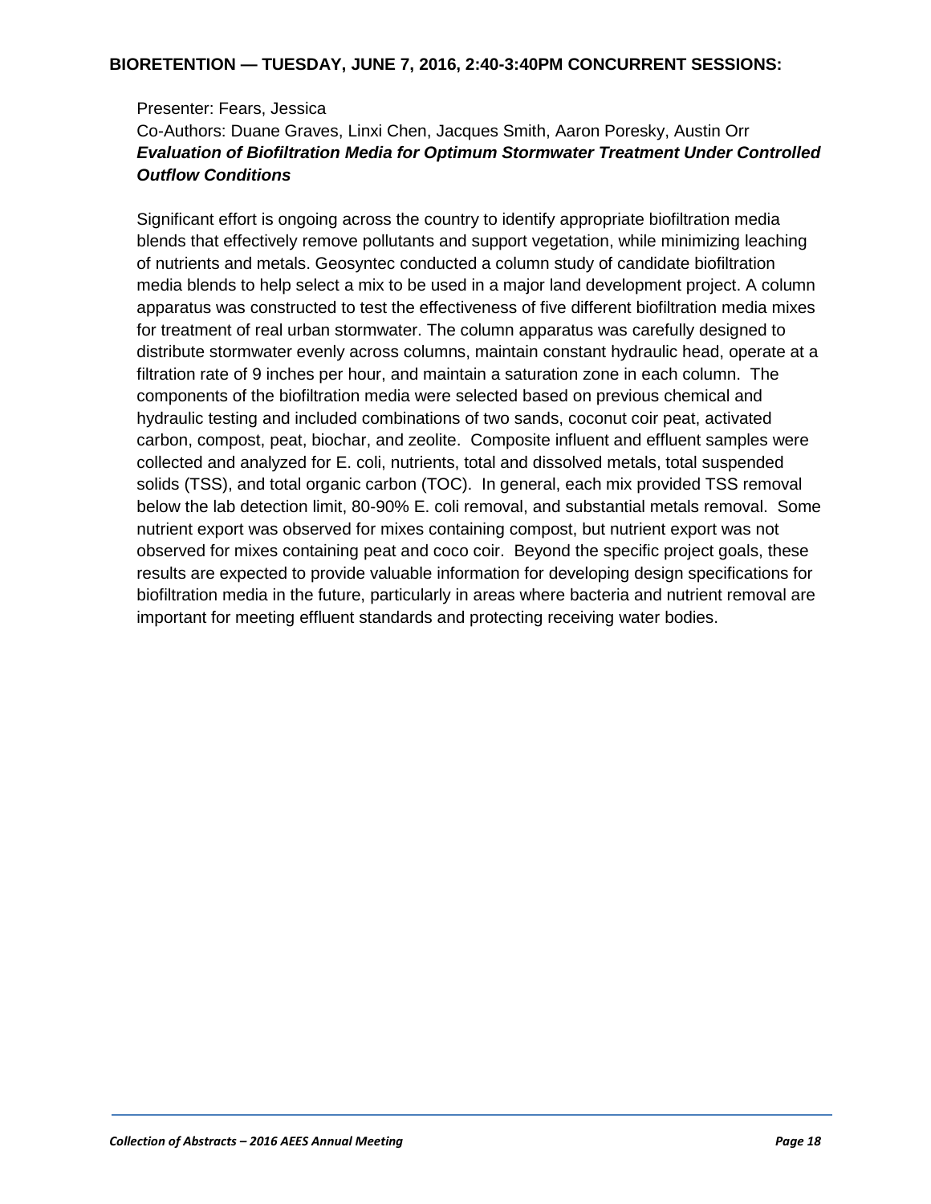**BIORETENTION — TUESDAY, JUNE 7, 2016, 2:40-3:40PM CONCURRENT SESSIONS:**

Presenter: Fears, Jessica

Co-Authors: Duane Graves, Linxi Chen, Jacques Smith, Aaron Poresky, Austin Orr

***Evaluation of Biofiltration Media for Optimum Stormwater Treatment Under Controlled Outflow Conditions***

Significant effort is ongoing across the country to identify appropriate biofiltration media blends that effectively remove pollutants and support vegetation, while minimizing leaching of nutrients and metals. Geosyntec conducted a column study of candidate biofiltration media blends to help select a mix to be used in a major land development project. A column apparatus was constructed to test the effectiveness of five different biofiltration media mixes for treatment of real urban stormwater. The column apparatus was carefully designed to distribute stormwater evenly across columns, maintain constant hydraulic head, operate at a filtration rate of 9 inches per hour, and maintain a saturation zone in each column. The components of the biofiltration media were selected based on previous chemical and hydraulic testing and included combinations of two sands, coconut coir peat, activated carbon, compost, peat, biochar, and zeolite. Composite influent and effluent samples were collected and analyzed for E. coli, nutrients, total and dissolved metals, total suspended solids (TSS), and total organic carbon (TOC). In general, each mix provided TSS removal below the lab detection limit, 80-90% E. coli removal, and substantial metals removal. Some nutrient export was observed for mixes containing compost, but nutrient export was not observed for mixes containing peat and coco coir. Beyond the specific project goals, these results are expected to provide valuable information for developing design specifications for biofiltration media in the future, particularly in areas where bacteria and nutrient removal are important for meeting effluent standards and protecting receiving water bodies.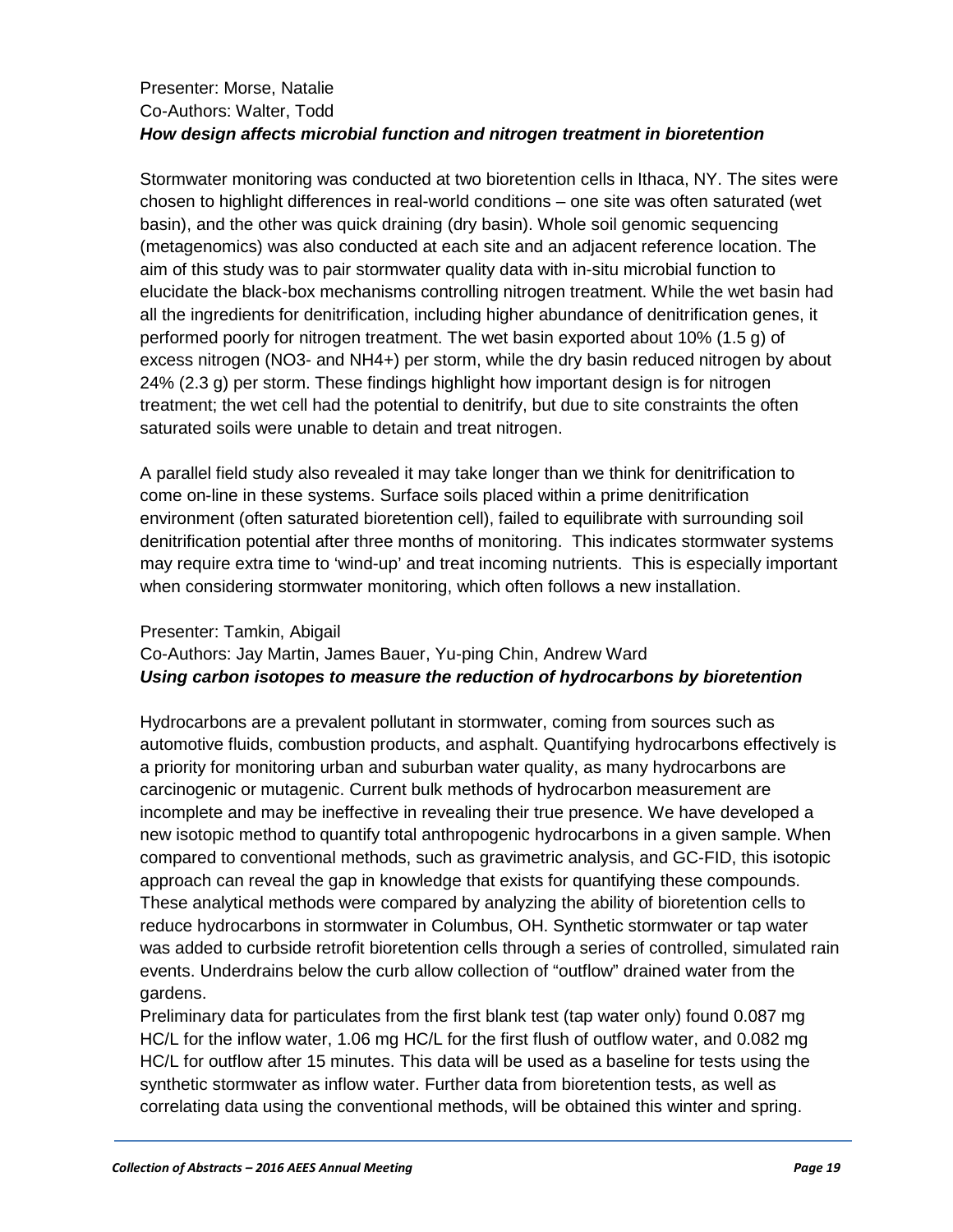Presenter: Morse, Natalie
Co-Authors: Walter, Todd
***How design affects microbial function and nitrogen treatment in bioretention***

Stormwater monitoring was conducted at two bioretention cells in Ithaca, NY. The sites were chosen to highlight differences in real-world conditions – one site was often saturated (wet basin), and the other was quick draining (dry basin). Whole soil genomic sequencing (metagenomics) was also conducted at each site and an adjacent reference location. The aim of this study was to pair stormwater quality data with in-situ microbial function to elucidate the black-box mechanisms controlling nitrogen treatment. While the wet basin had all the ingredients for denitrification, including higher abundance of denitrification genes, it performed poorly for nitrogen treatment. The wet basin exported about 10% (1.5 g) of excess nitrogen ($NO_3^-$ and $NH_4^+$) per storm, while the dry basin reduced nitrogen by about 24% (2.3 g) per storm. These findings highlight how important design is for nitrogen treatment; the wet cell had the potential to denitrify, but due to site constraints the often saturated soils were unable to detain and treat nitrogen.

A parallel field study also revealed it may take longer than we think for denitrification to come on-line in these systems. Surface soils placed within a prime denitrification environment (often saturated bioretention cell), failed to equilibrate with surrounding soil denitrification potential after three months of monitoring. This indicates stormwater systems may require extra time to 'wind-up' and treat incoming nutrients. This is especially important when considering stormwater monitoring, which often follows a new installation.

Presenter: Tamkin, Abigail
Co-Authors: Jay Martin, James Bauer, Yu-ping Chin, Andrew Ward
***Using carbon isotopes to measure the reduction of hydrocarbons by bioretention***

Hydrocarbons are a prevalent pollutant in stormwater, coming from sources such as automotive fluids, combustion products, and asphalt. Quantifying hydrocarbons effectively is a priority for monitoring urban and suburban water quality, as many hydrocarbons are carcinogenic or mutagenic. Current bulk methods of hydrocarbon measurement are incomplete and may be ineffective in revealing their true presence. We have developed a new isotopic method to quantify total anthropogenic hydrocarbons in a given sample. When compared to conventional methods, such as gravimetric analysis, and GC-FID, this isotopic approach can reveal the gap in knowledge that exists for quantifying these compounds. These analytical methods were compared by analyzing the ability of bioretention cells to reduce hydrocarbons in stormwater in Columbus, OH. Synthetic stormwater or tap water was added to curbside retrofit bioretention cells through a series of controlled, simulated rain events. Underdrains below the curb allow collection of "outflow" drained water from the gardens.

Preliminary data for particulates from the first blank test (tap water only) found 0.087 mg HC/L for the inflow water, 1.06 mg HC/L for the first flush of outflow water, and 0.082 mg HC/L for outflow after 15 minutes. This data will be used as a baseline for tests using the synthetic stormwater as inflow water. Further data from bioretention tests, as well as correlating data using the conventional methods, will be obtained this winter and spring.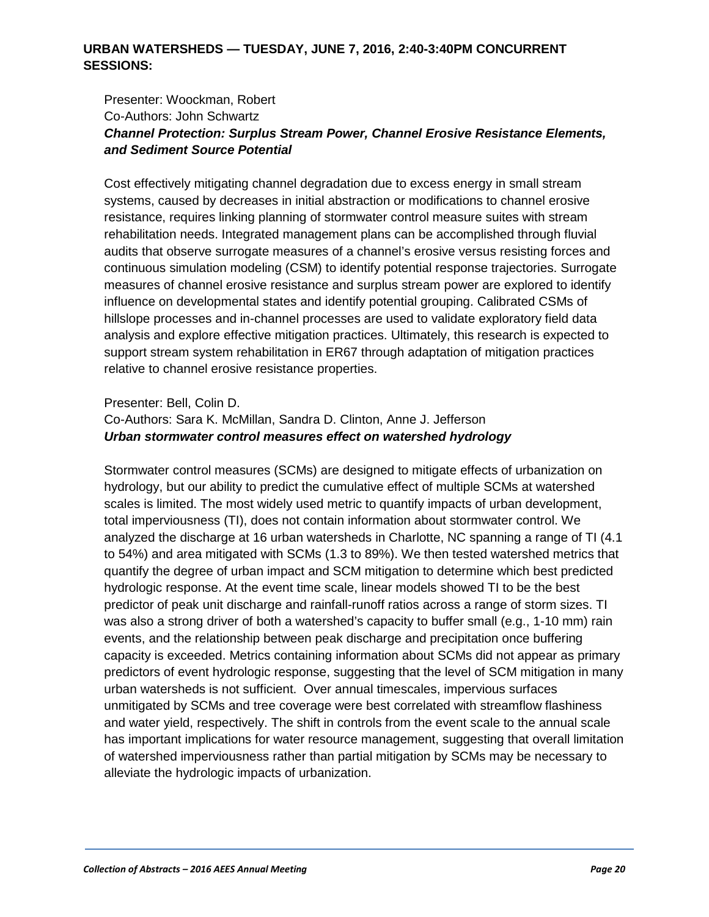## URBAN WATERSHEDS — TUESDAY, JUNE 7, 2016, 2:40-3:40PM CONCURRENT SESSIONS:

Presenter: Woockman, Robert
Co-Authors: John Schwartz
***Channel Protection: Surplus Stream Power, Channel Erosive Resistance Elements, and Sediment Source Potential***

Cost effectively mitigating channel degradation due to excess energy in small stream systems, caused by decreases in initial abstraction or modifications to channel erosive resistance, requires linking planning of stormwater control measure suites with stream rehabilitation needs. Integrated management plans can be accomplished through fluvial audits that observe surrogate measures of a channel's erosive versus resisting forces and continuous simulation modeling (CSM) to identify potential response trajectories. Surrogate measures of channel erosive resistance and surplus stream power are explored to identify influence on developmental states and identify potential grouping. Calibrated CSMs of hillslope processes and in-channel processes are used to validate exploratory field data analysis and explore effective mitigation practices. Ultimately, this research is expected to support stream system rehabilitation in ER67 through adaptation of mitigation practices relative to channel erosive resistance properties.

Presenter: Bell, Colin D.
Co-Authors: Sara K. McMillan, Sandra D. Clinton, Anne J. Jefferson
***Urban stormwater control measures effect on watershed hydrology***

Stormwater control measures (SCMs) are designed to mitigate effects of urbanization on hydrology, but our ability to predict the cumulative effect of multiple SCMs at watershed scales is limited. The most widely used metric to quantify impacts of urban development, total imperviousness (TI), does not contain information about stormwater control. We analyzed the discharge at 16 urban watersheds in Charlotte, NC spanning a range of TI (4.1 to 54%) and area mitigated with SCMs (1.3 to 89%). We then tested watershed metrics that quantify the degree of urban impact and SCM mitigation to determine which best predicted hydrologic response. At the event time scale, linear models showed TI to be the best predictor of peak unit discharge and rainfall-runoff ratios across a range of storm sizes. TI was also a strong driver of both a watershed's capacity to buffer small (e.g., 1-10 mm) rain events, and the relationship between peak discharge and precipitation once buffering capacity is exceeded. Metrics containing information about SCMs did not appear as primary predictors of event hydrologic response, suggesting that the level of SCM mitigation in many urban watersheds is not sufficient. Over annual timescales, impervious surfaces unmitigated by SCMs and tree coverage were best correlated with streamflow flashiness and water yield, respectively. The shift in controls from the event scale to the annual scale has important implications for water resource management, suggesting that overall limitation of watershed imperviousness rather than partial mitigation by SCMs may be necessary to alleviate the hydrologic impacts of urbanization.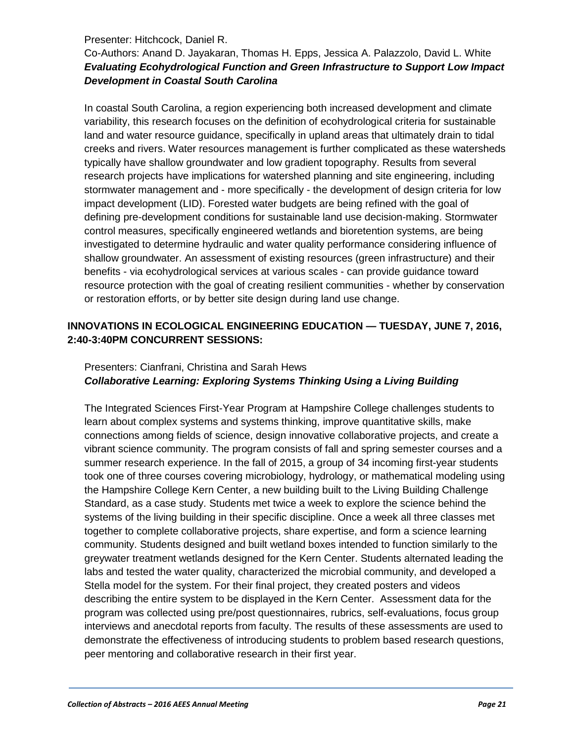Presenter: Hitchcock, Daniel R.
Co-Authors: Anand D. Jayakaran, Thomas H. Epps, Jessica A. Palazzolo, David L. White
***Evaluating Ecohydrological Function and Green Infrastructure to Support Low Impact Development in Coastal South Carolina***

In coastal South Carolina, a region experiencing both increased development and climate variability, this research focuses on the definition of ecohydrological criteria for sustainable land and water resource guidance, specifically in upland areas that ultimately drain to tidal creeks and rivers. Water resources management is further complicated as these watersheds typically have shallow groundwater and low gradient topography. Results from several research projects have implications for watershed planning and site engineering, including stormwater management and - more specifically - the development of design criteria for low impact development (LID). Forested water budgets are being refined with the goal of defining pre-development conditions for sustainable land use decision-making. Stormwater control measures, specifically engineered wetlands and bioretention systems, are being investigated to determine hydraulic and water quality performance considering influence of shallow groundwater. An assessment of existing resources (green infrastructure) and their benefits - via ecohydrological services at various scales - can provide guidance toward resource protection with the goal of creating resilient communities - whether by conservation or restoration efforts, or by better site design during land use change.

## INNOVATIONS IN ECOLOGICAL ENGINEERING EDUCATION — TUESDAY, JUNE 7, 2016, 2:40-3:40PM CONCURRENT SESSIONS:

Presenters: Cianfrani, Christina and Sarah Hews
***Collaborative Learning: Exploring Systems Thinking Using a Living Building***

The Integrated Sciences First-Year Program at Hampshire College challenges students to learn about complex systems and systems thinking, improve quantitative skills, make connections among fields of science, design innovative collaborative projects, and create a vibrant science community. The program consists of fall and spring semester courses and a summer research experience. In the fall of 2015, a group of 34 incoming first-year students took one of three courses covering microbiology, hydrology, or mathematical modeling using the Hampshire College Kern Center, a new building built to the Living Building Challenge Standard, as a case study. Students met twice a week to explore the science behind the systems of the living building in their specific discipline. Once a week all three classes met together to complete collaborative projects, share expertise, and form a science learning community. Students designed and built wetland boxes intended to function similarly to the greywater treatment wetlands designed for the Kern Center. Students alternated leading the labs and tested the water quality, characterized the microbial community, and developed a Stella model for the system. For their final project, they created posters and videos describing the entire system to be displayed in the Kern Center. Assessment data for the program was collected using pre/post questionnaires, rubrics, self-evaluations, focus group interviews and anecdotal reports from faculty. The results of these assessments are used to demonstrate the effectiveness of introducing students to problem based research questions, peer mentoring and collaborative research in their first year.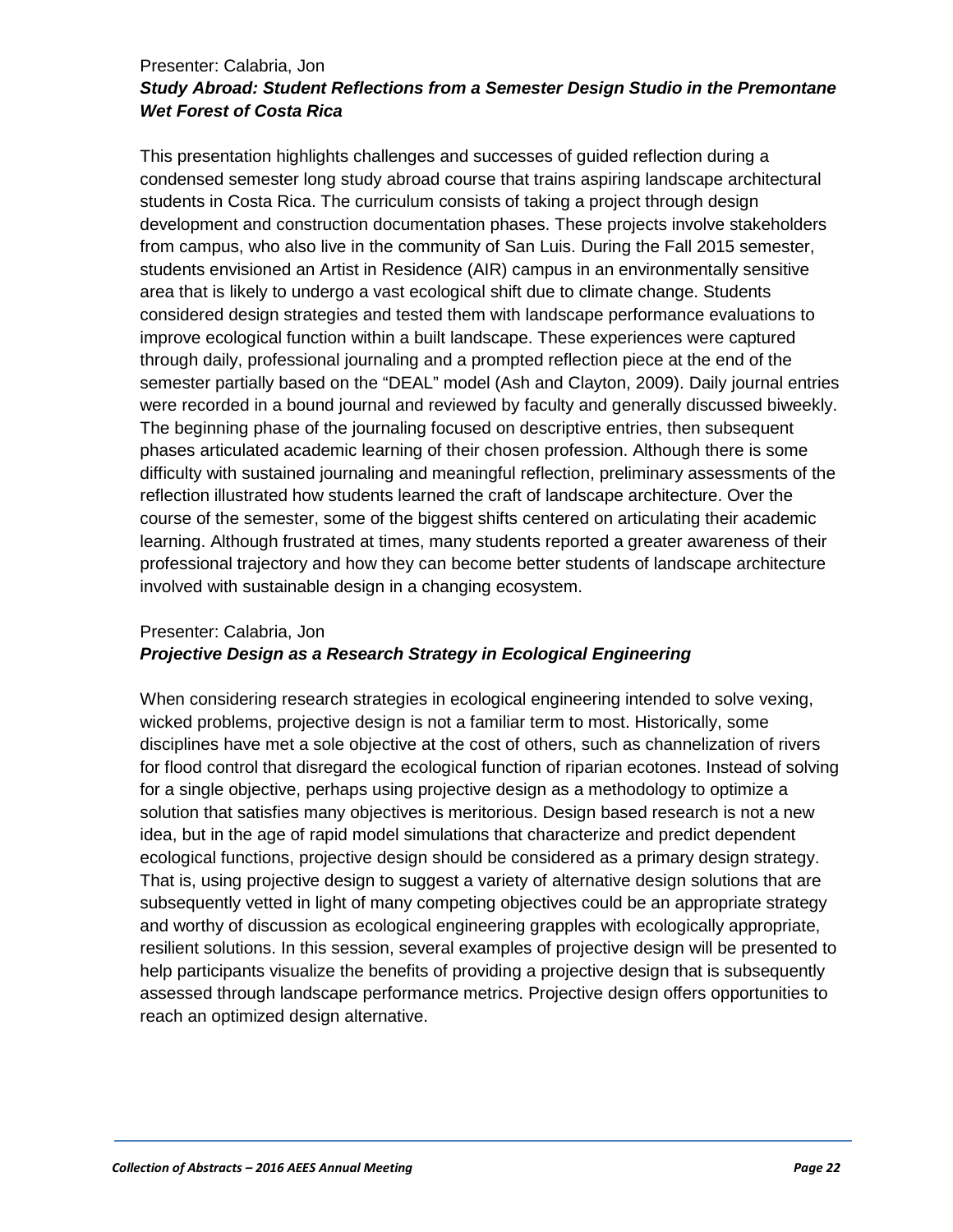Presenter: Calabria, Jon

***Study Abroad: Student Reflections from a Semester Design Studio in the Premontane Wet Forest of Costa Rica***

This presentation highlights challenges and successes of guided reflection during a condensed semester long study abroad course that trains aspiring landscape architectural students in Costa Rica. The curriculum consists of taking a project through design development and construction documentation phases. These projects involve stakeholders from campus, who also live in the community of San Luis. During the Fall 2015 semester, students envisioned an Artist in Residence (AIR) campus in an environmentally sensitive area that is likely to undergo a vast ecological shift due to climate change. Students considered design strategies and tested them with landscape performance evaluations to improve ecological function within a built landscape. These experiences were captured through daily, professional journaling and a prompted reflection piece at the end of the semester partially based on the "DEAL" model (Ash and Clayton, 2009). Daily journal entries were recorded in a bound journal and reviewed by faculty and generally discussed biweekly. The beginning phase of the journaling focused on descriptive entries, then subsequent phases articulated academic learning of their chosen profession. Although there is some difficulty with sustained journaling and meaningful reflection, preliminary assessments of the reflection illustrated how students learned the craft of landscape architecture. Over the course of the semester, some of the biggest shifts centered on articulating their academic learning. Although frustrated at times, many students reported a greater awareness of their professional trajectory and how they can become better students of landscape architecture involved with sustainable design in a changing ecosystem.

Presenter: Calabria, Jon

***Projective Design as a Research Strategy in Ecological Engineering***

When considering research strategies in ecological engineering intended to solve vexing, wicked problems, projective design is not a familiar term to most. Historically, some disciplines have met a sole objective at the cost of others, such as channelization of rivers for flood control that disregard the ecological function of riparian ecotones. Instead of solving for a single objective, perhaps using projective design as a methodology to optimize a solution that satisfies many objectives is meritorious. Design based research is not a new idea, but in the age of rapid model simulations that characterize and predict dependent ecological functions, projective design should be considered as a primary design strategy. That is, using projective design to suggest a variety of alternative design solutions that are subsequently vetted in light of many competing objectives could be an appropriate strategy and worthy of discussion as ecological engineering grapples with ecologically appropriate, resilient solutions. In this session, several examples of projective design will be presented to help participants visualize the benefits of providing a projective design that is subsequently assessed through landscape performance metrics. Projective design offers opportunities to reach an optimized design alternative.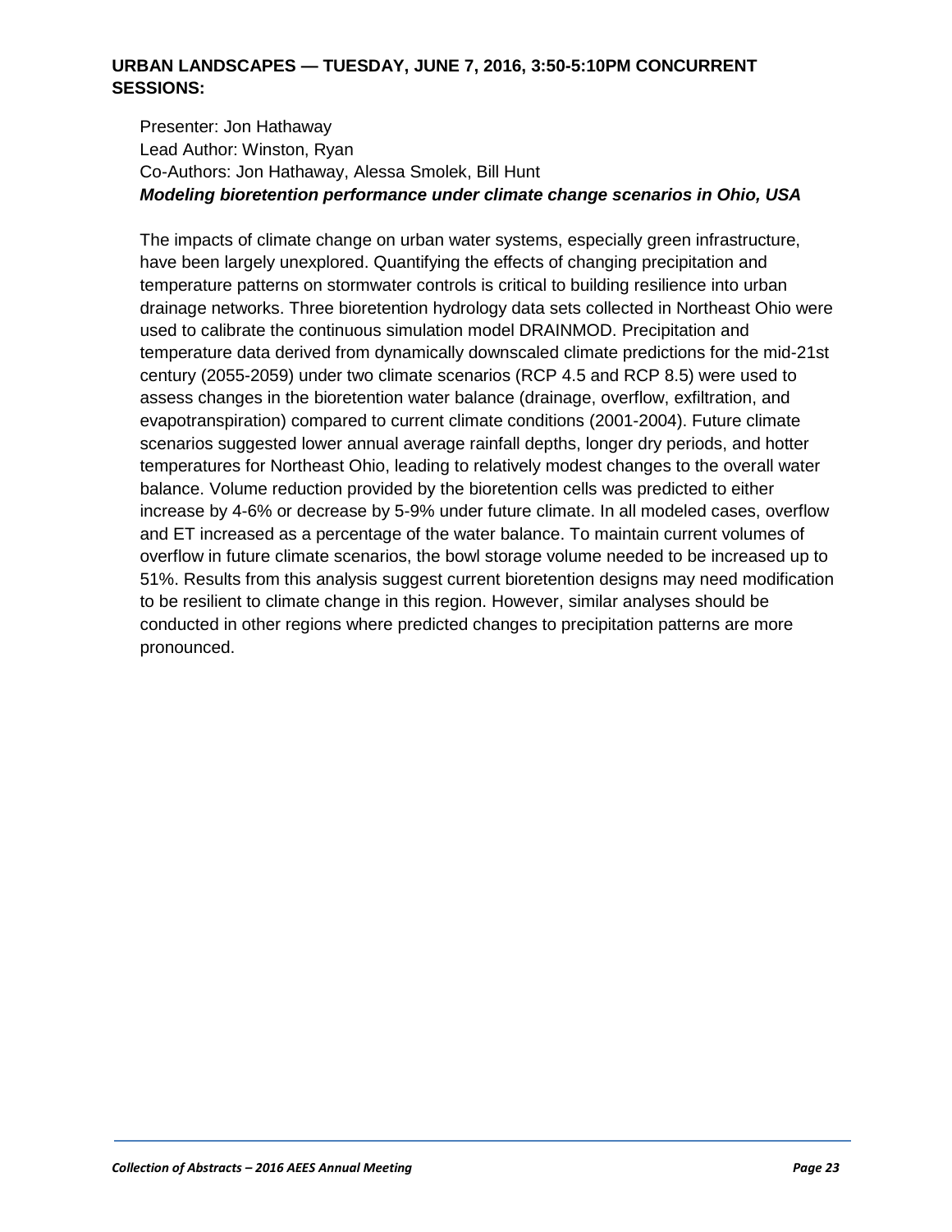## URBAN LANDSCAPES — TUESDAY, JUNE 7, 2016, 3:50-5:10PM CONCURRENT SESSIONS:

Presenter: Jon Hathaway
Lead Author: Winston, Ryan
Co-Authors: Jon Hathaway, Alessa Smolek, Bill Hunt
***Modeling bioretention performance under climate change scenarios in Ohio, USA***

The impacts of climate change on urban water systems, especially green infrastructure, have been largely unexplored. Quantifying the effects of changing precipitation and temperature patterns on stormwater controls is critical to building resilience into urban drainage networks. Three bioretention hydrology data sets collected in Northeast Ohio were used to calibrate the continuous simulation model DRAINMOD. Precipitation and temperature data derived from dynamically downscaled climate predictions for the mid-21st century (2055-2059) under two climate scenarios (RCP 4.5 and RCP 8.5) were used to assess changes in the bioretention water balance (drainage, overflow, exfiltration, and evapotranspiration) compared to current climate conditions (2001-2004). Future climate scenarios suggested lower annual average rainfall depths, longer dry periods, and hotter temperatures for Northeast Ohio, leading to relatively modest changes to the overall water balance. Volume reduction provided by the bioretention cells was predicted to either increase by 4-6% or decrease by 5-9% under future climate. In all modeled cases, overflow and ET increased as a percentage of the water balance. To maintain current volumes of overflow in future climate scenarios, the bowl storage volume needed to be increased up to 51%. Results from this analysis suggest current bioretention designs may need modification to be resilient to climate change in this region. However, similar analyses should be conducted in other regions where predicted changes to precipitation patterns are more pronounced.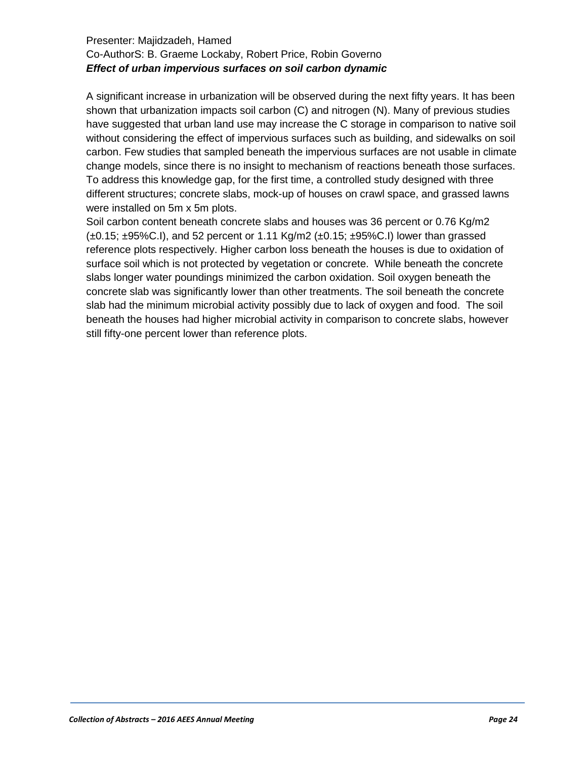Presenter: Majidzadeh, Hamed

Co-AuthorS: B. Graeme Lockaby, Robert Price, Robin Governo

***Effect of urban impervious surfaces on soil carbon dynamic***

A significant increase in urbanization will be observed during the next fifty years. It has been shown that urbanization impacts soil carbon (C) and nitrogen (N). Many of previous studies have suggested that urban land use may increase the C storage in comparison to native soil without considering the effect of impervious surfaces such as building, and sidewalks on soil carbon. Few studies that sampled beneath the impervious surfaces are not usable in climate change models, since there is no insight to mechanism of reactions beneath those surfaces. To address this knowledge gap, for the first time, a controlled study designed with three different structures; concrete slabs, mock-up of houses on crawl space, and grassed lawns were installed on 5m x 5m plots.

Soil carbon content beneath concrete slabs and houses was 36 percent or 0.76 Kg/m2 (±0.15; ±95%C.I), and 52 percent or 1.11 Kg/m2 (±0.15; ±95%C.I) lower than grassed reference plots respectively. Higher carbon loss beneath the houses is due to oxidation of surface soil which is not protected by vegetation or concrete. While beneath the concrete slabs longer water poundings minimized the carbon oxidation. Soil oxygen beneath the concrete slab was significantly lower than other treatments. The soil beneath the concrete slab had the minimum microbial activity possibly due to lack of oxygen and food. The soil beneath the houses had higher microbial activity in comparison to concrete slabs, however still fifty-one percent lower than reference plots.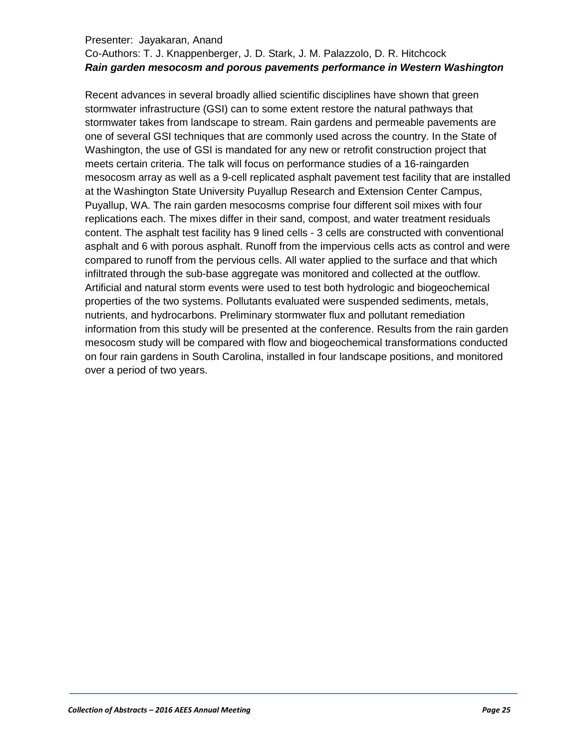Presenter: Jayakaran, Anand

Co-Authors: T. J. Knappenberger, J. D. Stark, J. M. Palazzolo, D. R. Hitchcock

***Rain garden mesocosm and porous pavements performance in Western Washington***

Recent advances in several broadly allied scientific disciplines have shown that green stormwater infrastructure (GSI) can to some extent restore the natural pathways that stormwater takes from landscape to stream. Rain gardens and permeable pavements are one of several GSI techniques that are commonly used across the country. In the State of Washington, the use of GSI is mandated for any new or retrofit construction project that meets certain criteria. The talk will focus on performance studies of a 16-raingarden mesocosm array as well as a 9-cell replicated asphalt pavement test facility that are installed at the Washington State University Puyallup Research and Extension Center Campus, Puyallup, WA. The rain garden mesocosms comprise four different soil mixes with four replications each. The mixes differ in their sand, compost, and water treatment residuals content. The asphalt test facility has 9 lined cells - 3 cells are constructed with conventional asphalt and 6 with porous asphalt. Runoff from the impervious cells acts as control and were compared to runoff from the pervious cells. All water applied to the surface and that which infiltrated through the sub-base aggregate was monitored and collected at the outflow. Artificial and natural storm events were used to test both hydrologic and biogeochemical properties of the two systems. Pollutants evaluated were suspended sediments, metals, nutrients, and hydrocarbons. Preliminary stormwater flux and pollutant remediation information from this study will be presented at the conference. Results from the rain garden mesocosm study will be compared with flow and biogeochemical transformations conducted on four rain gardens in South Carolina, installed in four landscape positions, and monitored over a period of two years.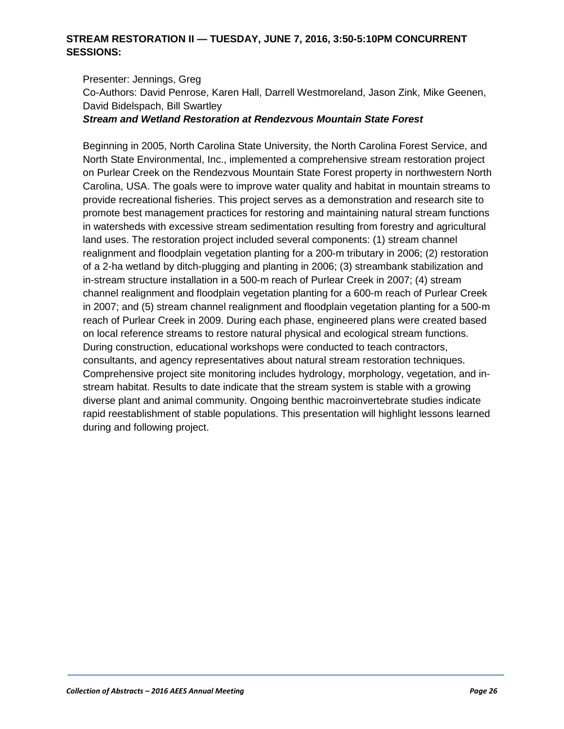## STREAM RESTORATION II — TUESDAY, JUNE 7, 2016, 3:50-5:10PM CONCURRENT SESSIONS:

Presenter: Jennings, Greg
Co-Authors: David Penrose, Karen Hall, Darrell Westmoreland, Jason Zink, Mike Geenen, David Bidelspach, Bill Swartley
***Stream and Wetland Restoration at Rendezvous Mountain State Forest***

Beginning in 2005, North Carolina State University, the North Carolina Forest Service, and North State Environmental, Inc., implemented a comprehensive stream restoration project on Purlear Creek on the Rendezvous Mountain State Forest property in northwestern North Carolina, USA. The goals were to improve water quality and habitat in mountain streams to provide recreational fisheries. This project serves as a demonstration and research site to promote best management practices for restoring and maintaining natural stream functions in watersheds with excessive stream sedimentation resulting from forestry and agricultural land uses. The restoration project included several components: (1) stream channel realignment and floodplain vegetation planting for a 200-m tributary in 2006; (2) restoration of a 2-ha wetland by ditch-plugging and planting in 2006; (3) streambank stabilization and in-stream structure installation in a 500-m reach of Purlear Creek in 2007; (4) stream channel realignment and floodplain vegetation planting for a 600-m reach of Purlear Creek in 2007; and (5) stream channel realignment and floodplain vegetation planting for a 500-m reach of Purlear Creek in 2009. During each phase, engineered plans were created based on local reference streams to restore natural physical and ecological stream functions. During construction, educational workshops were conducted to teach contractors, consultants, and agency representatives about natural stream restoration techniques. Comprehensive project site monitoring includes hydrology, morphology, vegetation, and in-stream habitat. Results to date indicate that the stream system is stable with a growing diverse plant and animal community. Ongoing benthic macroinvertebrate studies indicate rapid reestablishment of stable populations. This presentation will highlight lessons learned during and following project.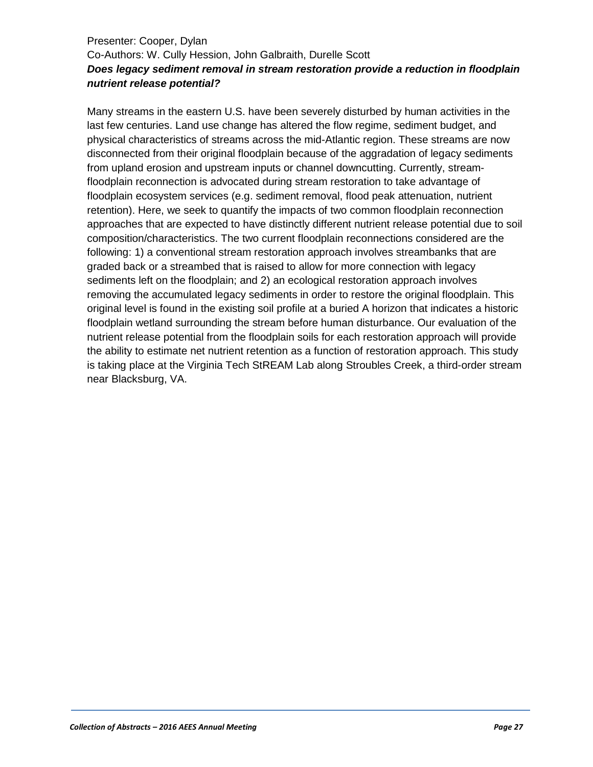Presenter: Cooper, Dylan

Co-Authors: W. Cully Hession, John Galbraith, Durelle Scott

***Does legacy sediment removal in stream restoration provide a reduction in floodplain nutrient release potential?***

Many streams in the eastern U.S. have been severely disturbed by human activities in the last few centuries. Land use change has altered the flow regime, sediment budget, and physical characteristics of streams across the mid-Atlantic region. These streams are now disconnected from their original floodplain because of the aggradation of legacy sediments from upland erosion and upstream inputs or channel downcutting. Currently, stream-floodplain reconnection is advocated during stream restoration to take advantage of floodplain ecosystem services (e.g. sediment removal, flood peak attenuation, nutrient retention). Here, we seek to quantify the impacts of two common floodplain reconnection approaches that are expected to have distinctly different nutrient release potential due to soil composition/characteristics. The two current floodplain reconnections considered are the following: 1) a conventional stream restoration approach involves streambanks that are graded back or a streambed that is raised to allow for more connection with legacy sediments left on the floodplain; and 2) an ecological restoration approach involves removing the accumulated legacy sediments in order to restore the original floodplain. This original level is found in the existing soil profile at a buried A horizon that indicates a historic floodplain wetland surrounding the stream before human disturbance. Our evaluation of the nutrient release potential from the floodplain soils for each restoration approach will provide the ability to estimate net nutrient retention as a function of restoration approach. This study is taking place at the Virginia Tech StREAM Lab along Stroubles Creek, a third-order stream near Blacksburg, VA.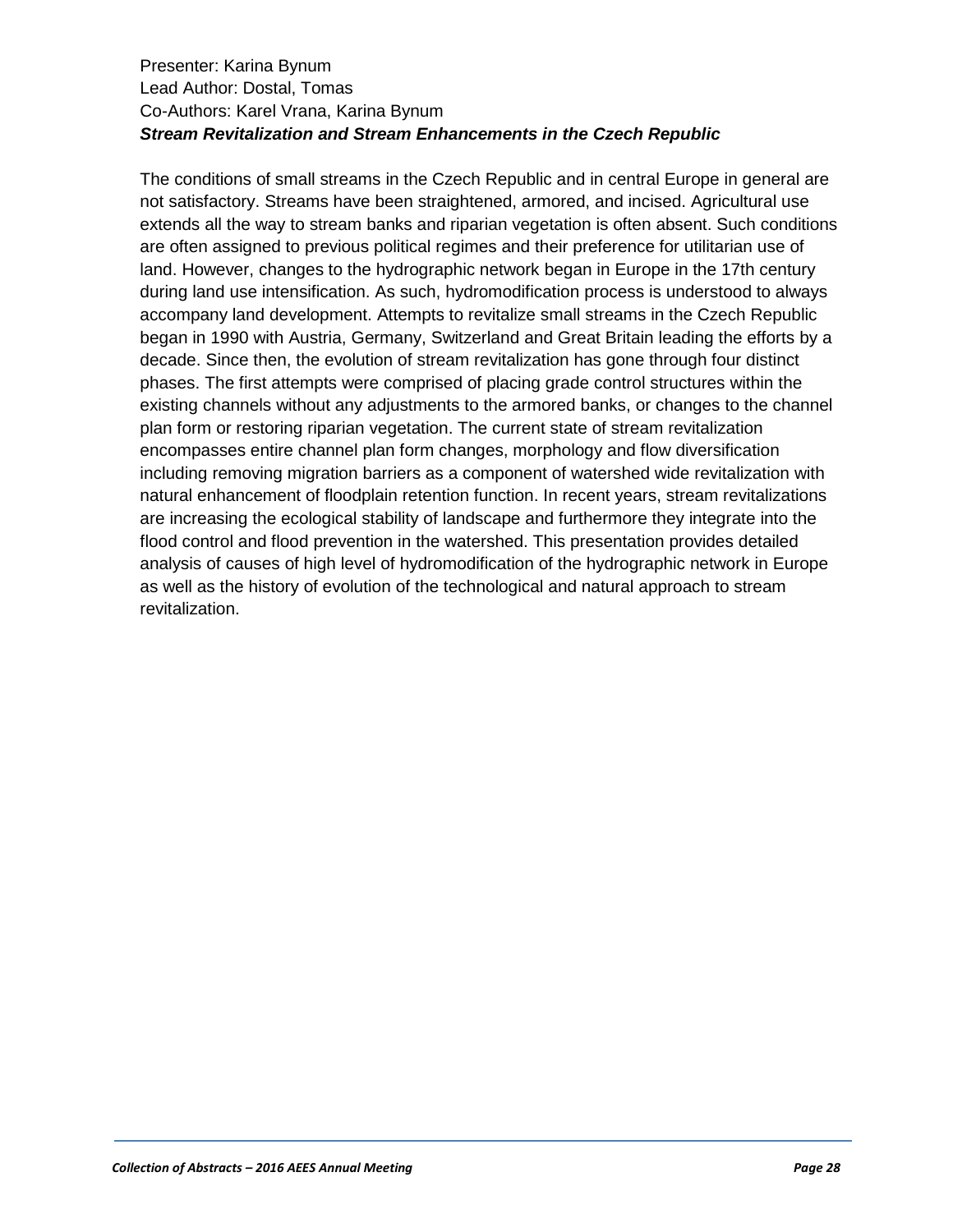Presenter: Karina Bynum
Lead Author: Dostal, Tomas
Co-Authors: Karel Vrana, Karina Bynum

***Stream Revitalization and Stream Enhancements in the Czech Republic***

The conditions of small streams in the Czech Republic and in central Europe in general are not satisfactory. Streams have been straightened, armored, and incised. Agricultural use extends all the way to stream banks and riparian vegetation is often absent. Such conditions are often assigned to previous political regimes and their preference for utilitarian use of land. However, changes to the hydrographic network began in Europe in the 17th century during land use intensification. As such, hydromodification process is understood to always accompany land development. Attempts to revitalize small streams in the Czech Republic began in 1990 with Austria, Germany, Switzerland and Great Britain leading the efforts by a decade. Since then, the evolution of stream revitalization has gone through four distinct phases. The first attempts were comprised of placing grade control structures within the existing channels without any adjustments to the armored banks, or changes to the channel plan form or restoring riparian vegetation. The current state of stream revitalization encompasses entire channel plan form changes, morphology and flow diversification including removing migration barriers as a component of watershed wide revitalization with natural enhancement of floodplain retention function. In recent years, stream revitalizations are increasing the ecological stability of landscape and furthermore they integrate into the flood control and flood prevention in the watershed. This presentation provides detailed analysis of causes of high level of hydromodification of the hydrographic network in Europe as well as the history of evolution of the technological and natural approach to stream revitalization.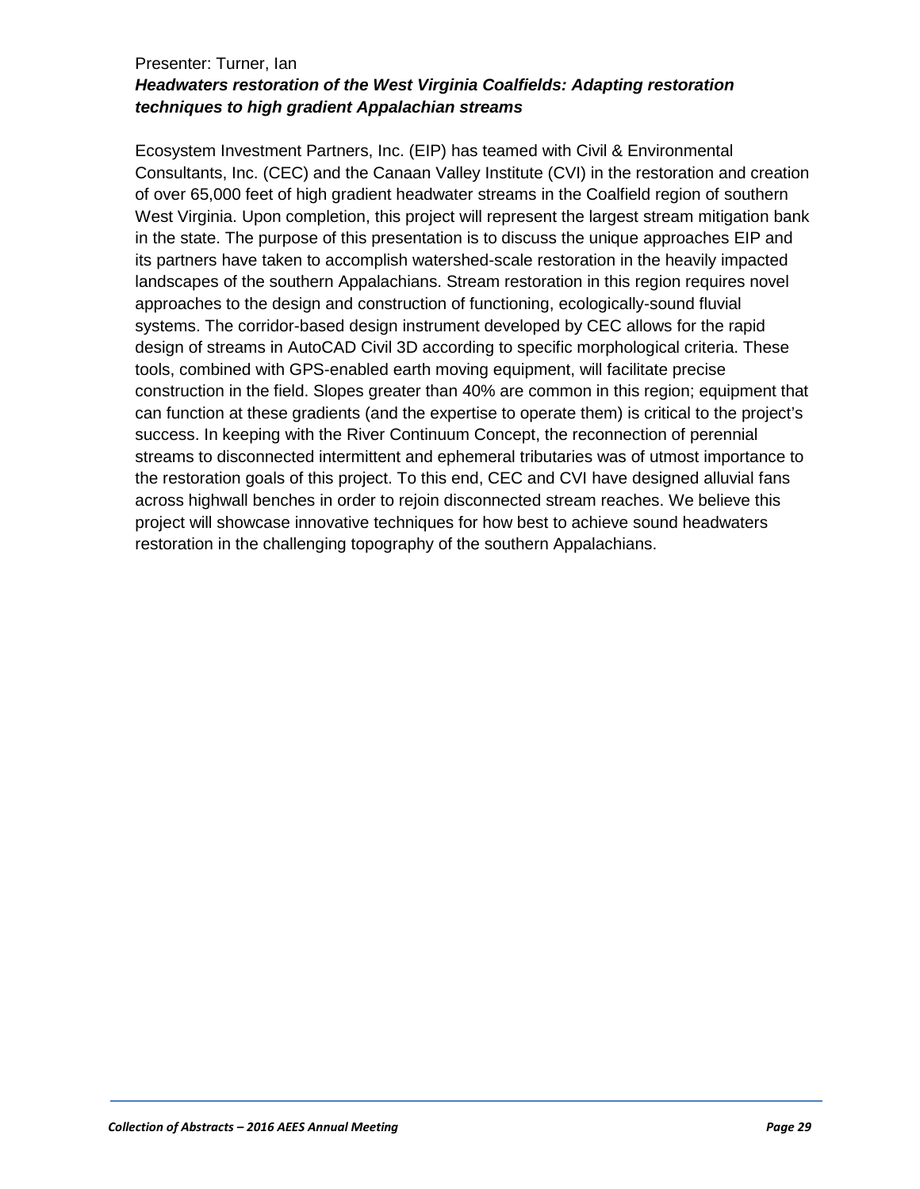Presenter: Turner, Ian

***Headwaters restoration of the West Virginia Coalfields: Adapting restoration techniques to high gradient Appalachian streams***

Ecosystem Investment Partners, Inc. (EIP) has teamed with Civil & Environmental Consultants, Inc. (CEC) and the Canaan Valley Institute (CVI) in the restoration and creation of over 65,000 feet of high gradient headwater streams in the Coalfield region of southern West Virginia. Upon completion, this project will represent the largest stream mitigation bank in the state. The purpose of this presentation is to discuss the unique approaches EIP and its partners have taken to accomplish watershed-scale restoration in the heavily impacted landscapes of the southern Appalachians. Stream restoration in this region requires novel approaches to the design and construction of functioning, ecologically-sound fluvial systems. The corridor-based design instrument developed by CEC allows for the rapid design of streams in AutoCAD Civil 3D according to specific morphological criteria. These tools, combined with GPS-enabled earth moving equipment, will facilitate precise construction in the field. Slopes greater than 40% are common in this region; equipment that can function at these gradients (and the expertise to operate them) is critical to the project's success. In keeping with the River Continuum Concept, the reconnection of perennial streams to disconnected intermittent and ephemeral tributaries was of utmost importance to the restoration goals of this project. To this end, CEC and CVI have designed alluvial fans across highwall benches in order to rejoin disconnected stream reaches. We believe this project will showcase innovative techniques for how best to achieve sound headwaters restoration in the challenging topography of the southern Appalachians.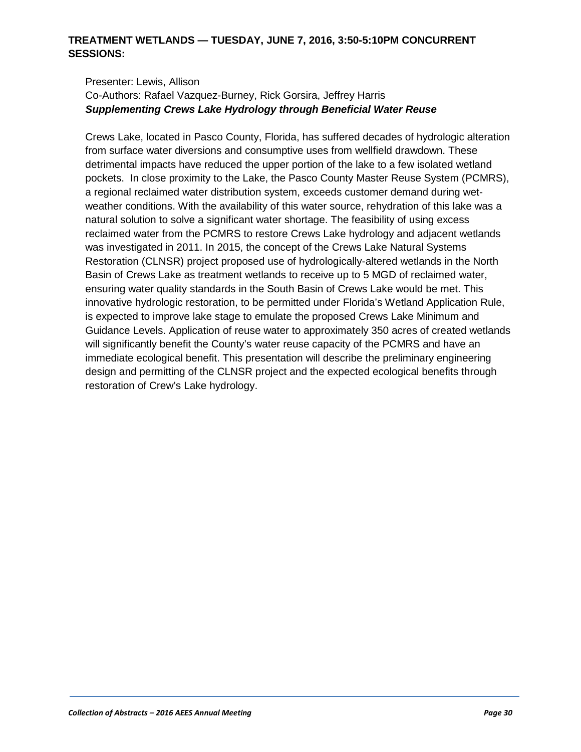## TREATMENT WETLANDS — TUESDAY, JUNE 7, 2016, 3:50-5:10PM CONCURRENT SESSIONS:

Presenter: Lewis, Allison
Co-Authors: Rafael Vazquez-Burney, Rick Gorsira, Jeffrey Harris
***Supplementing Crews Lake Hydrology through Beneficial Water Reuse***

Crews Lake, located in Pasco County, Florida, has suffered decades of hydrologic alteration from surface water diversions and consumptive uses from wellfield drawdown. These detrimental impacts have reduced the upper portion of the lake to a few isolated wetland pockets. In close proximity to the Lake, the Pasco County Master Reuse System (PCMRS), a regional reclaimed water distribution system, exceeds customer demand during wet-weather conditions. With the availability of this water source, rehydration of this lake was a natural solution to solve a significant water shortage. The feasibility of using excess reclaimed water from the PCMRS to restore Crews Lake hydrology and adjacent wetlands was investigated in 2011. In 2015, the concept of the Crews Lake Natural Systems Restoration (CLNSR) project proposed use of hydrologically-altered wetlands in the North Basin of Crews Lake as treatment wetlands to receive up to 5 MGD of reclaimed water, ensuring water quality standards in the South Basin of Crews Lake would be met. This innovative hydrologic restoration, to be permitted under Florida's Wetland Application Rule, is expected to improve lake stage to emulate the proposed Crews Lake Minimum and Guidance Levels. Application of reuse water to approximately 350 acres of created wetlands will significantly benefit the County's water reuse capacity of the PCMRS and have an immediate ecological benefit. This presentation will describe the preliminary engineering design and permitting of the CLNSR project and the expected ecological benefits through restoration of Crew's Lake hydrology.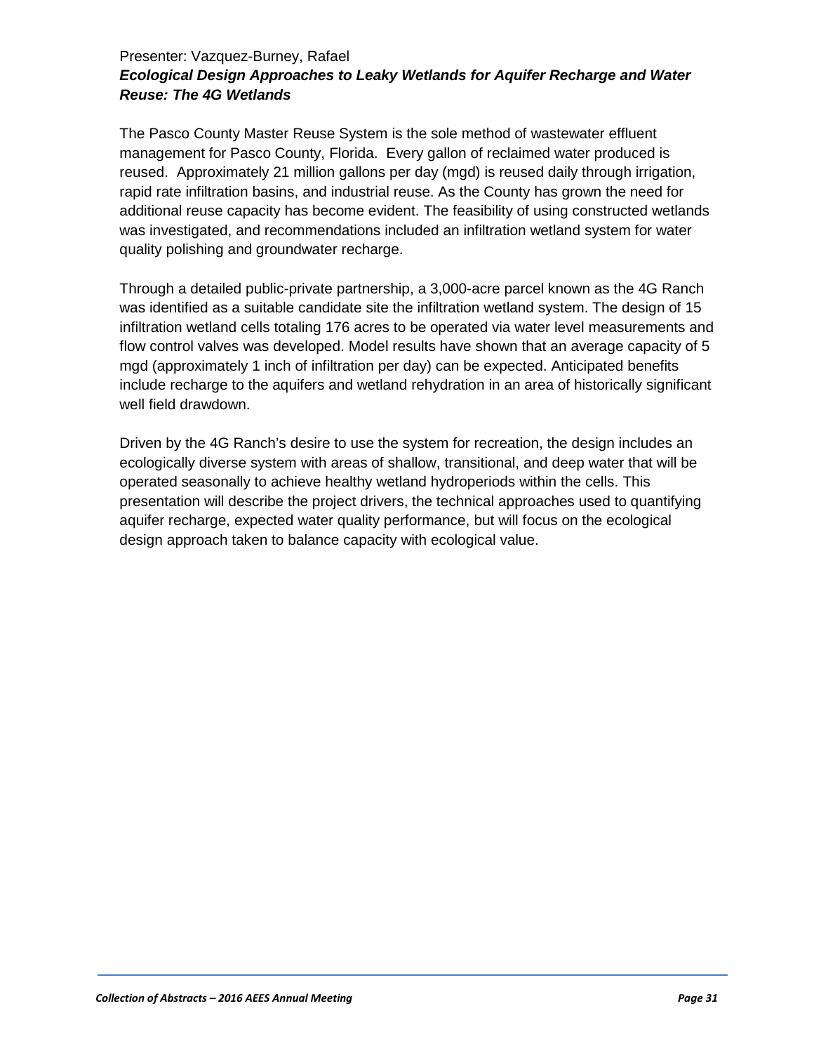Presenter: Vazquez-Burney, Rafael

***Ecological Design Approaches to Leaky Wetlands for Aquifer Recharge and Water Reuse: The 4G Wetlands***

The Pasco County Master Reuse System is the sole method of wastewater effluent management for Pasco County, Florida. Every gallon of reclaimed water produced is reused. Approximately 21 million gallons per day (mgd) is reused daily through irrigation, rapid rate infiltration basins, and industrial reuse. As the County has grown the need for additional reuse capacity has become evident. The feasibility of using constructed wetlands was investigated, and recommendations included an infiltration wetland system for water quality polishing and groundwater recharge.

Through a detailed public-private partnership, a 3,000-acre parcel known as the 4G Ranch was identified as a suitable candidate site the infiltration wetland system. The design of 15 infiltration wetland cells totaling 176 acres to be operated via water level measurements and flow control valves was developed. Model results have shown that an average capacity of 5 mgd (approximately 1 inch of infiltration per day) can be expected. Anticipated benefits include recharge to the aquifers and wetland rehydration in an area of historically significant well field drawdown.

Driven by the 4G Ranch's desire to use the system for recreation, the design includes an ecologically diverse system with areas of shallow, transitional, and deep water that will be operated seasonally to achieve healthy wetland hydroperiods within the cells. This presentation will describe the project drivers, the technical approaches used to quantifying aquifer recharge, expected water quality performance, but will focus on the ecological design approach taken to balance capacity with ecological value.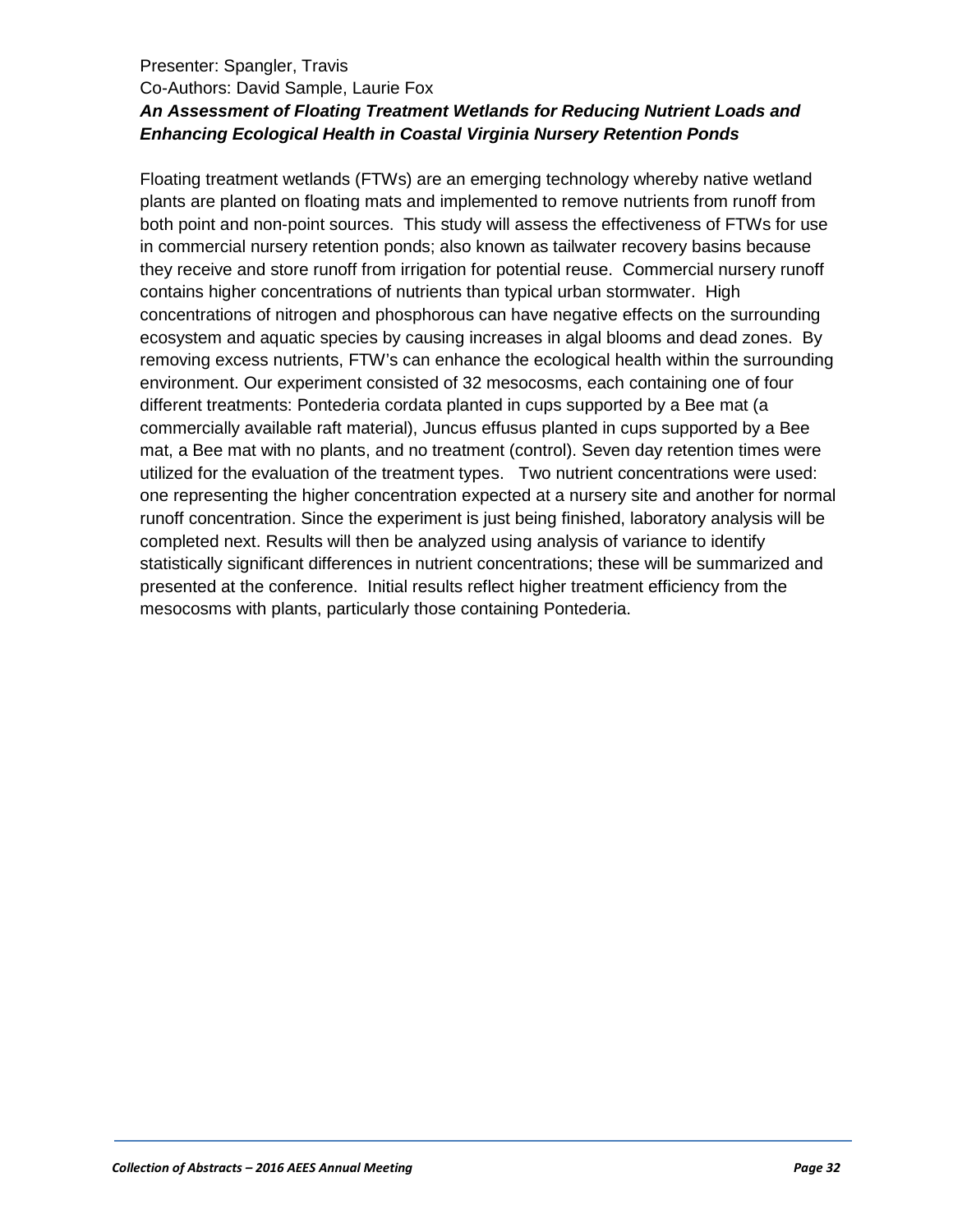Presenter: Spangler, Travis

Co-Authors: David Sample, Laurie Fox

***An Assessment of Floating Treatment Wetlands for Reducing Nutrient Loads and Enhancing Ecological Health in Coastal Virginia Nursery Retention Ponds***

Floating treatment wetlands (FTWs) are an emerging technology whereby native wetland plants are planted on floating mats and implemented to remove nutrients from runoff from both point and non-point sources. This study will assess the effectiveness of FTWs for use in commercial nursery retention ponds; also known as tailwater recovery basins because they receive and store runoff from irrigation for potential reuse. Commercial nursery runoff contains higher concentrations of nutrients than typical urban stormwater. High concentrations of nitrogen and phosphorous can have negative effects on the surrounding ecosystem and aquatic species by causing increases in algal blooms and dead zones. By removing excess nutrients, FTW's can enhance the ecological health within the surrounding environment. Our experiment consisted of 32 mesocosms, each containing one of four different treatments: Pontederia cordata planted in cups supported by a Bee mat (a commercially available raft material), Juncus effusus planted in cups supported by a Bee mat, a Bee mat with no plants, and no treatment (control). Seven day retention times were utilized for the evaluation of the treatment types. Two nutrient concentrations were used: one representing the higher concentration expected at a nursery site and another for normal runoff concentration. Since the experiment is just being finished, laboratory analysis will be completed next. Results will then be analyzed using analysis of variance to identify statistically significant differences in nutrient concentrations; these will be summarized and presented at the conference. Initial results reflect higher treatment efficiency from the mesocosms with plants, particularly those containing Pontederia.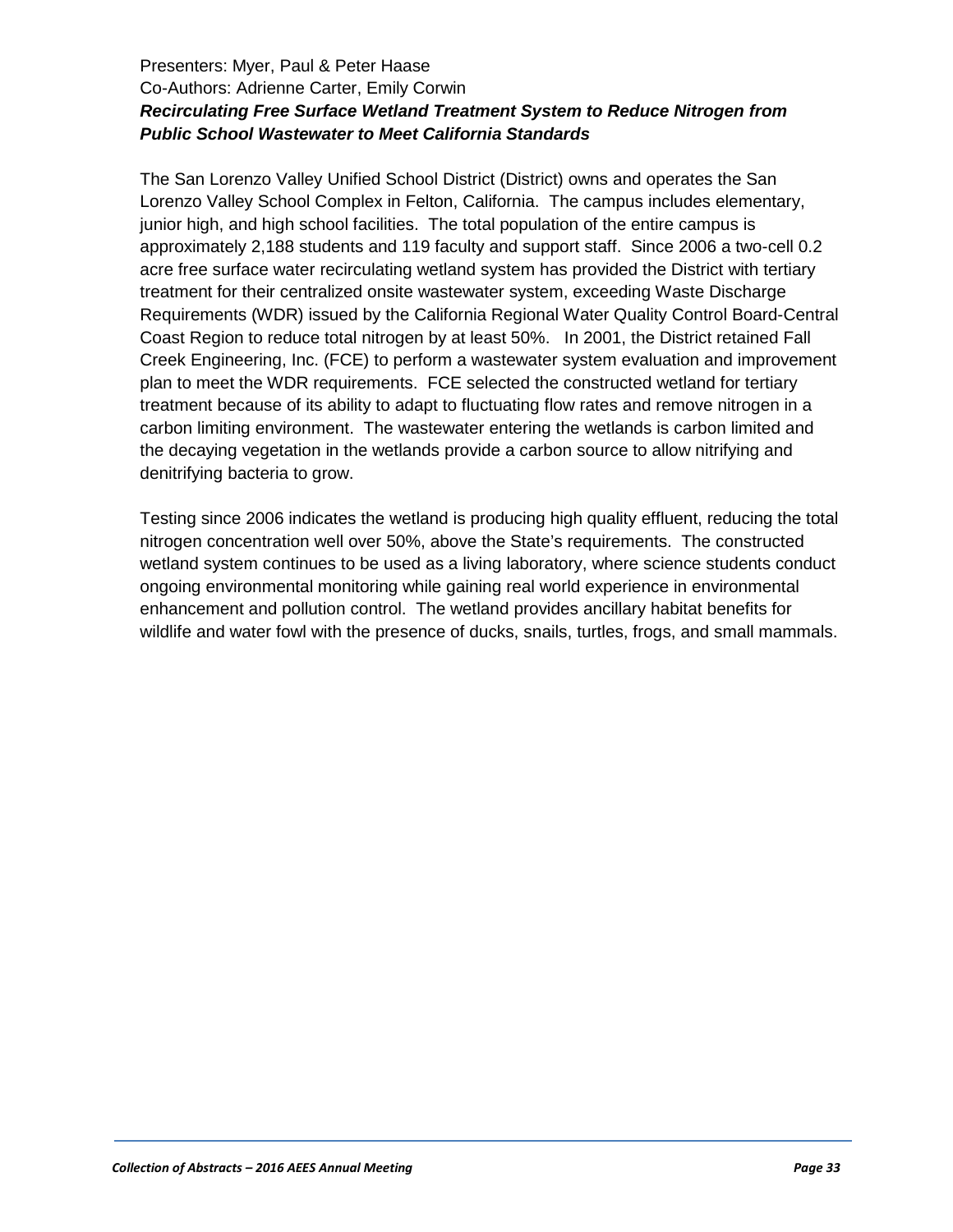Presenters: Myer, Paul & Peter Haase
Co-Authors: Adrienne Carter, Emily Corwin

***Recirculating Free Surface Wetland Treatment System to Reduce Nitrogen from Public School Wastewater to Meet California Standards***

The San Lorenzo Valley Unified School District (District) owns and operates the San Lorenzo Valley School Complex in Felton, California. The campus includes elementary, junior high, and high school facilities. The total population of the entire campus is approximately 2,188 students and 119 faculty and support staff. Since 2006 a two-cell 0.2 acre free surface water recirculating wetland system has provided the District with tertiary treatment for their centralized onsite wastewater system, exceeding Waste Discharge Requirements (WDR) issued by the California Regional Water Quality Control Board-Central Coast Region to reduce total nitrogen by at least 50%. In 2001, the District retained Fall Creek Engineering, Inc. (FCE) to perform a wastewater system evaluation and improvement plan to meet the WDR requirements. FCE selected the constructed wetland for tertiary treatment because of its ability to adapt to fluctuating flow rates and remove nitrogen in a carbon limiting environment. The wastewater entering the wetlands is carbon limited and the decaying vegetation in the wetlands provide a carbon source to allow nitrifying and denitrifying bacteria to grow.

Testing since 2006 indicates the wetland is producing high quality effluent, reducing the total nitrogen concentration well over 50%, above the State's requirements. The constructed wetland system continues to be used as a living laboratory, where science students conduct ongoing environmental monitoring while gaining real world experience in environmental enhancement and pollution control. The wetland provides ancillary habitat benefits for wildlife and water fowl with the presence of ducks, snails, turtles, frogs, and small mammals.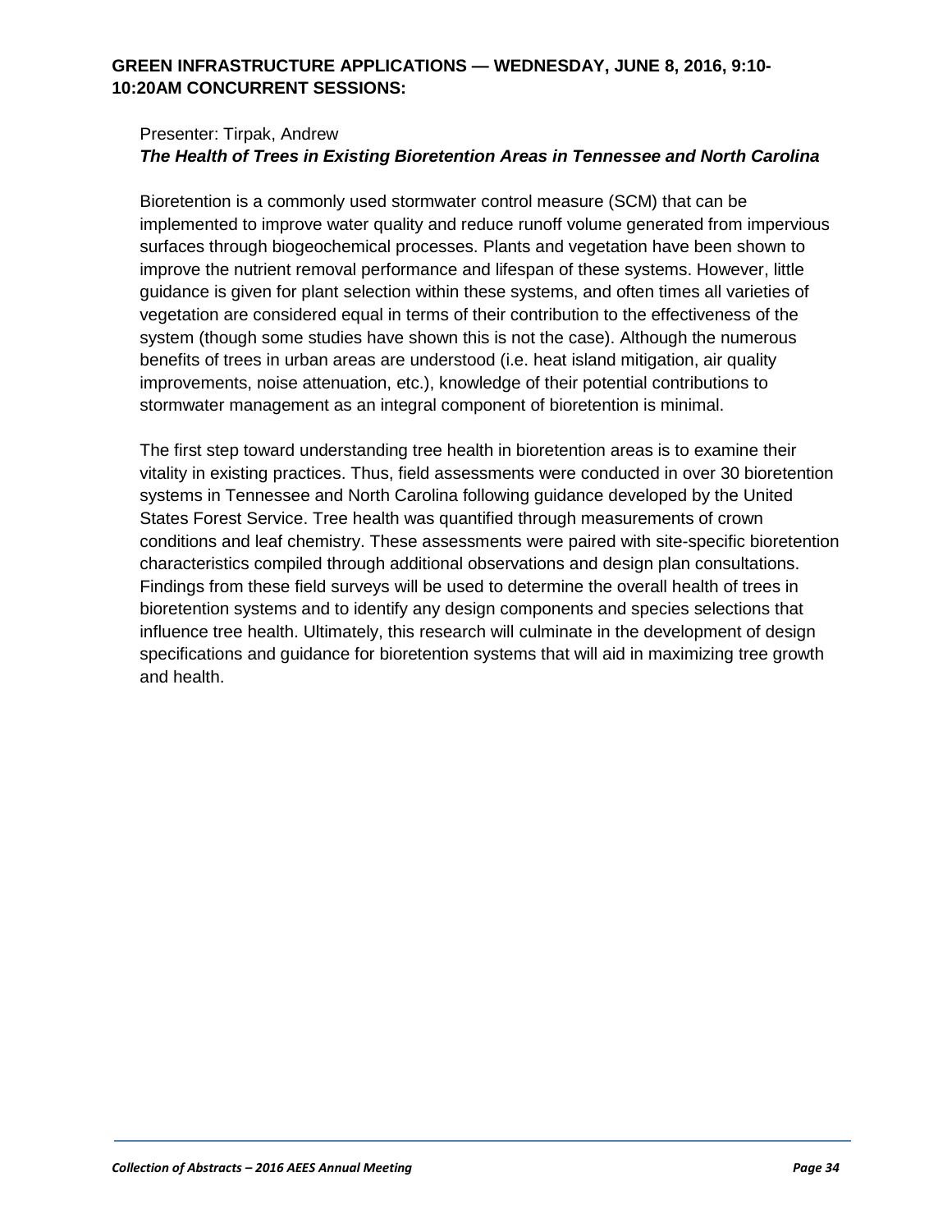## GREEN INFRASTRUCTURE APPLICATIONS — WEDNESDAY, JUNE 8, 2016, 9:10-10:20AM CONCURRENT SESSIONS:

Presenter: Tirpak, Andrew

***The Health of Trees in Existing Bioretention Areas in Tennessee and North Carolina***

Bioretention is a commonly used stormwater control measure (SCM) that can be implemented to improve water quality and reduce runoff volume generated from impervious surfaces through biogeochemical processes. Plants and vegetation have been shown to improve the nutrient removal performance and lifespan of these systems. However, little guidance is given for plant selection within these systems, and often times all varieties of vegetation are considered equal in terms of their contribution to the effectiveness of the system (though some studies have shown this is not the case). Although the numerous benefits of trees in urban areas are understood (i.e. heat island mitigation, air quality improvements, noise attenuation, etc.), knowledge of their potential contributions to stormwater management as an integral component of bioretention is minimal.

The first step toward understanding tree health in bioretention areas is to examine their vitality in existing practices. Thus, field assessments were conducted in over 30 bioretention systems in Tennessee and North Carolina following guidance developed by the United States Forest Service. Tree health was quantified through measurements of crown conditions and leaf chemistry. These assessments were paired with site-specific bioretention characteristics compiled through additional observations and design plan consultations. Findings from these field surveys will be used to determine the overall health of trees in bioretention systems and to identify any design components and species selections that influence tree health. Ultimately, this research will culminate in the development of design specifications and guidance for bioretention systems that will aid in maximizing tree growth and health.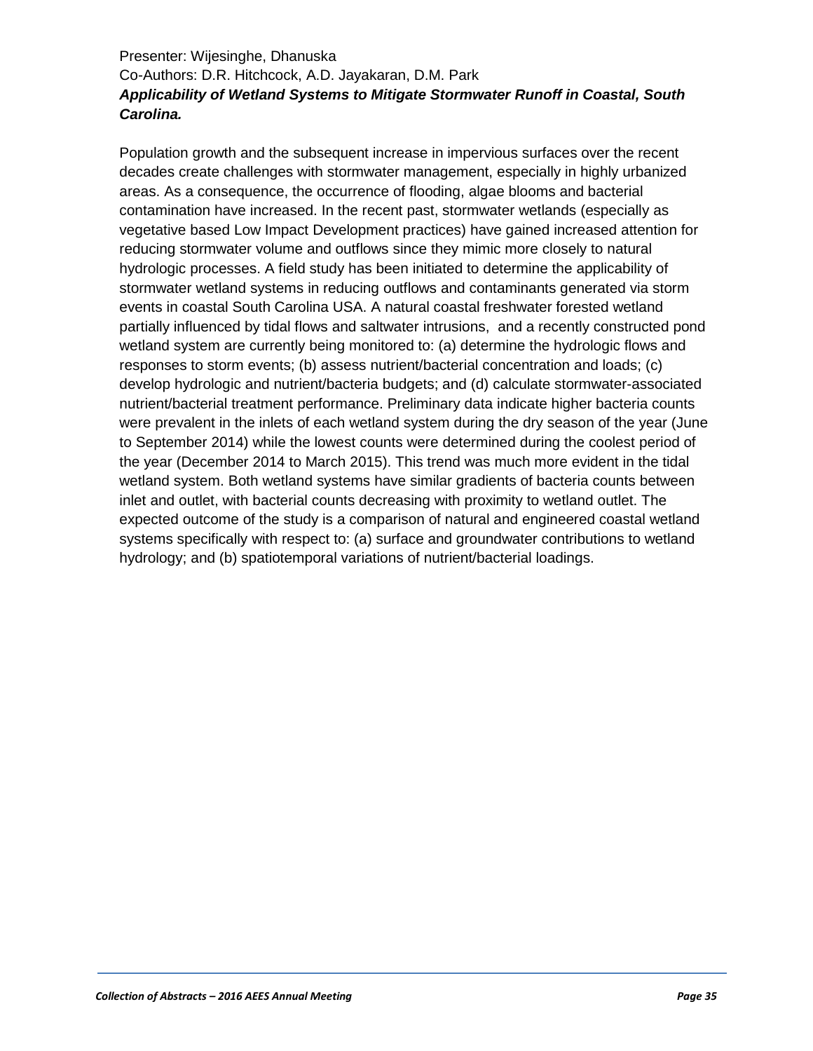Presenter: Wijesinghe, Dhanuska
Co-Authors: D.R. Hitchcock, A.D. Jayakaran, D.M. Park

***Applicability of Wetland Systems to Mitigate Stormwater Runoff in Coastal, South Carolina.***

Population growth and the subsequent increase in impervious surfaces over the recent decades create challenges with stormwater management, especially in highly urbanized areas. As a consequence, the occurrence of flooding, algae blooms and bacterial contamination have increased. In the recent past, stormwater wetlands (especially as vegetative based Low Impact Development practices) have gained increased attention for reducing stormwater volume and outflows since they mimic more closely to natural hydrologic processes. A field study has been initiated to determine the applicability of stormwater wetland systems in reducing outflows and contaminants generated via storm events in coastal South Carolina USA. A natural coastal freshwater forested wetland partially influenced by tidal flows and saltwater intrusions, and a recently constructed pond wetland system are currently being monitored to: (a) determine the hydrologic flows and responses to storm events; (b) assess nutrient/bacterial concentration and loads; (c) develop hydrologic and nutrient/bacteria budgets; and (d) calculate stormwater-associated nutrient/bacterial treatment performance. Preliminary data indicate higher bacteria counts were prevalent in the inlets of each wetland system during the dry season of the year (June to September 2014) while the lowest counts were determined during the coolest period of the year (December 2014 to March 2015). This trend was much more evident in the tidal wetland system. Both wetland systems have similar gradients of bacteria counts between inlet and outlet, with bacterial counts decreasing with proximity to wetland outlet. The expected outcome of the study is a comparison of natural and engineered coastal wetland systems specifically with respect to: (a) surface and groundwater contributions to wetland hydrology; and (b) spatiotemporal variations of nutrient/bacterial loadings.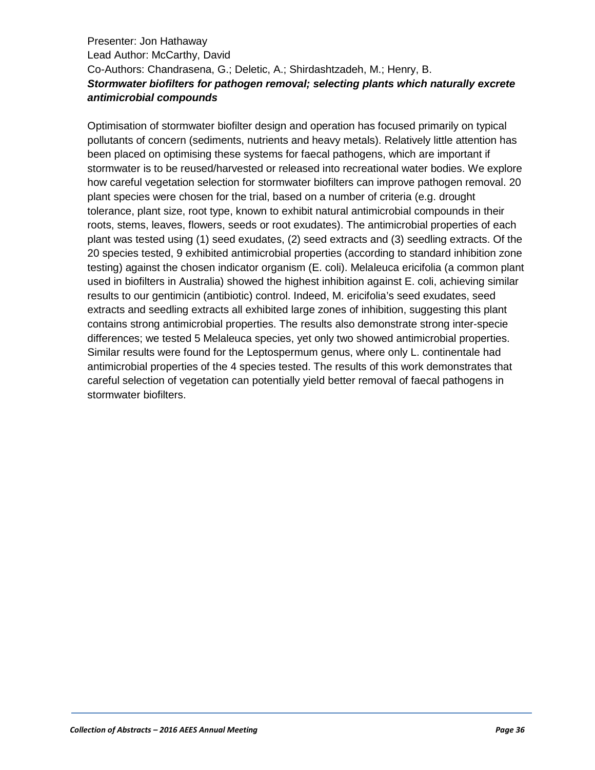Presenter: Jon Hathaway
Lead Author: McCarthy, David
Co-Authors: Chandrasena, G.; Deletic, A.; Shirdashtzadeh, M.; Henry, B.

***Stormwater biofilters for pathogen removal; selecting plants which naturally excrete antimicrobial compounds***

Optimisation of stormwater biofilter design and operation has focused primarily on typical pollutants of concern (sediments, nutrients and heavy metals). Relatively little attention has been placed on optimising these systems for faecal pathogens, which are important if stormwater is to be reused/harvested or released into recreational water bodies. We explore how careful vegetation selection for stormwater biofilters can improve pathogen removal. 20 plant species were chosen for the trial, based on a number of criteria (e.g. drought tolerance, plant size, root type, known to exhibit natural antimicrobial compounds in their roots, stems, leaves, flowers, seeds or root exudates). The antimicrobial properties of each plant was tested using (1) seed exudates, (2) seed extracts and (3) seedling extracts. Of the 20 species tested, 9 exhibited antimicrobial properties (according to standard inhibition zone testing) against the chosen indicator organism (E. coli). Melaleuca ericifolia (a common plant used in biofilters in Australia) showed the highest inhibition against E. coli, achieving similar results to our gentimicin (antibiotic) control. Indeed, M. ericifolia's seed exudates, seed extracts and seedling extracts all exhibited large zones of inhibition, suggesting this plant contains strong antimicrobial properties. The results also demonstrate strong inter-specie differences; we tested 5 Melaleuca species, yet only two showed antimicrobial properties. Similar results were found for the Leptospermum genus, where only L. continentale had antimicrobial properties of the 4 species tested. The results of this work demonstrates that careful selection of vegetation can potentially yield better removal of faecal pathogens in stormwater biofilters.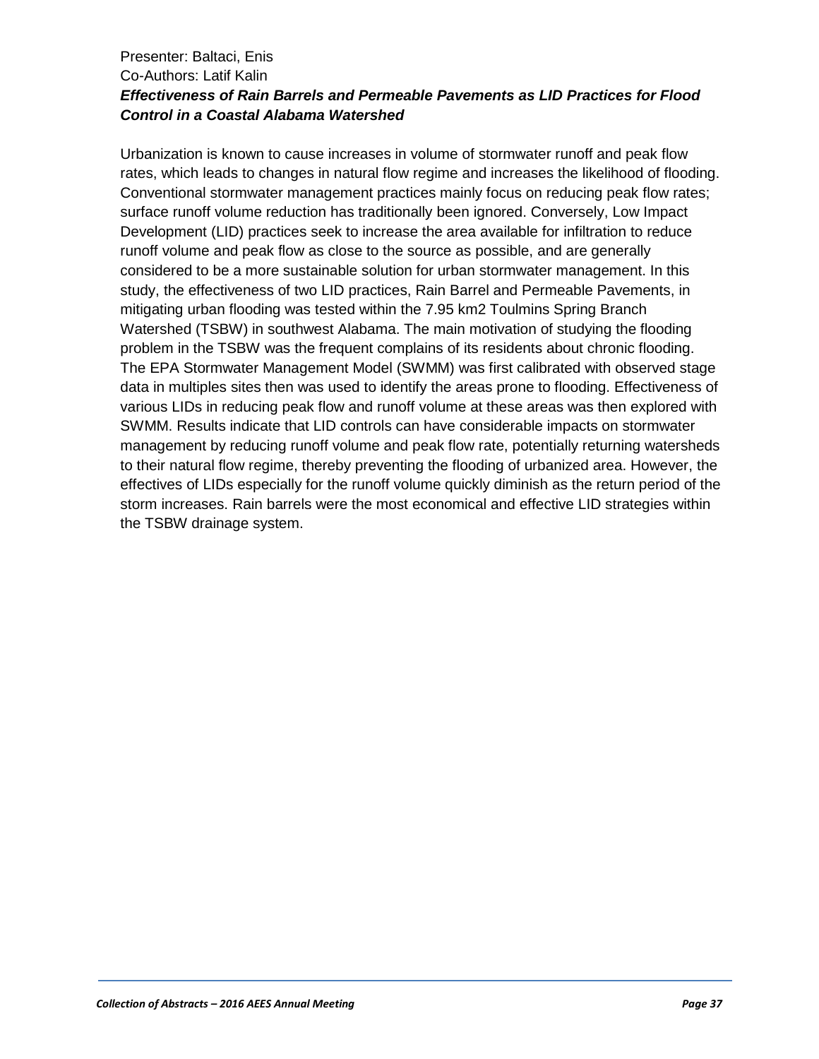Presenter: Baltaci, Enis
Co-Authors: Latif Kalin

***Effectiveness of Rain Barrels and Permeable Pavements as LID Practices for Flood Control in a Coastal Alabama Watershed***

Urbanization is known to cause increases in volume of stormwater runoff and peak flow rates, which leads to changes in natural flow regime and increases the likelihood of flooding. Conventional stormwater management practices mainly focus on reducing peak flow rates; surface runoff volume reduction has traditionally been ignored. Conversely, Low Impact Development (LID) practices seek to increase the area available for infiltration to reduce runoff volume and peak flow as close to the source as possible, and are generally considered to be a more sustainable solution for urban stormwater management. In this study, the effectiveness of two LID practices, Rain Barrel and Permeable Pavements, in mitigating urban flooding was tested within the 7.95 km2 Toulmins Spring Branch Watershed (TSBW) in southwest Alabama. The main motivation of studying the flooding problem in the TSBW was the frequent complains of its residents about chronic flooding. The EPA Stormwater Management Model (SWMM) was first calibrated with observed stage data in multiples sites then was used to identify the areas prone to flooding. Effectiveness of various LIDs in reducing peak flow and runoff volume at these areas was then explored with SWMM. Results indicate that LID controls can have considerable impacts on stormwater management by reducing runoff volume and peak flow rate, potentially returning watersheds to their natural flow regime, thereby preventing the flooding of urbanized area. However, the effectives of LIDs especially for the runoff volume quickly diminish as the return period of the storm increases. Rain barrels were the most economical and effective LID strategies within the TSBW drainage system.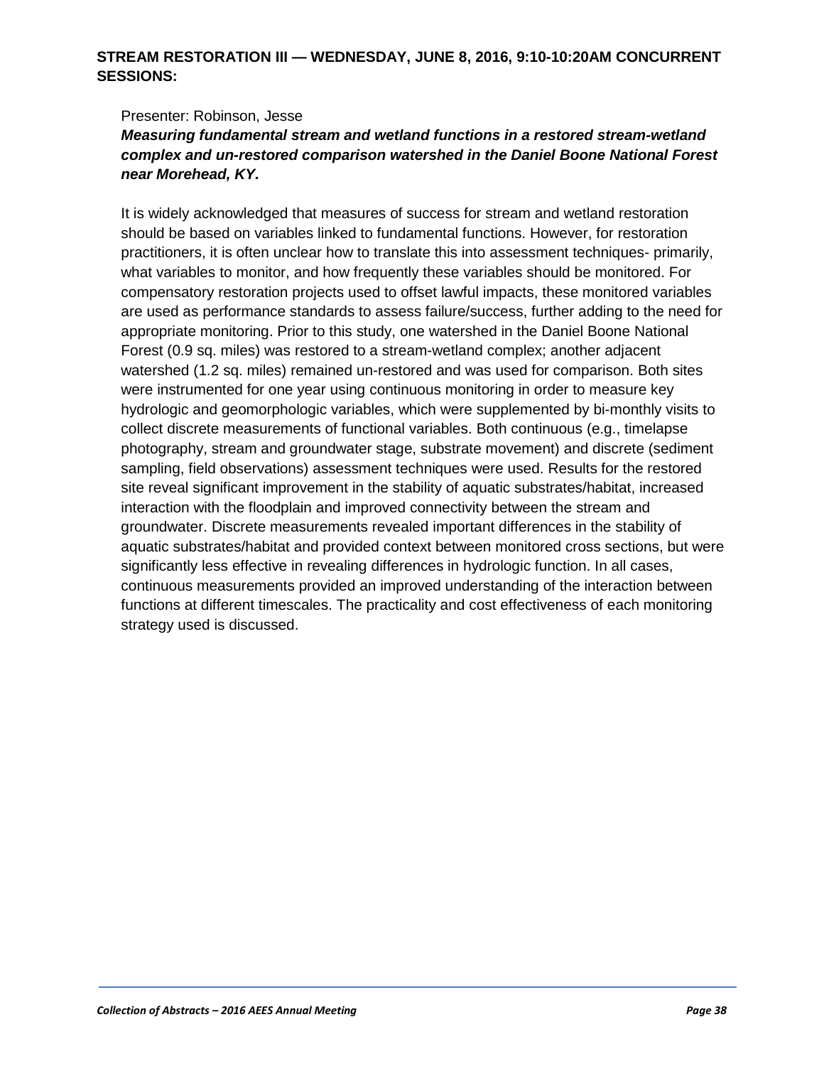**STREAM RESTORATION III — WEDNESDAY, JUNE 8, 2016, 9:10-10:20AM CONCURRENT SESSIONS:**

Presenter: Robinson, Jesse

***Measuring fundamental stream and wetland functions in a restored stream-wetland complex and un-restored comparison watershed in the Daniel Boone National Forest near Morehead, KY.***

It is widely acknowledged that measures of success for stream and wetland restoration should be based on variables linked to fundamental functions. However, for restoration practitioners, it is often unclear how to translate this into assessment techniques- primarily, what variables to monitor, and how frequently these variables should be monitored. For compensatory restoration projects used to offset lawful impacts, these monitored variables are used as performance standards to assess failure/success, further adding to the need for appropriate monitoring. Prior to this study, one watershed in the Daniel Boone National Forest (0.9 sq. miles) was restored to a stream-wetland complex; another adjacent watershed (1.2 sq. miles) remained un-restored and was used for comparison. Both sites were instrumented for one year using continuous monitoring in order to measure key hydrologic and geomorphologic variables, which were supplemented by bi-monthly visits to collect discrete measurements of functional variables. Both continuous (e.g., timelapse photography, stream and groundwater stage, substrate movement) and discrete (sediment sampling, field observations) assessment techniques were used. Results for the restored site reveal significant improvement in the stability of aquatic substrates/habitat, increased interaction with the floodplain and improved connectivity between the stream and groundwater. Discrete measurements revealed important differences in the stability of aquatic substrates/habitat and provided context between monitored cross sections, but were significantly less effective in revealing differences in hydrologic function. In all cases, continuous measurements provided an improved understanding of the interaction between functions at different timescales. The practicality and cost effectiveness of each monitoring strategy used is discussed.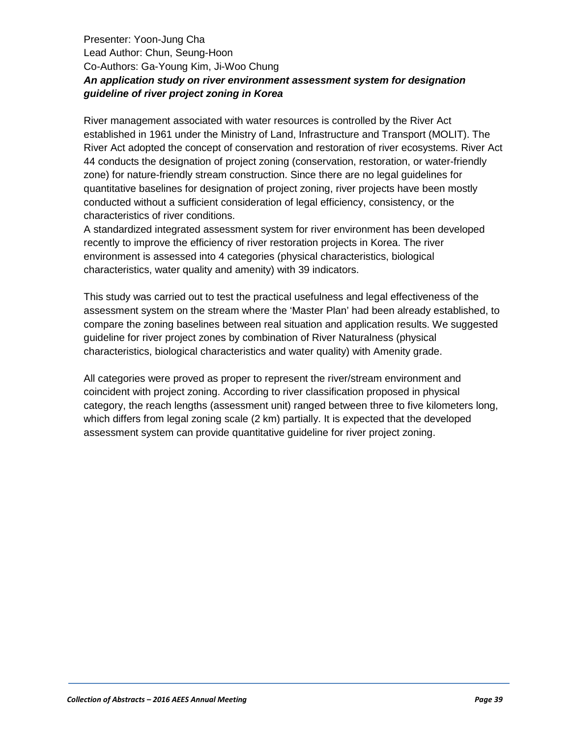Presenter: Yoon-Jung Cha
Lead Author: Chun, Seung-Hoon
Co-Authors: Ga-Young Kim, Ji-Woo Chung

***An application study on river environment assessment system for designation guideline of river project zoning in Korea***

River management associated with water resources is controlled by the River Act established in 1961 under the Ministry of Land, Infrastructure and Transport (MOLIT). The River Act adopted the concept of conservation and restoration of river ecosystems. River Act 44 conducts the designation of project zoning (conservation, restoration, or water-friendly zone) for nature-friendly stream construction. Since there are no legal guidelines for quantitative baselines for designation of project zoning, river projects have been mostly conducted without a sufficient consideration of legal efficiency, consistency, or the characteristics of river conditions.
A standardized integrated assessment system for river environment has been developed recently to improve the efficiency of river restoration projects in Korea. The river environment is assessed into 4 categories (physical characteristics, biological characteristics, water quality and amenity) with 39 indicators.

This study was carried out to test the practical usefulness and legal effectiveness of the assessment system on the stream where the 'Master Plan' had been already established, to compare the zoning baselines between real situation and application results. We suggested guideline for river project zones by combination of River Naturalness (physical characteristics, biological characteristics and water quality) with Amenity grade.

All categories were proved as proper to represent the river/stream environment and coincident with project zoning. According to river classification proposed in physical category, the reach lengths (assessment unit) ranged between three to five kilometers long, which differs from legal zoning scale (2 km) partially. It is expected that the developed assessment system can provide quantitative guideline for river project zoning.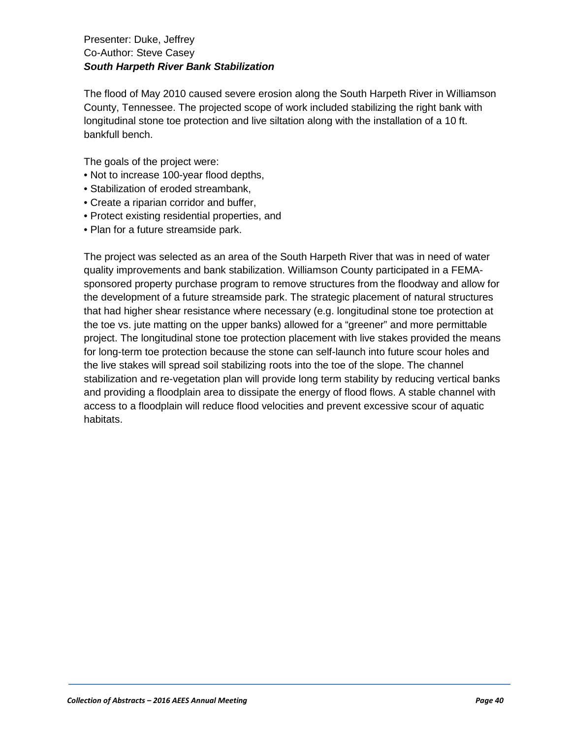Presenter: Duke, Jeffrey
Co-Author: Steve Casey
***South Harpeth River Bank Stabilization***

The flood of May 2010 caused severe erosion along the South Harpeth River in Williamson County, Tennessee. The projected scope of work included stabilizing the right bank with longitudinal stone toe protection and live siltation along with the installation of a 10 ft. bankfull bench.

The goals of the project were:

- Not to increase 100-year flood depths,
- Stabilization of eroded streambank,
- Create a riparian corridor and buffer,
- Protect existing residential properties, and
- Plan for a future streamside park.

The project was selected as an area of the South Harpeth River that was in need of water quality improvements and bank stabilization. Williamson County participated in a FEMA-sponsored property purchase program to remove structures from the floodway and allow for the development of a future streamside park. The strategic placement of natural structures that had higher shear resistance where necessary (e.g. longitudinal stone toe protection at the toe vs. jute matting on the upper banks) allowed for a "greener" and more permittable project. The longitudinal stone toe protection placement with live stakes provided the means for long-term toe protection because the stone can self-launch into future scour holes and the live stakes will spread soil stabilizing roots into the toe of the slope. The channel stabilization and re-vegetation plan will provide long term stability by reducing vertical banks and providing a floodplain area to dissipate the energy of flood flows. A stable channel with access to a floodplain will reduce flood velocities and prevent excessive scour of aquatic habitats.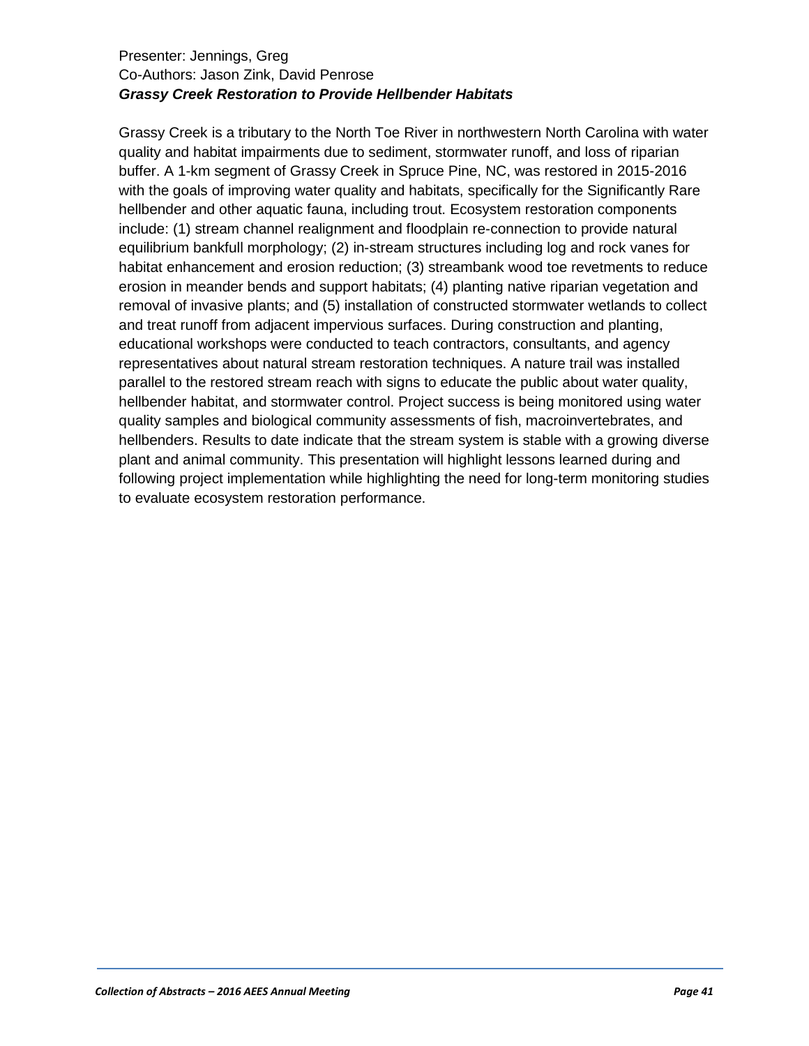Presenter: Jennings, Greg
Co-Authors: Jason Zink, David Penrose
***Grassy Creek Restoration to Provide Hellbender Habitats***

Grassy Creek is a tributary to the North Toe River in northwestern North Carolina with water quality and habitat impairments due to sediment, stormwater runoff, and loss of riparian buffer. A 1-km segment of Grassy Creek in Spruce Pine, NC, was restored in 2015-2016 with the goals of improving water quality and habitats, specifically for the Significantly Rare hellbender and other aquatic fauna, including trout. Ecosystem restoration components include: (1) stream channel realignment and floodplain re-connection to provide natural equilibrium bankfull morphology; (2) in-stream structures including log and rock vanes for habitat enhancement and erosion reduction; (3) streambank wood toe revetments to reduce erosion in meander bends and support habitats; (4) planting native riparian vegetation and removal of invasive plants; and (5) installation of constructed stormwater wetlands to collect and treat runoff from adjacent impervious surfaces. During construction and planting, educational workshops were conducted to teach contractors, consultants, and agency representatives about natural stream restoration techniques. A nature trail was installed parallel to the restored stream reach with signs to educate the public about water quality, hellbender habitat, and stormwater control. Project success is being monitored using water quality samples and biological community assessments of fish, macroinvertebrates, and hellbenders. Results to date indicate that the stream system is stable with a growing diverse plant and animal community. This presentation will highlight lessons learned during and following project implementation while highlighting the need for long-term monitoring studies to evaluate ecosystem restoration performance.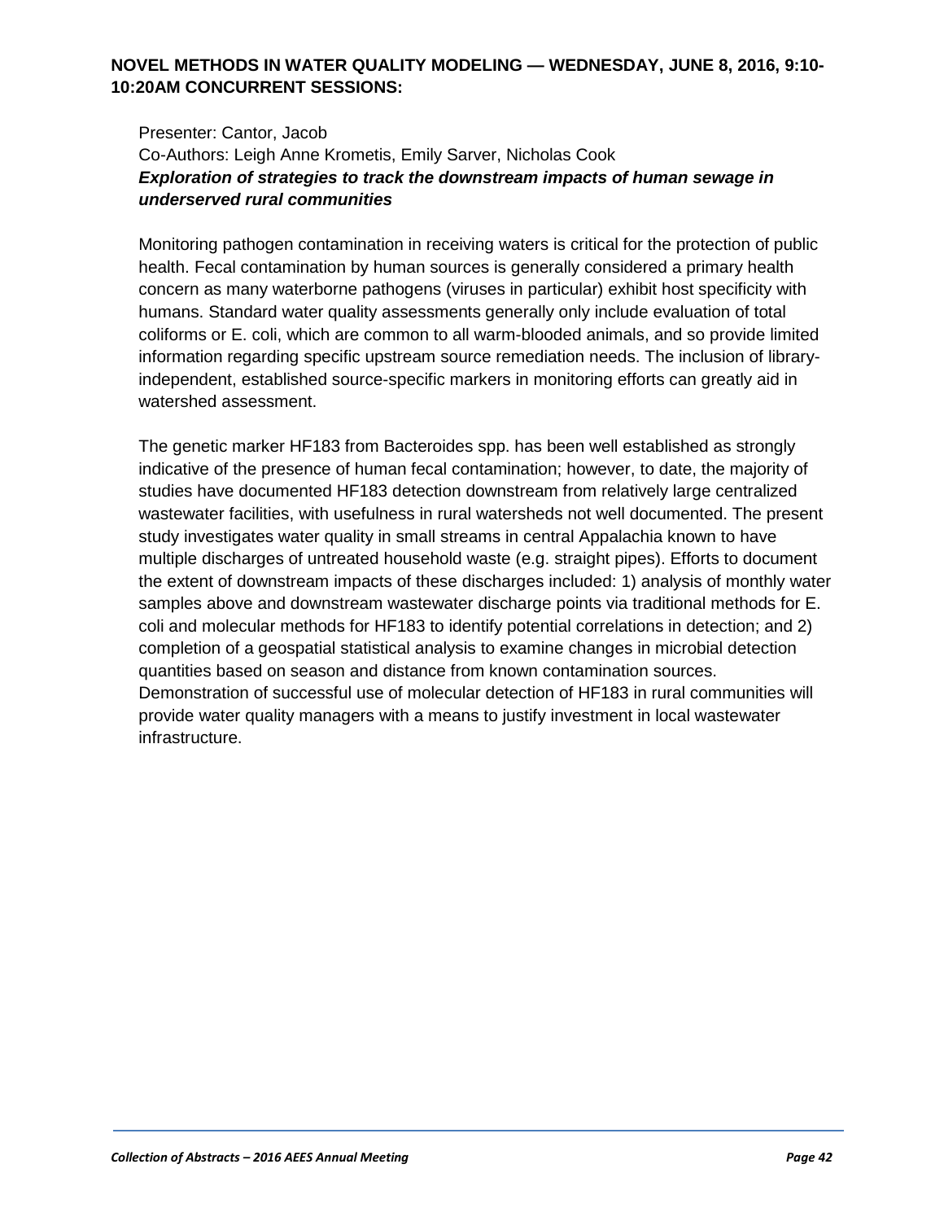## NOVEL METHODS IN WATER QUALITY MODELING — WEDNESDAY, JUNE 8, 2016, 9:10-10:20AM CONCURRENT SESSIONS:

Presenter: Cantor, Jacob
Co-Authors: Leigh Anne Krometis, Emily Sarver, Nicholas Cook
***Exploration of strategies to track the downstream impacts of human sewage in underserved rural communities***

Monitoring pathogen contamination in receiving waters is critical for the protection of public health. Fecal contamination by human sources is generally considered a primary health concern as many waterborne pathogens (viruses in particular) exhibit host specificity with humans. Standard water quality assessments generally only include evaluation of total coliforms or E. coli, which are common to all warm-blooded animals, and so provide limited information regarding specific upstream source remediation needs. The inclusion of library-independent, established source-specific markers in monitoring efforts can greatly aid in watershed assessment.

The genetic marker HF183 from Bacteroides spp. has been well established as strongly indicative of the presence of human fecal contamination; however, to date, the majority of studies have documented HF183 detection downstream from relatively large centralized wastewater facilities, with usefulness in rural watersheds not well documented. The present study investigates water quality in small streams in central Appalachia known to have multiple discharges of untreated household waste (e.g. straight pipes). Efforts to document the extent of downstream impacts of these discharges included: 1) analysis of monthly water samples above and downstream wastewater discharge points via traditional methods for E. coli and molecular methods for HF183 to identify potential correlations in detection; and 2) completion of a geospatial statistical analysis to examine changes in microbial detection quantities based on season and distance from known contamination sources. Demonstration of successful use of molecular detection of HF183 in rural communities will provide water quality managers with a means to justify investment in local wastewater infrastructure.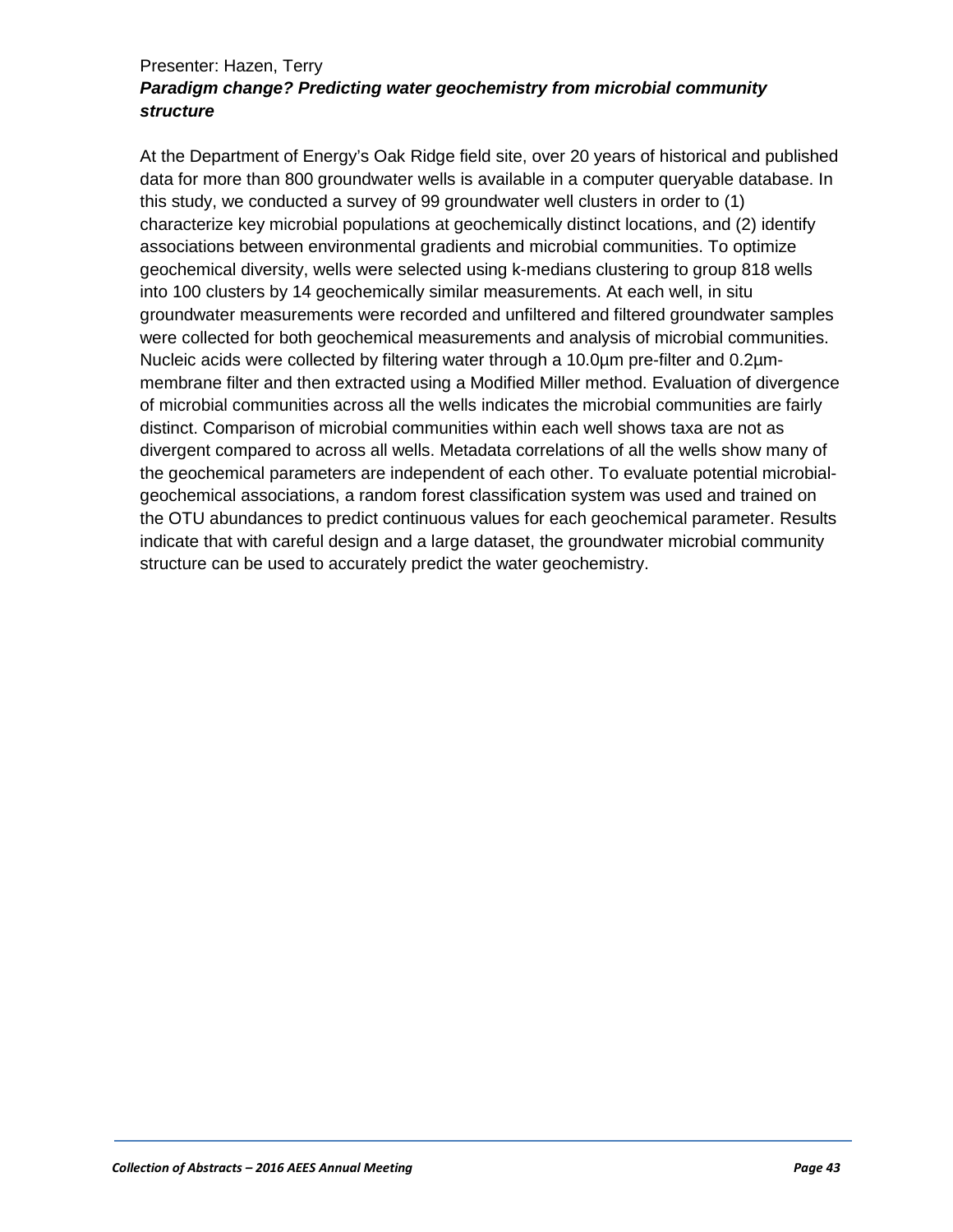Presenter: Hazen, Terry

***Paradigm change? Predicting water geochemistry from microbial community structure***

At the Department of Energy's Oak Ridge field site, over 20 years of historical and published data for more than 800 groundwater wells is available in a computer queryable database. In this study, we conducted a survey of 99 groundwater well clusters in order to (1) characterize key microbial populations at geochemically distinct locations, and (2) identify associations between environmental gradients and microbial communities. To optimize geochemical diversity, wells were selected using k-medians clustering to group 818 wells into 100 clusters by 14 geochemically similar measurements. At each well, in situ groundwater measurements were recorded and unfiltered and filtered groundwater samples were collected for both geochemical measurements and analysis of microbial communities. Nucleic acids were collected by filtering water through a 10.0µm pre-filter and 0.2µm-membrane filter and then extracted using a Modified Miller method. Evaluation of divergence of microbial communities across all the wells indicates the microbial communities are fairly distinct. Comparison of microbial communities within each well shows taxa are not as divergent compared to across all wells. Metadata correlations of all the wells show many of the geochemical parameters are independent of each other. To evaluate potential microbial-geochemical associations, a random forest classification system was used and trained on the OTU abundances to predict continuous values for each geochemical parameter. Results indicate that with careful design and a large dataset, the groundwater microbial community structure can be used to accurately predict the water geochemistry.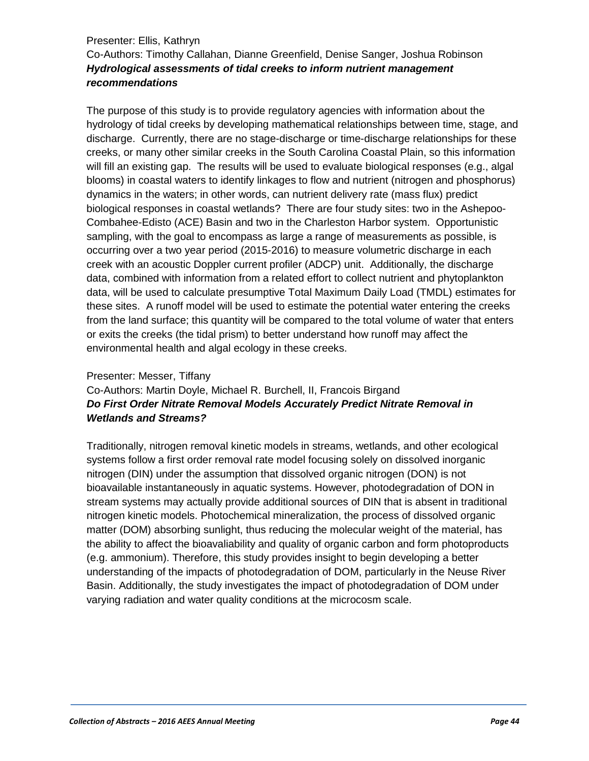Presenter: Ellis, Kathryn

Co-Authors: Timothy Callahan, Dianne Greenfield, Denise Sanger, Joshua Robinson

***Hydrological assessments of tidal creeks to inform nutrient management recommendations***

The purpose of this study is to provide regulatory agencies with information about the hydrology of tidal creeks by developing mathematical relationships between time, stage, and discharge. Currently, there are no stage-discharge or time-discharge relationships for these creeks, or many other similar creeks in the South Carolina Coastal Plain, so this information will fill an existing gap. The results will be used to evaluate biological responses (e.g., algal blooms) in coastal waters to identify linkages to flow and nutrient (nitrogen and phosphorus) dynamics in the waters; in other words, can nutrient delivery rate (mass flux) predict biological responses in coastal wetlands? There are four study sites: two in the Ashepoo-Combahee-Edisto (ACE) Basin and two in the Charleston Harbor system. Opportunistic sampling, with the goal to encompass as large a range of measurements as possible, is occurring over a two year period (2015-2016) to measure volumetric discharge in each creek with an acoustic Doppler current profiler (ADCP) unit. Additionally, the discharge data, combined with information from a related effort to collect nutrient and phytoplankton data, will be used to calculate presumptive Total Maximum Daily Load (TMDL) estimates for these sites. A runoff model will be used to estimate the potential water entering the creeks from the land surface; this quantity will be compared to the total volume of water that enters or exits the creeks (the tidal prism) to better understand how runoff may affect the environmental health and algal ecology in these creeks.

Presenter: Messer, Tiffany

Co-Authors: Martin Doyle, Michael R. Burchell, II, Francois Birgand

***Do First Order Nitrate Removal Models Accurately Predict Nitrate Removal in Wetlands and Streams?***

Traditionally, nitrogen removal kinetic models in streams, wetlands, and other ecological systems follow a first order removal rate model focusing solely on dissolved inorganic nitrogen (DIN) under the assumption that dissolved organic nitrogen (DON) is not bioavailable instantaneously in aquatic systems. However, photodegradation of DON in stream systems may actually provide additional sources of DIN that is absent in traditional nitrogen kinetic models. Photochemical mineralization, the process of dissolved organic matter (DOM) absorbing sunlight, thus reducing the molecular weight of the material, has the ability to affect the bioavaliability and quality of organic carbon and form photoproducts (e.g. ammonium). Therefore, this study provides insight to begin developing a better understanding of the impacts of photodegradation of DOM, particularly in the Neuse River Basin. Additionally, the study investigates the impact of photodegradation of DOM under varying radiation and water quality conditions at the microcosm scale.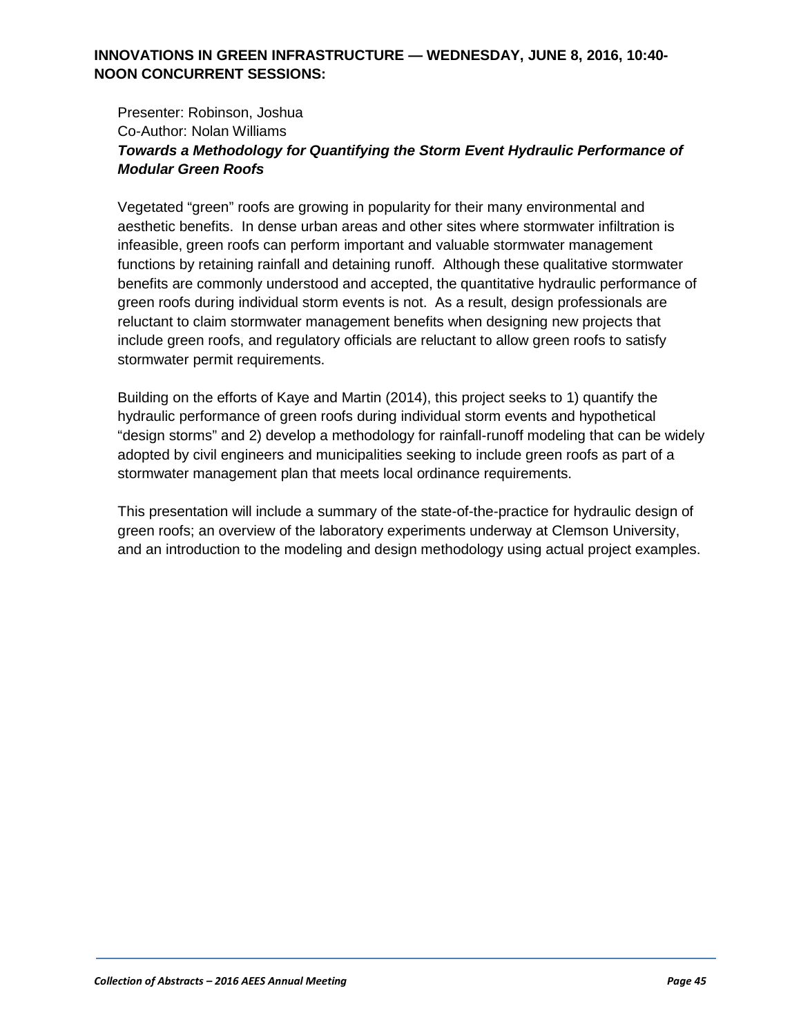**INNOVATIONS IN GREEN INFRASTRUCTURE — WEDNESDAY, JUNE 8, 2016, 10:40-NOON CONCURRENT SESSIONS:**

Presenter: Robinson, Joshua
Co-Author: Nolan Williams

***Towards a Methodology for Quantifying the Storm Event Hydraulic Performance of Modular Green Roofs***

Vegetated "green" roofs are growing in popularity for their many environmental and aesthetic benefits. In dense urban areas and other sites where stormwater infiltration is infeasible, green roofs can perform important and valuable stormwater management functions by retaining rainfall and detaining runoff. Although these qualitative stormwater benefits are commonly understood and accepted, the quantitative hydraulic performance of green roofs during individual storm events is not. As a result, design professionals are reluctant to claim stormwater management benefits when designing new projects that include green roofs, and regulatory officials are reluctant to allow green roofs to satisfy stormwater permit requirements.

Building on the efforts of Kaye and Martin (2014), this project seeks to 1) quantify the hydraulic performance of green roofs during individual storm events and hypothetical "design storms" and 2) develop a methodology for rainfall-runoff modeling that can be widely adopted by civil engineers and municipalities seeking to include green roofs as part of a stormwater management plan that meets local ordinance requirements.

This presentation will include a summary of the state-of-the-practice for hydraulic design of green roofs; an overview of the laboratory experiments underway at Clemson University, and an introduction to the modeling and design methodology using actual project examples.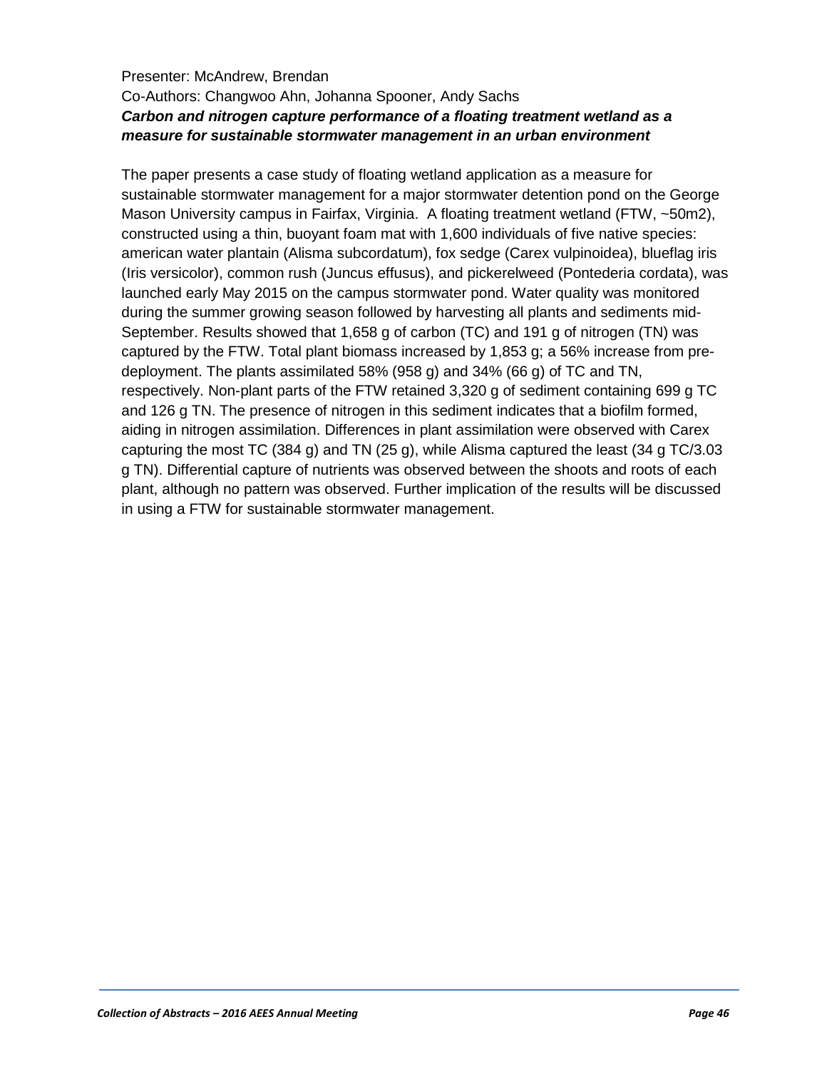Presenter: McAndrew, Brendan

Co-Authors: Changwoo Ahn, Johanna Spooner, Andy Sachs

***Carbon and nitrogen capture performance of a floating treatment wetland as a measure for sustainable stormwater management in an urban environment***

The paper presents a case study of floating wetland application as a measure for sustainable stormwater management for a major stormwater detention pond on the George Mason University campus in Fairfax, Virginia. A floating treatment wetland (FTW, ~50m2), constructed using a thin, buoyant foam mat with 1,600 individuals of five native species: american water plantain (Alisma subcordatum), fox sedge (Carex vulpinoidea), blueflag iris (Iris versicolor), common rush (Juncus effusus), and pickerelweed (Pontederia cordata), was launched early May 2015 on the campus stormwater pond. Water quality was monitored during the summer growing season followed by harvesting all plants and sediments mid-September. Results showed that 1,658 g of carbon (TC) and 191 g of nitrogen (TN) was captured by the FTW. Total plant biomass increased by 1,853 g; a 56% increase from pre-deployment. The plants assimilated 58% (958 g) and 34% (66 g) of TC and TN, respectively. Non-plant parts of the FTW retained 3,320 g of sediment containing 699 g TC and 126 g TN. The presence of nitrogen in this sediment indicates that a biofilm formed, aiding in nitrogen assimilation. Differences in plant assimilation were observed with Carex capturing the most TC (384 g) and TN (25 g), while Alisma captured the least (34 g TC/3.03 g TN). Differential capture of nutrients was observed between the shoots and roots of each plant, although no pattern was observed. Further implication of the results will be discussed in using a FTW for sustainable stormwater management.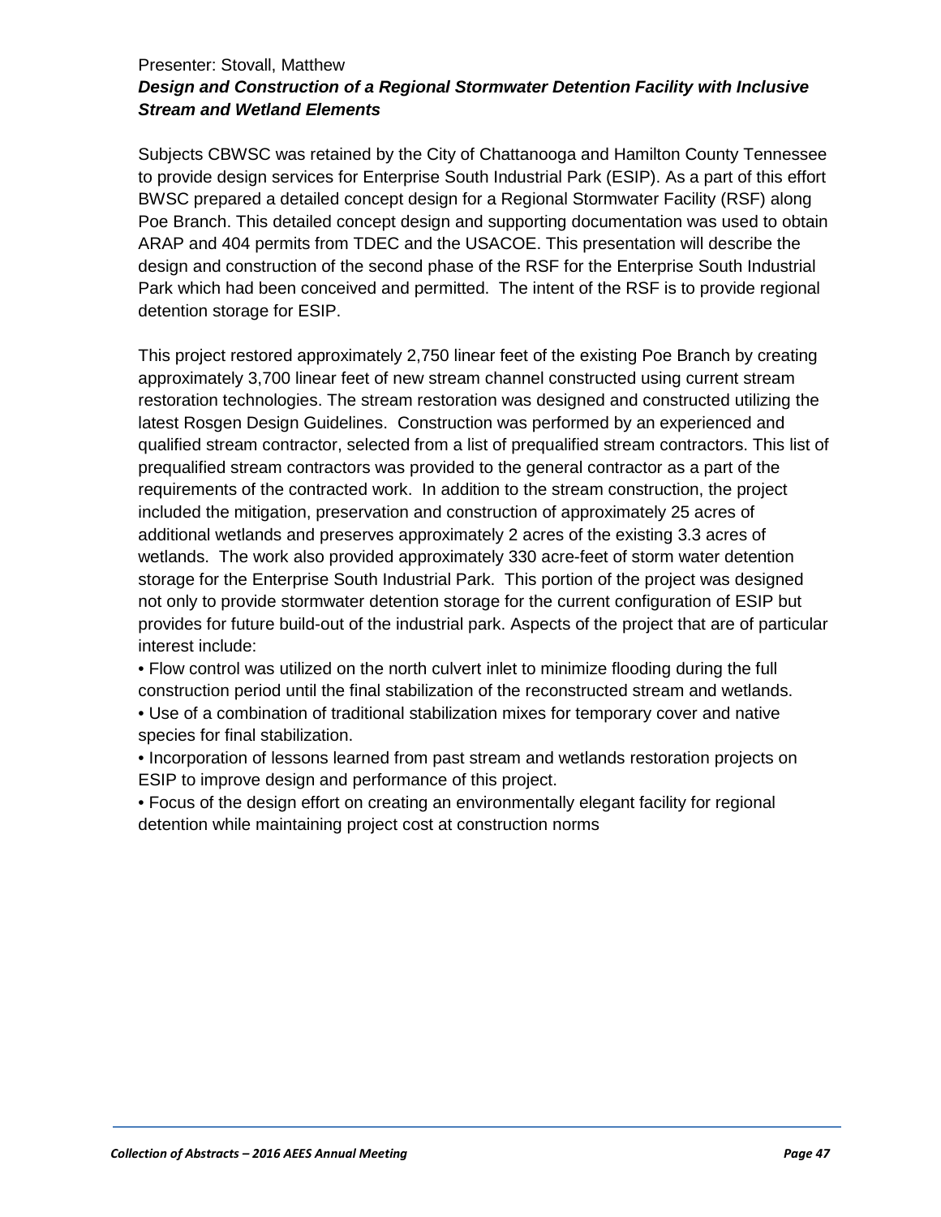Presenter: Stovall, Matthew

***Design and Construction of a Regional Stormwater Detention Facility with Inclusive Stream and Wetland Elements***

Subjects CBWSC was retained by the City of Chattanooga and Hamilton County Tennessee to provide design services for Enterprise South Industrial Park (ESIP). As a part of this effort BWSC prepared a detailed concept design for a Regional Stormwater Facility (RSF) along Poe Branch. This detailed concept design and supporting documentation was used to obtain ARAP and 404 permits from TDEC and the USACOE. This presentation will describe the design and construction of the second phase of the RSF for the Enterprise South Industrial Park which had been conceived and permitted. The intent of the RSF is to provide regional detention storage for ESIP.

This project restored approximately 2,750 linear feet of the existing Poe Branch by creating approximately 3,700 linear feet of new stream channel constructed using current stream restoration technologies. The stream restoration was designed and constructed utilizing the latest Rosgen Design Guidelines. Construction was performed by an experienced and qualified stream contractor, selected from a list of prequalified stream contractors. This list of prequalified stream contractors was provided to the general contractor as a part of the requirements of the contracted work. In addition to the stream construction, the project included the mitigation, preservation and construction of approximately 25 acres of additional wetlands and preserves approximately 2 acres of the existing 3.3 acres of wetlands. The work also provided approximately 330 acre-feet of storm water detention storage for the Enterprise South Industrial Park. This portion of the project was designed not only to provide stormwater detention storage for the current configuration of ESIP but provides for future build-out of the industrial park. Aspects of the project that are of particular interest include:

- Flow control was utilized on the north culvert inlet to minimize flooding during the full construction period until the final stabilization of the reconstructed stream and wetlands.
- Use of a combination of traditional stabilization mixes for temporary cover and native species for final stabilization.
- Incorporation of lessons learned from past stream and wetlands restoration projects on ESIP to improve design and performance of this project.
- Focus of the design effort on creating an environmentally elegant facility for regional detention while maintaining project cost at construction norms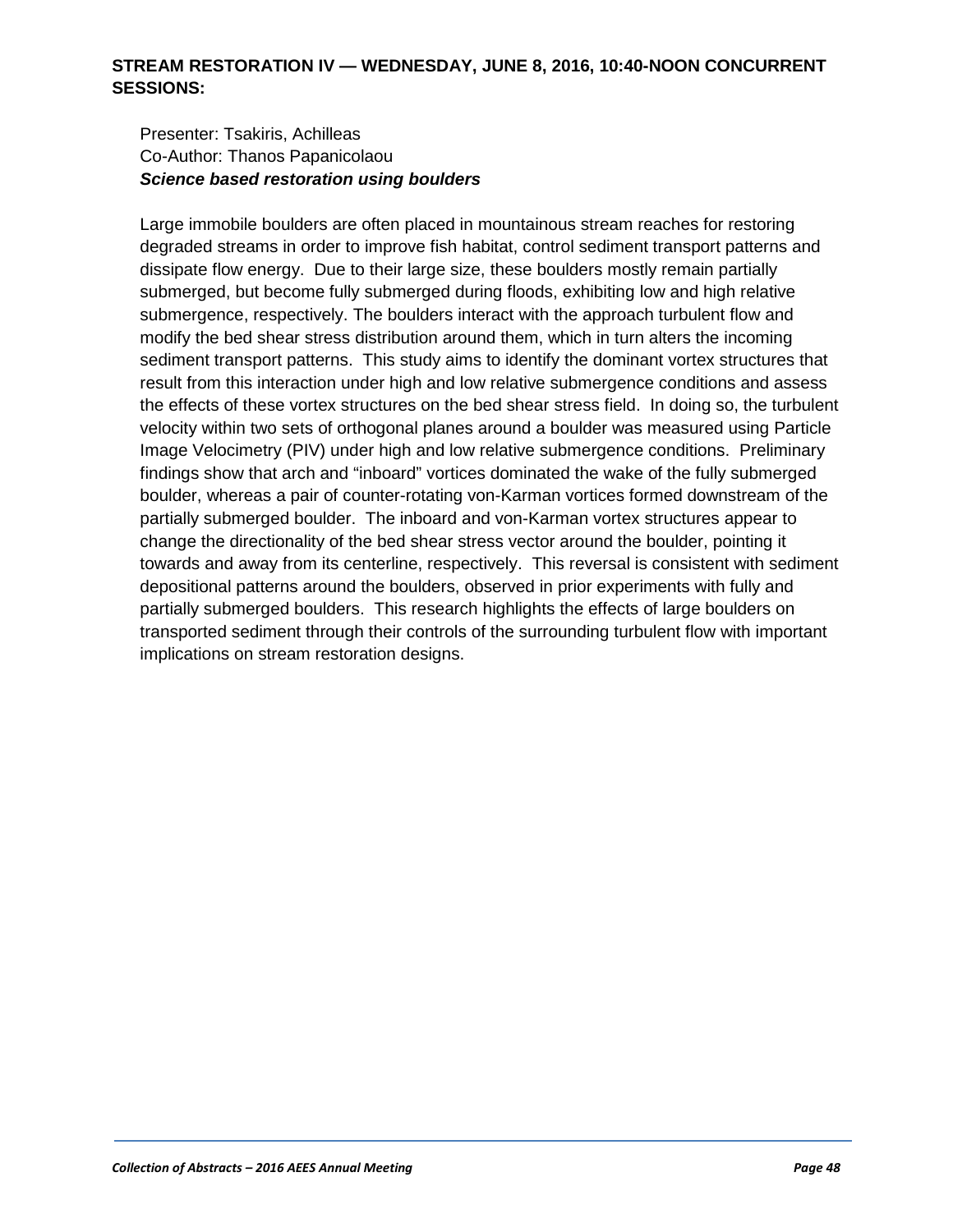**STREAM RESTORATION IV — WEDNESDAY, JUNE 8, 2016, 10:40-NOON CONCURRENT SESSIONS:**

Presenter: Tsakiris, Achilleas
Co-Author: Thanos Papanicolaou
***Science based restoration using boulders***

Large immobile boulders are often placed in mountainous stream reaches for restoring degraded streams in order to improve fish habitat, control sediment transport patterns and dissipate flow energy. Due to their large size, these boulders mostly remain partially submerged, but become fully submerged during floods, exhibiting low and high relative submergence, respectively. The boulders interact with the approach turbulent flow and modify the bed shear stress distribution around them, which in turn alters the incoming sediment transport patterns. This study aims to identify the dominant vortex structures that result from this interaction under high and low relative submergence conditions and assess the effects of these vortex structures on the bed shear stress field. In doing so, the turbulent velocity within two sets of orthogonal planes around a boulder was measured using Particle Image Velocimetry (PIV) under high and low relative submergence conditions. Preliminary findings show that arch and "inboard" vortices dominated the wake of the fully submerged boulder, whereas a pair of counter-rotating von-Karman vortices formed downstream of the partially submerged boulder. The inboard and von-Karman vortex structures appear to change the directionality of the bed shear stress vector around the boulder, pointing it towards and away from its centerline, respectively. This reversal is consistent with sediment depositional patterns around the boulders, observed in prior experiments with fully and partially submerged boulders. This research highlights the effects of large boulders on transported sediment through their controls of the surrounding turbulent flow with important implications on stream restoration designs.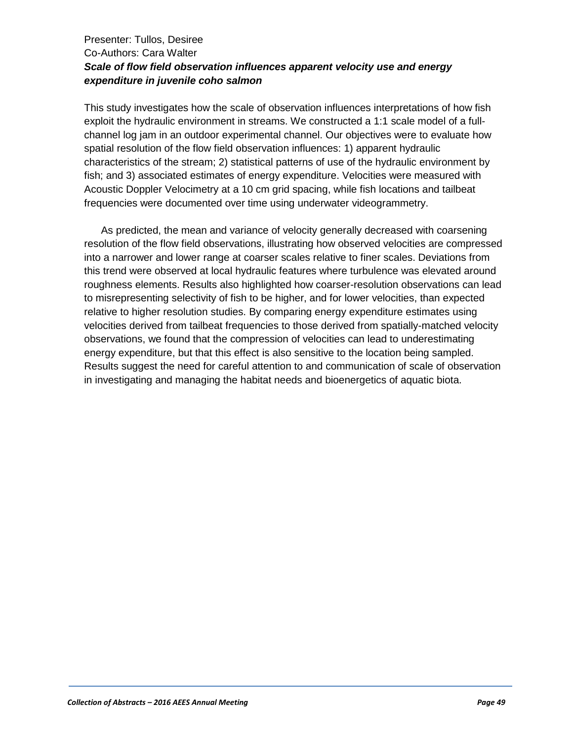Presenter: Tullos, Desiree
Co-Authors: Cara Walter
***Scale of flow field observation influences apparent velocity use and energy expenditure in juvenile coho salmon***

This study investigates how the scale of observation influences interpretations of how fish exploit the hydraulic environment in streams. We constructed a 1:1 scale model of a full-channel log jam in an outdoor experimental channel. Our objectives were to evaluate how spatial resolution of the flow field observation influences: 1) apparent hydraulic characteristics of the stream; 2) statistical patterns of use of the hydraulic environment by fish; and 3) associated estimates of energy expenditure. Velocities were measured with Acoustic Doppler Velocimetry at a 10 cm grid spacing, while fish locations and tailbeat frequencies were documented over time using underwater videogrammetry.

As predicted, the mean and variance of velocity generally decreased with coarsening resolution of the flow field observations, illustrating how observed velocities are compressed into a narrower and lower range at coarser scales relative to finer scales. Deviations from this trend were observed at local hydraulic features where turbulence was elevated around roughness elements. Results also highlighted how coarser-resolution observations can lead to misrepresenting selectivity of fish to be higher, and for lower velocities, than expected relative to higher resolution studies. By comparing energy expenditure estimates using velocities derived from tailbeat frequencies to those derived from spatially-matched velocity observations, we found that the compression of velocities can lead to underestimating energy expenditure, but that this effect is also sensitive to the location being sampled. Results suggest the need for careful attention to and communication of scale of observation in investigating and managing the habitat needs and bioenergetics of aquatic biota.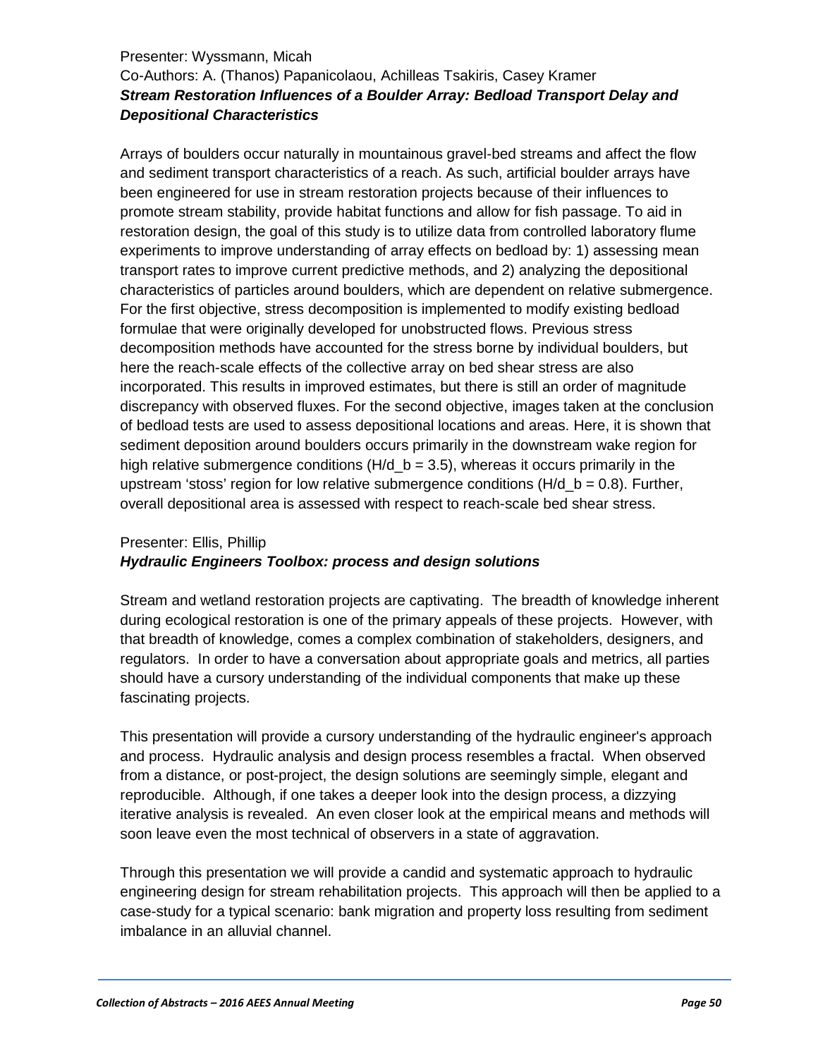Presenter: Wyssmann, Micah

Co-Authors: A. (Thanos) Papanicolaou, Achilleas Tsakiris, Casey Kramer

***Stream Restoration Influences of a Boulder Array: Bedload Transport Delay and Depositional Characteristics***

Arrays of boulders occur naturally in mountainous gravel-bed streams and affect the flow and sediment transport characteristics of a reach. As such, artificial boulder arrays have been engineered for use in stream restoration projects because of their influences to promote stream stability, provide habitat functions and allow for fish passage. To aid in restoration design, the goal of this study is to utilize data from controlled laboratory flume experiments to improve understanding of array effects on bedload by: 1) assessing mean transport rates to improve current predictive methods, and 2) analyzing the depositional characteristics of particles around boulders, which are dependent on relative submergence. For the first objective, stress decomposition is implemented to modify existing bedload formulae that were originally developed for unobstructed flows. Previous stress decomposition methods have accounted for the stress borne by individual boulders, but here the reach-scale effects of the collective array on bed shear stress are also incorporated. This results in improved estimates, but there is still an order of magnitude discrepancy with observed fluxes. For the second objective, images taken at the conclusion of bedload tests are used to assess depositional locations and areas. Here, it is shown that sediment deposition around boulders occurs primarily in the downstream wake region for high relative submergence conditions ($H/d_b = 3.5$), whereas it occurs primarily in the upstream 'stoss' region for low relative submergence conditions ($H/d_b = 0.8$). Further, overall depositional area is assessed with respect to reach-scale bed shear stress.

Presenter: Ellis, Phillip

***Hydraulic Engineers Toolbox: process and design solutions***

Stream and wetland restoration projects are captivating. The breadth of knowledge inherent during ecological restoration is one of the primary appeals of these projects. However, with that breadth of knowledge, comes a complex combination of stakeholders, designers, and regulators. In order to have a conversation about appropriate goals and metrics, all parties should have a cursory understanding of the individual components that make up these fascinating projects.

This presentation will provide a cursory understanding of the hydraulic engineer's approach and process. Hydraulic analysis and design process resembles a fractal. When observed from a distance, or post-project, the design solutions are seemingly simple, elegant and reproducible. Although, if one takes a deeper look into the design process, a dizzying iterative analysis is revealed. An even closer look at the empirical means and methods will soon leave even the most technical of observers in a state of aggravation.

Through this presentation we will provide a candid and systematic approach to hydraulic engineering design for stream rehabilitation projects. This approach will then be applied to a case-study for a typical scenario: bank migration and property loss resulting from sediment imbalance in an alluvial channel.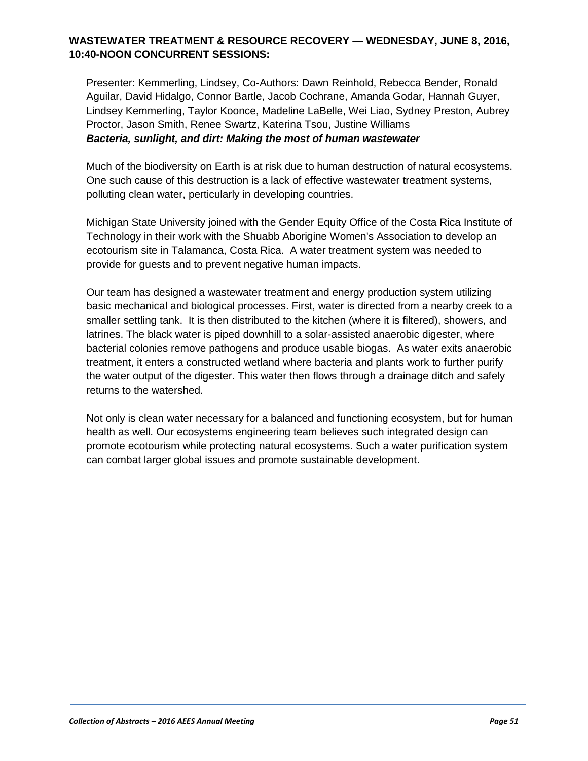**WASTEWATER TREATMENT & RESOURCE RECOVERY — WEDNESDAY, JUNE 8, 2016, 10:40-NOON CONCURRENT SESSIONS:**

Presenter: Kemmerling, Lindsey, Co-Authors: Dawn Reinhold, Rebecca Bender, Ronald Aguilar, David Hidalgo, Connor Bartle, Jacob Cochrane, Amanda Godar, Hannah Guyer, Lindsey Kemmerling, Taylor Koonce, Madeline LaBelle, Wei Liao, Sydney Preston, Aubrey Proctor, Jason Smith, Renee Swartz, Katerina Tsou, Justine Williams

***Bacteria, sunlight, and dirt: Making the most of human wastewater***

Much of the biodiversity on Earth is at risk due to human destruction of natural ecosystems. One such cause of this destruction is a lack of effective wastewater treatment systems, polluting clean water, perticularly in developing countries.

Michigan State University joined with the Gender Equity Office of the Costa Rica Institute of Technology in their work with the Shuabb Aborigine Women's Association to develop an ecotourism site in Talamanca, Costa Rica. A water treatment system was needed to provide for guests and to prevent negative human impacts.

Our team has designed a wastewater treatment and energy production system utilizing basic mechanical and biological processes. First, water is directed from a nearby creek to a smaller settling tank. It is then distributed to the kitchen (where it is filtered), showers, and latrines. The black water is piped downhill to a solar-assisted anaerobic digester, where bacterial colonies remove pathogens and produce usable biogas. As water exits anaerobic treatment, it enters a constructed wetland where bacteria and plants work to further purify the water output of the digester. This water then flows through a drainage ditch and safely returns to the watershed.

Not only is clean water necessary for a balanced and functioning ecosystem, but for human health as well. Our ecosystems engineering team believes such integrated design can promote ecotourism while protecting natural ecosystems. Such a water purification system can combat larger global issues and promote sustainable development.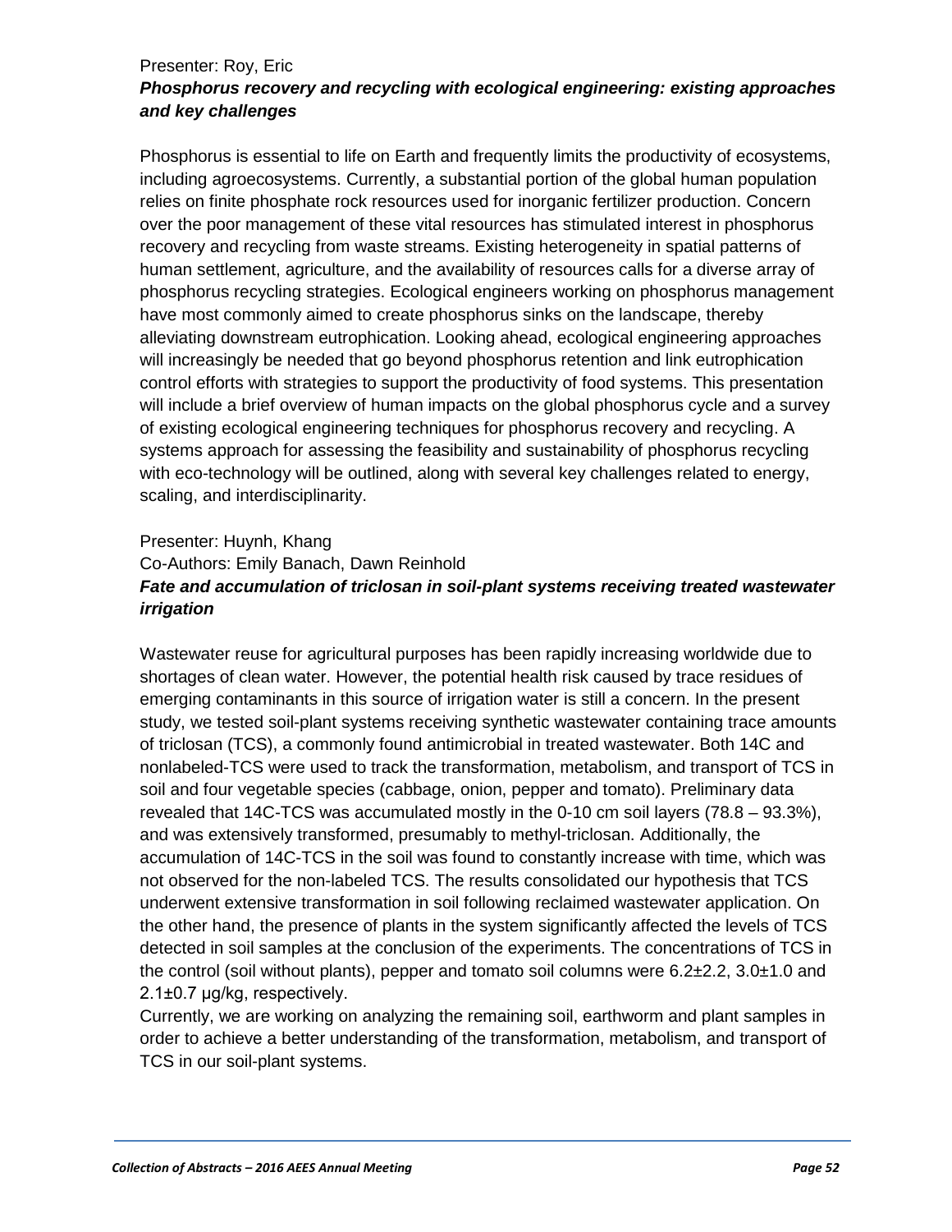Presenter: Roy, Eric

***Phosphorus recovery and recycling with ecological engineering: existing approaches and key challenges***

Phosphorus is essential to life on Earth and frequently limits the productivity of ecosystems, including agroecosystems. Currently, a substantial portion of the global human population relies on finite phosphate rock resources used for inorganic fertilizer production. Concern over the poor management of these vital resources has stimulated interest in phosphorus recovery and recycling from waste streams. Existing heterogeneity in spatial patterns of human settlement, agriculture, and the availability of resources calls for a diverse array of phosphorus recycling strategies. Ecological engineers working on phosphorus management have most commonly aimed to create phosphorus sinks on the landscape, thereby alleviating downstream eutrophication. Looking ahead, ecological engineering approaches will increasingly be needed that go beyond phosphorus retention and link eutrophication control efforts with strategies to support the productivity of food systems. This presentation will include a brief overview of human impacts on the global phosphorus cycle and a survey of existing ecological engineering techniques for phosphorus recovery and recycling. A systems approach for assessing the feasibility and sustainability of phosphorus recycling with eco-technology will be outlined, along with several key challenges related to energy, scaling, and interdisciplinarity.

Presenter: Huynh, Khang

Co-Authors: Emily Banach, Dawn Reinhold

***Fate and accumulation of triclosan in soil-plant systems receiving treated wastewater irrigation***

Wastewater reuse for agricultural purposes has been rapidly increasing worldwide due to shortages of clean water. However, the potential health risk caused by trace residues of emerging contaminants in this source of irrigation water is still a concern. In the present study, we tested soil-plant systems receiving synthetic wastewater containing trace amounts of triclosan (TCS), a commonly found antimicrobial in treated wastewater. Both 14C and nonlabeled-TCS were used to track the transformation, metabolism, and transport of TCS in soil and four vegetable species (cabbage, onion, pepper and tomato). Preliminary data revealed that 14C-TCS was accumulated mostly in the 0-10 cm soil layers (78.8 – 93.3%), and was extensively transformed, presumably to methyl-triclosan. Additionally, the accumulation of 14C-TCS in the soil was found to constantly increase with time, which was not observed for the non-labeled TCS. The results consolidated our hypothesis that TCS underwent extensive transformation in soil following reclaimed wastewater application. On the other hand, the presence of plants in the system significantly affected the levels of TCS detected in soil samples at the conclusion of the experiments. The concentrations of TCS in the control (soil without plants), pepper and tomato soil columns were $6.2 \pm 2.2$, $3.0 \pm 1.0$ and $2.1 \pm 0.7$ µg/kg, respectively.

Currently, we are working on analyzing the remaining soil, earthworm and plant samples in order to achieve a better understanding of the transformation, metabolism, and transport of TCS in our soil-plant systems.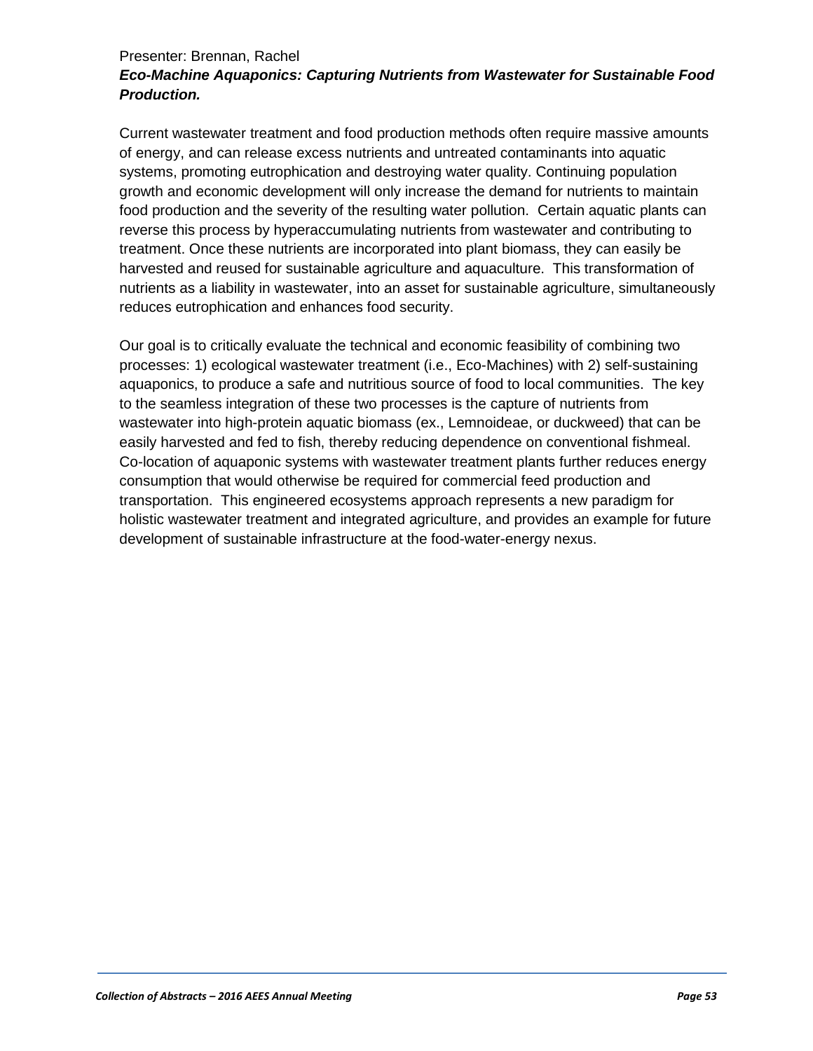Presenter: Brennan, Rachel

***Eco-Machine Aquaponics: Capturing Nutrients from Wastewater for Sustainable Food Production.***

Current wastewater treatment and food production methods often require massive amounts of energy, and can release excess nutrients and untreated contaminants into aquatic systems, promoting eutrophication and destroying water quality. Continuing population growth and economic development will only increase the demand for nutrients to maintain food production and the severity of the resulting water pollution. Certain aquatic plants can reverse this process by hyperaccumulating nutrients from wastewater and contributing to treatment. Once these nutrients are incorporated into plant biomass, they can easily be harvested and reused for sustainable agriculture and aquaculture. This transformation of nutrients as a liability in wastewater, into an asset for sustainable agriculture, simultaneously reduces eutrophication and enhances food security.

Our goal is to critically evaluate the technical and economic feasibility of combining two processes: 1) ecological wastewater treatment (i.e., Eco-Machines) with 2) self-sustaining aquaponics, to produce a safe and nutritious source of food to local communities. The key to the seamless integration of these two processes is the capture of nutrients from wastewater into high-protein aquatic biomass (ex., Lemnoideae, or duckweed) that can be easily harvested and fed to fish, thereby reducing dependence on conventional fishmeal. Co-location of aquaponic systems with wastewater treatment plants further reduces energy consumption that would otherwise be required for commercial feed production and transportation. This engineered ecosystems approach represents a new paradigm for holistic wastewater treatment and integrated agriculture, and provides an example for future development of sustainable infrastructure at the food-water-energy nexus.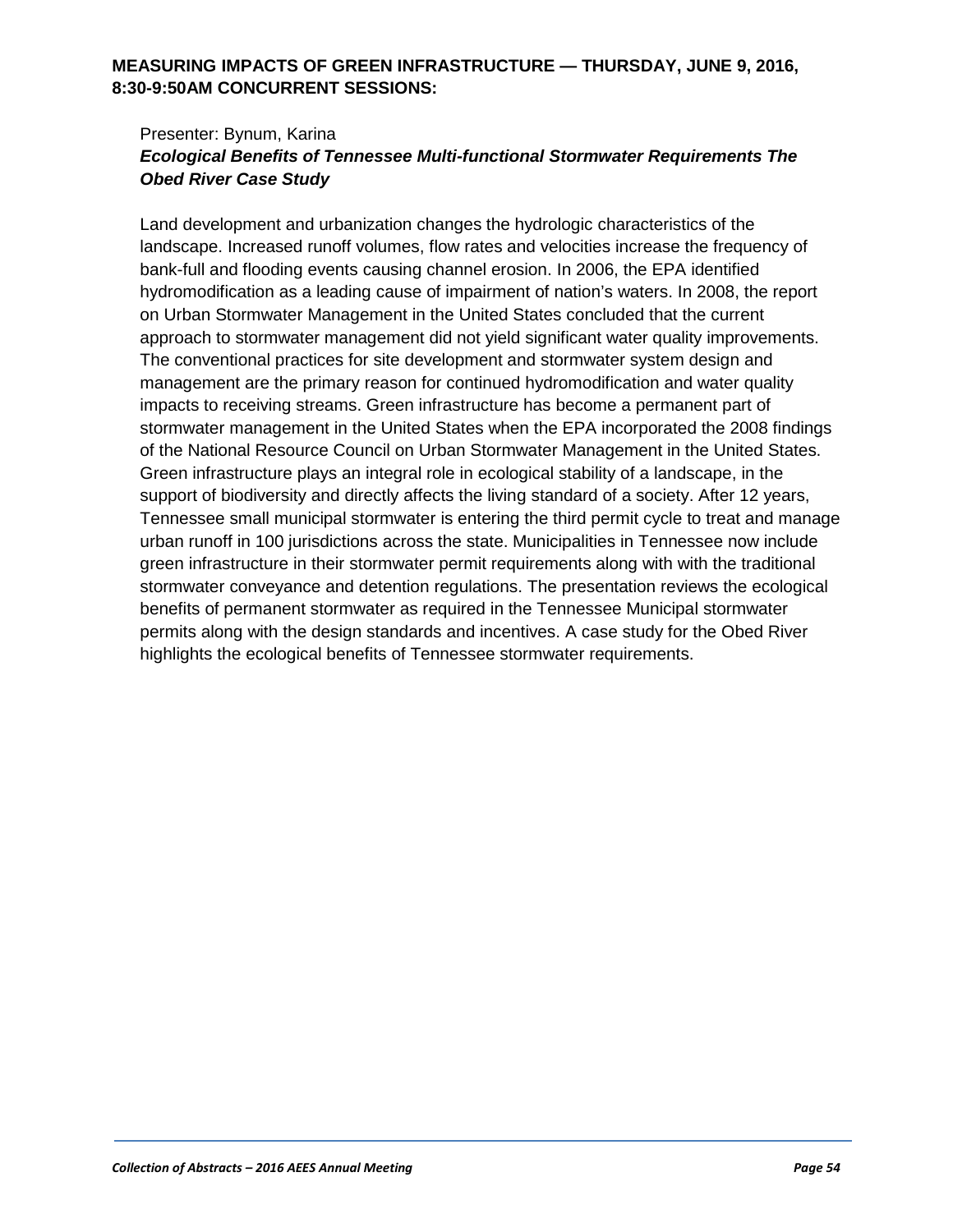**MEASURING IMPACTS OF GREEN INFRASTRUCTURE — THURSDAY, JUNE 9, 2016, 8:30-9:50AM CONCURRENT SESSIONS:**

Presenter: Bynum, Karina

***Ecological Benefits of Tennessee Multi-functional Stormwater Requirements The Obed River Case Study***

Land development and urbanization changes the hydrologic characteristics of the landscape. Increased runoff volumes, flow rates and velocities increase the frequency of bank-full and flooding events causing channel erosion. In 2006, the EPA identified hydromodification as a leading cause of impairment of nation's waters. In 2008, the report on Urban Stormwater Management in the United States concluded that the current approach to stormwater management did not yield significant water quality improvements. The conventional practices for site development and stormwater system design and management are the primary reason for continued hydromodification and water quality impacts to receiving streams. Green infrastructure has become a permanent part of stormwater management in the United States when the EPA incorporated the 2008 findings of the National Resource Council on Urban Stormwater Management in the United States. Green infrastructure plays an integral role in ecological stability of a landscape, in the support of biodiversity and directly affects the living standard of a society. After 12 years, Tennessee small municipal stormwater is entering the third permit cycle to treat and manage urban runoff in 100 jurisdictions across the state. Municipalities in Tennessee now include green infrastructure in their stormwater permit requirements along with with the traditional stormwater conveyance and detention regulations. The presentation reviews the ecological benefits of permanent stormwater as required in the Tennessee Municipal stormwater permits along with the design standards and incentives. A case study for the Obed River highlights the ecological benefits of Tennessee stormwater requirements.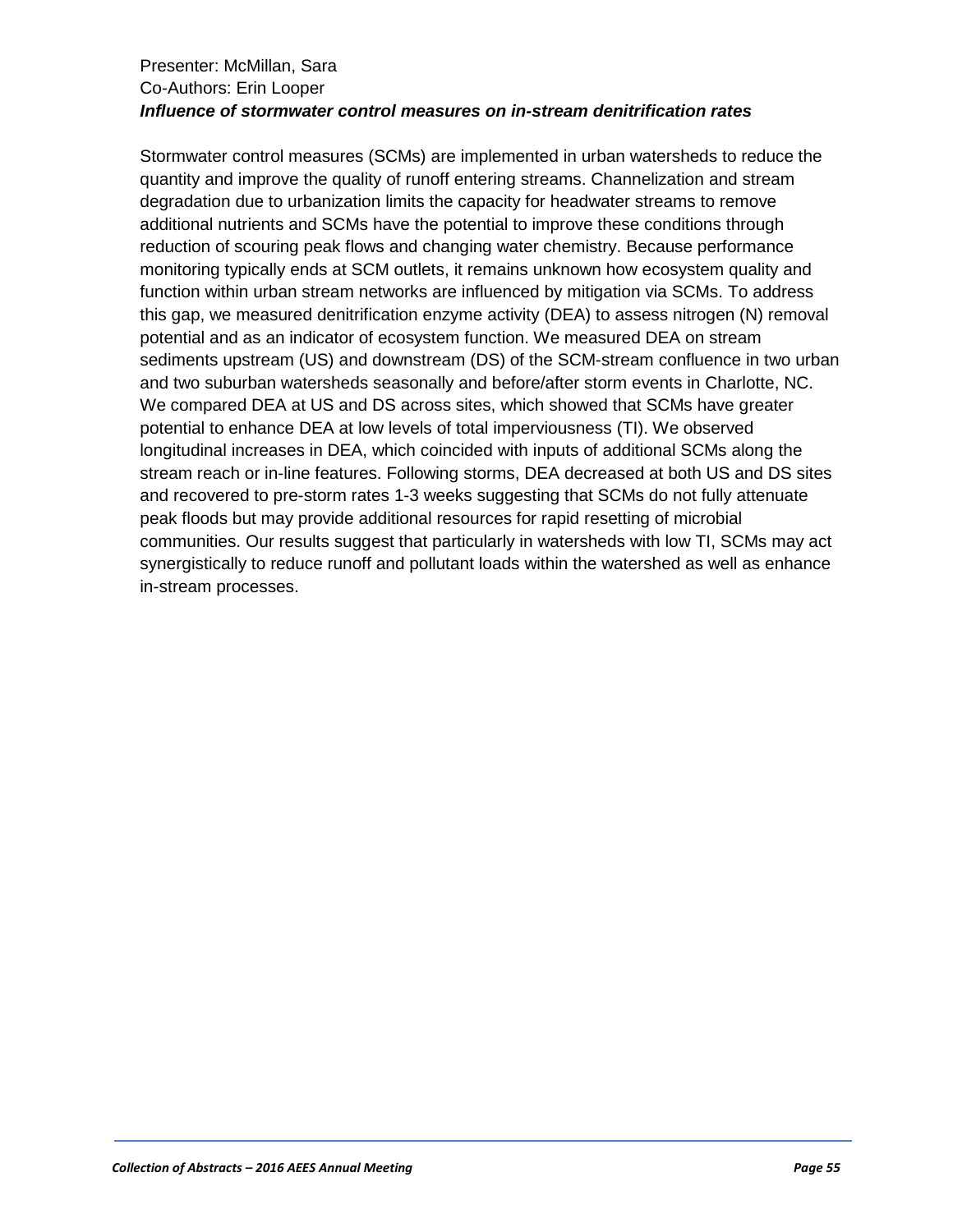Presenter: McMillan, Sara
Co-Authors: Erin Looper
***Influence of stormwater control measures on in-stream denitrification rates***

Stormwater control measures (SCMs) are implemented in urban watersheds to reduce the quantity and improve the quality of runoff entering streams. Channelization and stream degradation due to urbanization limits the capacity for headwater streams to remove additional nutrients and SCMs have the potential to improve these conditions through reduction of scouring peak flows and changing water chemistry. Because performance monitoring typically ends at SCM outlets, it remains unknown how ecosystem quality and function within urban stream networks are influenced by mitigation via SCMs. To address this gap, we measured denitrification enzyme activity (DEA) to assess nitrogen (N) removal potential and as an indicator of ecosystem function. We measured DEA on stream sediments upstream (US) and downstream (DS) of the SCM-stream confluence in two urban and two suburban watersheds seasonally and before/after storm events in Charlotte, NC. We compared DEA at US and DS across sites, which showed that SCMs have greater potential to enhance DEA at low levels of total imperviousness (TI). We observed longitudinal increases in DEA, which coincided with inputs of additional SCMs along the stream reach or in-line features. Following storms, DEA decreased at both US and DS sites and recovered to pre-storm rates 1-3 weeks suggesting that SCMs do not fully attenuate peak floods but may provide additional resources for rapid resetting of microbial communities. Our results suggest that particularly in watersheds with low TI, SCMs may act synergistically to reduce runoff and pollutant loads within the watershed as well as enhance in-stream processes.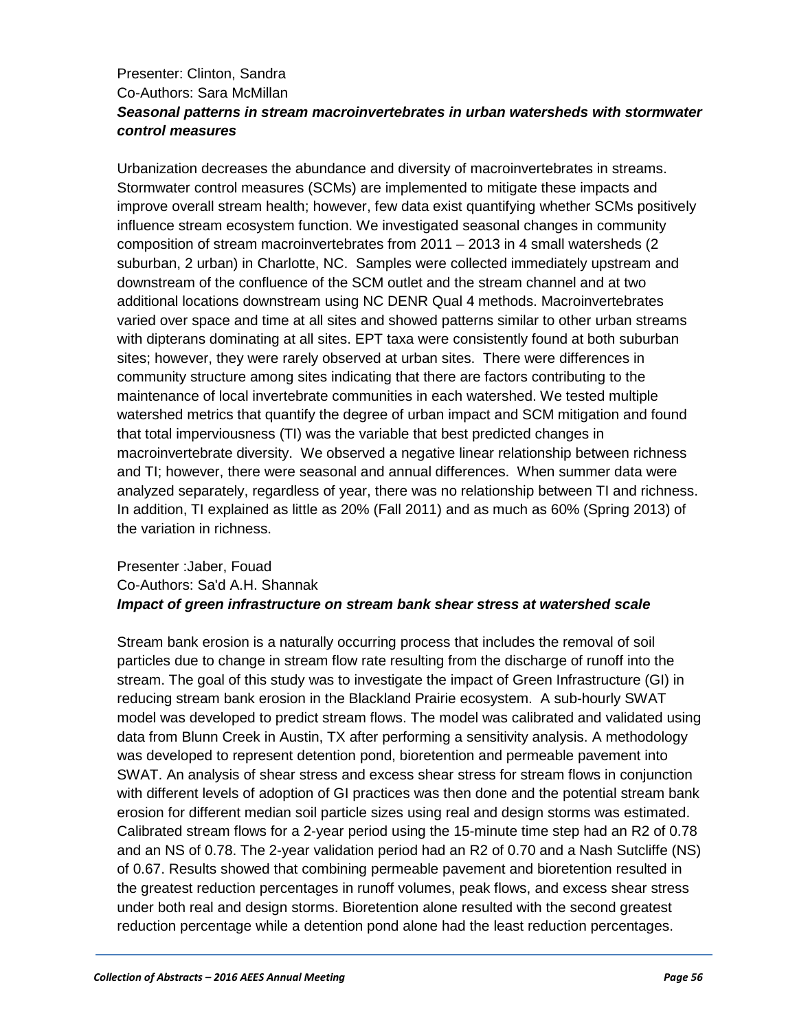Presenter: Clinton, Sandra
Co-Authors: Sara McMillan
***Seasonal patterns in stream macroinvertebrates in urban watersheds with stormwater control measures***

Urbanization decreases the abundance and diversity of macroinvertebrates in streams. Stormwater control measures (SCMs) are implemented to mitigate these impacts and improve overall stream health; however, few data exist quantifying whether SCMs positively influence stream ecosystem function. We investigated seasonal changes in community composition of stream macroinvertebrates from 2011 – 2013 in 4 small watersheds (2 suburban, 2 urban) in Charlotte, NC. Samples were collected immediately upstream and downstream of the confluence of the SCM outlet and the stream channel and at two additional locations downstream using NC DENR Qual 4 methods. Macroinvertebrates varied over space and time at all sites and showed patterns similar to other urban streams with dipterans dominating at all sites. EPT taxa were consistently found at both suburban sites; however, they were rarely observed at urban sites. There were differences in community structure among sites indicating that there are factors contributing to the maintenance of local invertebrate communities in each watershed. We tested multiple watershed metrics that quantify the degree of urban impact and SCM mitigation and found that total imperviousness (TI) was the variable that best predicted changes in macroinvertebrate diversity. We observed a negative linear relationship between richness and TI; however, there were seasonal and annual differences. When summer data were analyzed separately, regardless of year, there was no relationship between TI and richness. In addition, TI explained as little as 20% (Fall 2011) and as much as 60% (Spring 2013) of the variation in richness.

Presenter :Jaber, Fouad
Co-Authors: Sa'd A.H. Shannak
***Impact of green infrastructure on stream bank shear stress at watershed scale***

Stream bank erosion is a naturally occurring process that includes the removal of soil particles due to change in stream flow rate resulting from the discharge of runoff into the stream. The goal of this study was to investigate the impact of Green Infrastructure (GI) in reducing stream bank erosion in the Blackland Prairie ecosystem. A sub-hourly SWAT model was developed to predict stream flows. The model was calibrated and validated using data from Blunn Creek in Austin, TX after performing a sensitivity analysis. A methodology was developed to represent detention pond, bioretention and permeable pavement into SWAT. An analysis of shear stress and excess shear stress for stream flows in conjunction with different levels of adoption of GI practices was then done and the potential stream bank erosion for different median soil particle sizes using real and design storms was estimated. Calibrated stream flows for a 2-year period using the 15-minute time step had an $R2$ of 0.78 and an NS of 0.78. The 2-year validation period had an $R2$ of 0.70 and a Nash Sutcliffe (NS) of 0.67. Results showed that combining permeable pavement and bioretention resulted in the greatest reduction percentages in runoff volumes, peak flows, and excess shear stress under both real and design storms. Bioretention alone resulted with the second greatest reduction percentage while a detention pond alone had the least reduction percentages.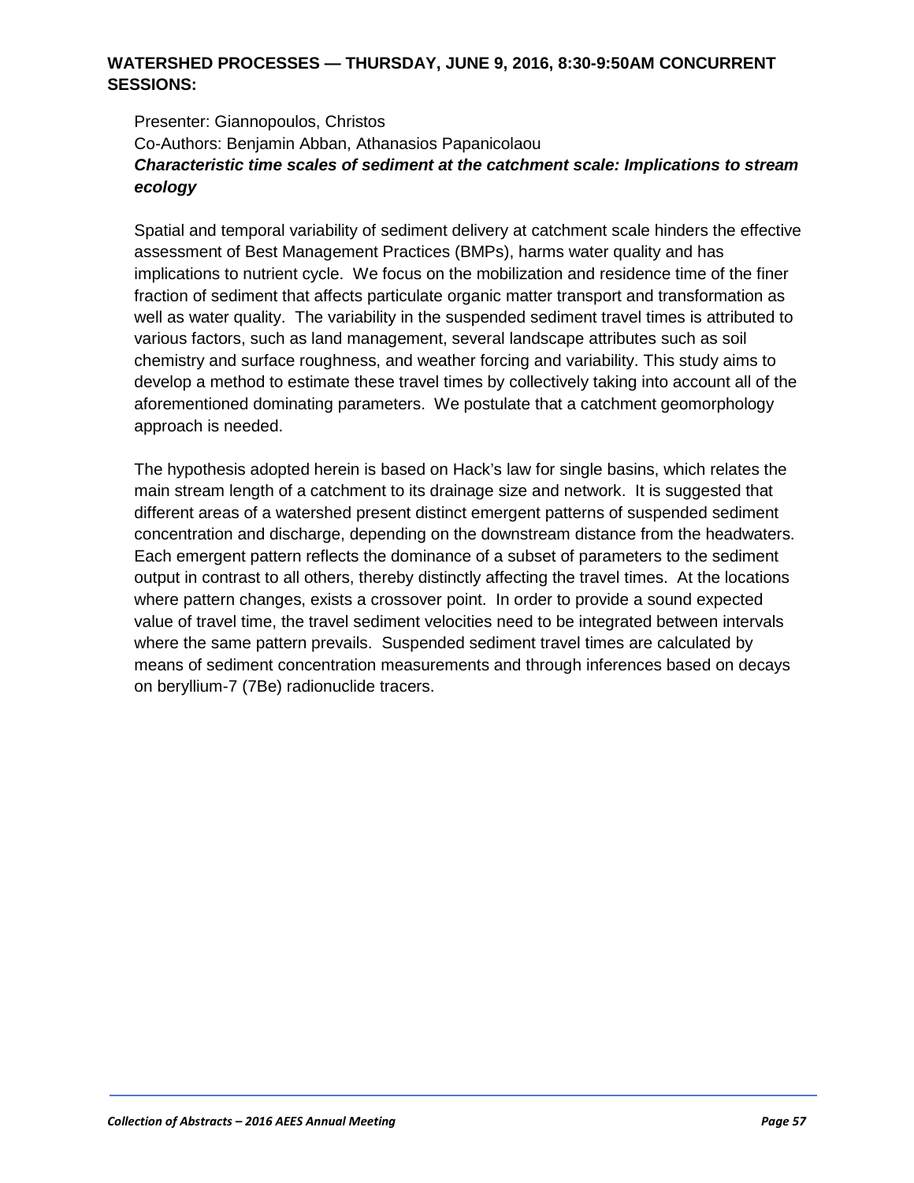## WATERSHED PROCESSES — THURSDAY, JUNE 9, 2016, 8:30-9:50AM CONCURRENT SESSIONS:

Presenter: Giannopoulos, Christos
Co-Authors: Benjamin Abban, Athanasios Papanicolaou
***Characteristic time scales of sediment at the catchment scale: Implications to stream ecology***

Spatial and temporal variability of sediment delivery at catchment scale hinders the effective assessment of Best Management Practices (BMPs), harms water quality and has implications to nutrient cycle. We focus on the mobilization and residence time of the finer fraction of sediment that affects particulate organic matter transport and transformation as well as water quality. The variability in the suspended sediment travel times is attributed to various factors, such as land management, several landscape attributes such as soil chemistry and surface roughness, and weather forcing and variability. This study aims to develop a method to estimate these travel times by collectively taking into account all of the aforementioned dominating parameters. We postulate that a catchment geomorphology approach is needed.

The hypothesis adopted herein is based on Hack's law for single basins, which relates the main stream length of a catchment to its drainage size and network. It is suggested that different areas of a watershed present distinct emergent patterns of suspended sediment concentration and discharge, depending on the downstream distance from the headwaters. Each emergent pattern reflects the dominance of a subset of parameters to the sediment output in contrast to all others, thereby distinctly affecting the travel times. At the locations where pattern changes, exists a crossover point. In order to provide a sound expected value of travel time, the travel sediment velocities need to be integrated between intervals where the same pattern prevails. Suspended sediment travel times are calculated by means of sediment concentration measurements and through inferences based on decays on beryllium-7 (7Be) radionuclide tracers.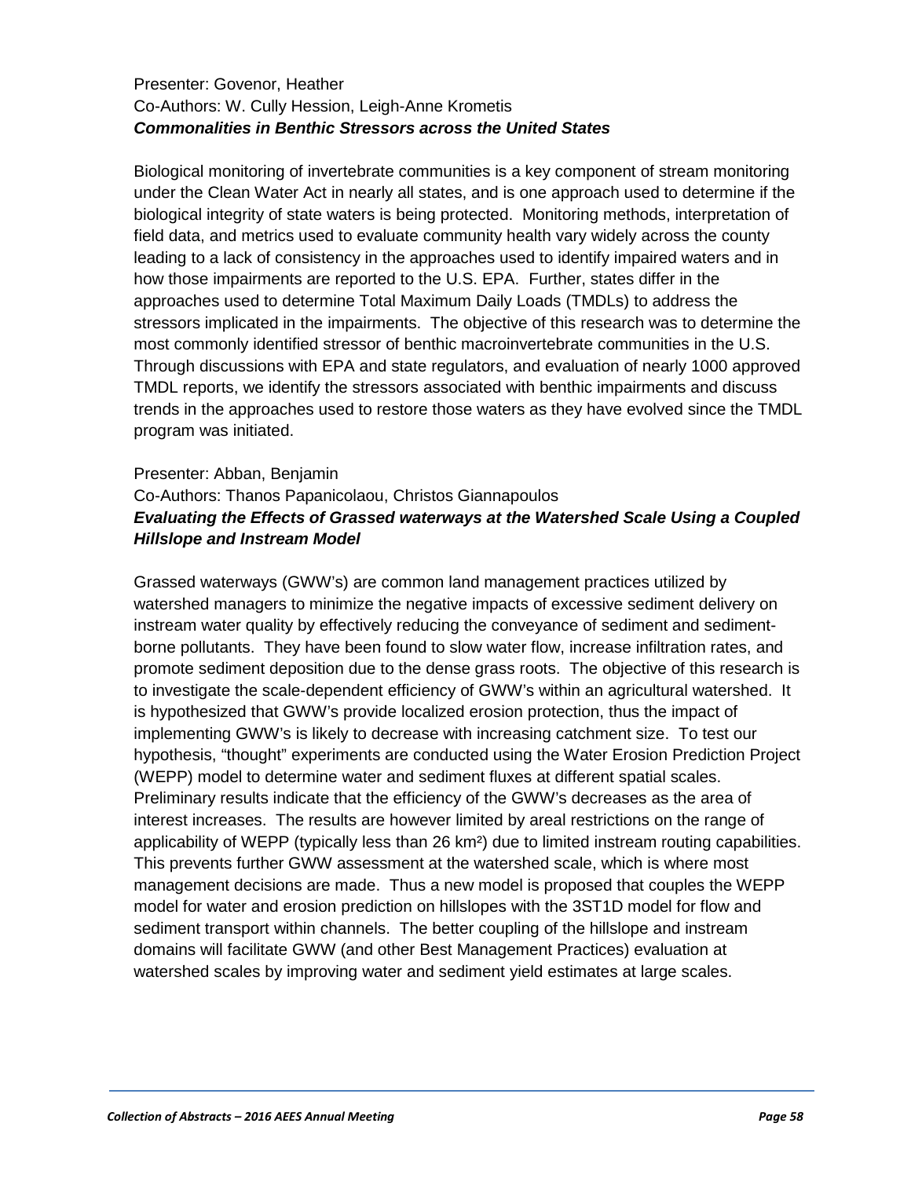Presenter: Govenor, Heather
Co-Authors: W. Cully Hession, Leigh-Anne Krometis
***Commonalities in Benthic Stressors across the United States***

Biological monitoring of invertebrate communities is a key component of stream monitoring under the Clean Water Act in nearly all states, and is one approach used to determine if the biological integrity of state waters is being protected. Monitoring methods, interpretation of field data, and metrics used to evaluate community health vary widely across the county leading to a lack of consistency in the approaches used to identify impaired waters and in how those impairments are reported to the U.S. EPA. Further, states differ in the approaches used to determine Total Maximum Daily Loads (TMDLs) to address the stressors implicated in the impairments. The objective of this research was to determine the most commonly identified stressor of benthic macroinvertebrate communities in the U.S. Through discussions with EPA and state regulators, and evaluation of nearly 1000 approved TMDL reports, we identify the stressors associated with benthic impairments and discuss trends in the approaches used to restore those waters as they have evolved since the TMDL program was initiated.

Presenter: Abban, Benjamin
Co-Authors: Thanos Papanicolaou, Christos Giannapoulos
***Evaluating the Effects of Grassed waterways at the Watershed Scale Using a Coupled Hillslope and Instream Model***

Grassed waterways (GWW's) are common land management practices utilized by watershed managers to minimize the negative impacts of excessive sediment delivery on instream water quality by effectively reducing the conveyance of sediment and sediment-borne pollutants. They have been found to slow water flow, increase infiltration rates, and promote sediment deposition due to the dense grass roots. The objective of this research is to investigate the scale-dependent efficiency of GWW's within an agricultural watershed. It is hypothesized that GWW's provide localized erosion protection, thus the impact of implementing GWW's is likely to decrease with increasing catchment size. To test our hypothesis, "thought" experiments are conducted using the Water Erosion Prediction Project (WEPP) model to determine water and sediment fluxes at different spatial scales. Preliminary results indicate that the efficiency of the GWW's decreases as the area of interest increases. The results are however limited by areal restrictions on the range of applicability of WEPP (typically less than 26 $km^2$) due to limited instream routing capabilities. This prevents further GWW assessment at the watershed scale, which is where most management decisions are made. Thus a new model is proposed that couples the WEPP model for water and erosion prediction on hillslopes with the 3ST1D model for flow and sediment transport within channels. The better coupling of the hillslope and instream domains will facilitate GWW (and other Best Management Practices) evaluation at watershed scales by improving water and sediment yield estimates at large scales.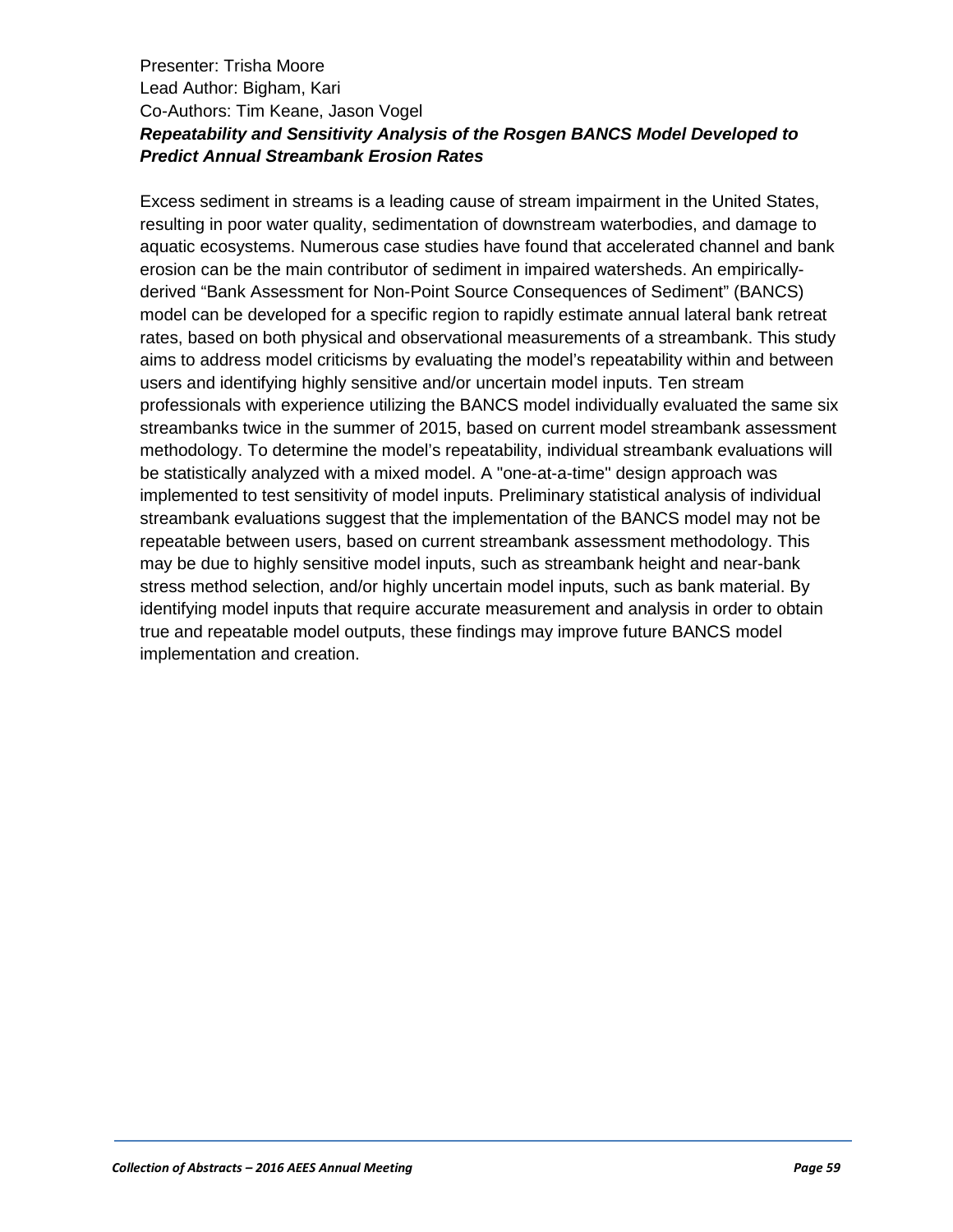Presenter: Trisha Moore
Lead Author: Bigham, Kari
Co-Authors: Tim Keane, Jason Vogel

***Repeatability and Sensitivity Analysis of the Rosgen BANCS Model Developed to Predict Annual Streambank Erosion Rates***

Excess sediment in streams is a leading cause of stream impairment in the United States, resulting in poor water quality, sedimentation of downstream waterbodies, and damage to aquatic ecosystems. Numerous case studies have found that accelerated channel and bank erosion can be the main contributor of sediment in impaired watersheds. An empirically-derived "Bank Assessment for Non-Point Source Consequences of Sediment" (BANCS) model can be developed for a specific region to rapidly estimate annual lateral bank retreat rates, based on both physical and observational measurements of a streambank. This study aims to address model criticisms by evaluating the model's repeatability within and between users and identifying highly sensitive and/or uncertain model inputs. Ten stream professionals with experience utilizing the BANCS model individually evaluated the same six streambanks twice in the summer of 2015, based on current model streambank assessment methodology. To determine the model's repeatability, individual streambank evaluations will be statistically analyzed with a mixed model. A "one-at-a-time" design approach was implemented to test sensitivity of model inputs. Preliminary statistical analysis of individual streambank evaluations suggest that the implementation of the BANCS model may not be repeatable between users, based on current streambank assessment methodology. This may be due to highly sensitive model inputs, such as streambank height and near-bank stress method selection, and/or highly uncertain model inputs, such as bank material. By identifying model inputs that require accurate measurement and analysis in order to obtain true and repeatable model outputs, these findings may improve future BANCS model implementation and creation.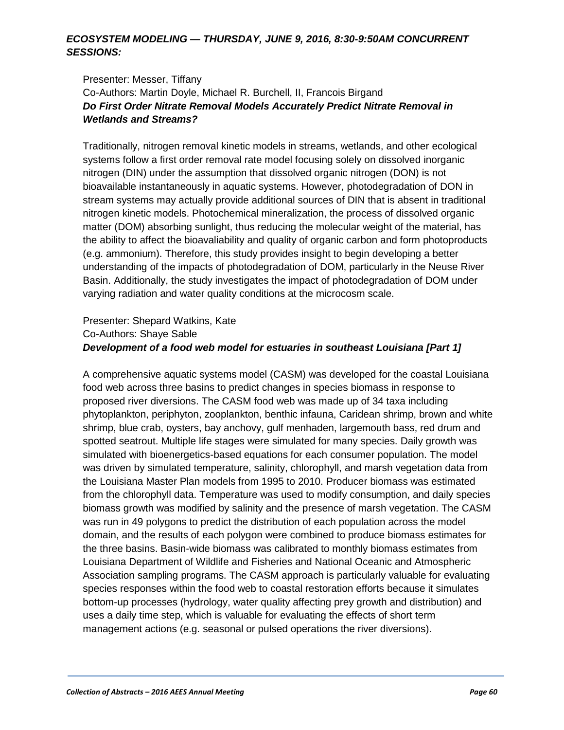## *ECOSYSTEM MODELING — THURSDAY, JUNE 9, 2016, 8:30-9:50AM CONCURRENT SESSIONS:*

Presenter: Messer, Tiffany
Co-Authors: Martin Doyle, Michael R. Burchell, II, Francois Birgand
***Do First Order Nitrate Removal Models Accurately Predict Nitrate Removal in Wetlands and Streams?***

Traditionally, nitrogen removal kinetic models in streams, wetlands, and other ecological systems follow a first order removal rate model focusing solely on dissolved inorganic nitrogen (DIN) under the assumption that dissolved organic nitrogen (DON) is not bioavailable instantaneously in aquatic systems. However, photodegradation of DON in stream systems may actually provide additional sources of DIN that is absent in traditional nitrogen kinetic models. Photochemical mineralization, the process of dissolved organic matter (DOM) absorbing sunlight, thus reducing the molecular weight of the material, has the ability to affect the bioavaliability and quality of organic carbon and form photoproducts (e.g. ammonium). Therefore, this study provides insight to begin developing a better understanding of the impacts of photodegradation of DOM, particularly in the Neuse River Basin. Additionally, the study investigates the impact of photodegradation of DOM under varying radiation and water quality conditions at the microcosm scale.

Presenter: Shepard Watkins, Kate
Co-Authors: Shaye Sable
***Development of a food web model for estuaries in southeast Louisiana [Part 1]***

A comprehensive aquatic systems model (CASM) was developed for the coastal Louisiana food web across three basins to predict changes in species biomass in response to proposed river diversions. The CASM food web was made up of 34 taxa including phytoplankton, periphyton, zooplankton, benthic infauna, Caridean shrimp, brown and white shrimp, blue crab, oysters, bay anchovy, gulf menhaden, largemouth bass, red drum and spotted seatrout. Multiple life stages were simulated for many species. Daily growth was simulated with bioenergetics-based equations for each consumer population. The model was driven by simulated temperature, salinity, chlorophyll, and marsh vegetation data from the Louisiana Master Plan models from 1995 to 2010. Producer biomass was estimated from the chlorophyll data. Temperature was used to modify consumption, and daily species biomass growth was modified by salinity and the presence of marsh vegetation. The CASM was run in 49 polygons to predict the distribution of each population across the model domain, and the results of each polygon were combined to produce biomass estimates for the three basins. Basin-wide biomass was calibrated to monthly biomass estimates from Louisiana Department of Wildlife and Fisheries and National Oceanic and Atmospheric Association sampling programs. The CASM approach is particularly valuable for evaluating species responses within the food web to coastal restoration efforts because it simulates bottom-up processes (hydrology, water quality affecting prey growth and distribution) and uses a daily time step, which is valuable for evaluating the effects of short term management actions (e.g. seasonal or pulsed operations the river diversions).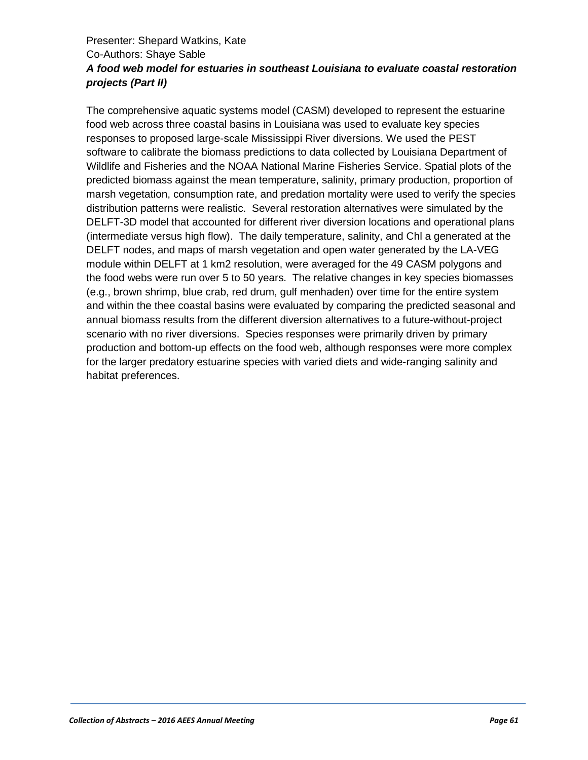Presenter: Shepard Watkins, Kate
Co-Authors: Shaye Sable
***A food web model for estuaries in southeast Louisiana to evaluate coastal restoration projects (Part II)***

The comprehensive aquatic systems model (CASM) developed to represent the estuarine food web across three coastal basins in Louisiana was used to evaluate key species responses to proposed large-scale Mississippi River diversions. We used the PEST software to calibrate the biomass predictions to data collected by Louisiana Department of Wildlife and Fisheries and the NOAA National Marine Fisheries Service. Spatial plots of the predicted biomass against the mean temperature, salinity, primary production, proportion of marsh vegetation, consumption rate, and predation mortality were used to verify the species distribution patterns were realistic. Several restoration alternatives were simulated by the DELFT-3D model that accounted for different river diversion locations and operational plans (intermediate versus high flow). The daily temperature, salinity, and Chl a generated at the DELFT nodes, and maps of marsh vegetation and open water generated by the LA-VEG module within DELFT at 1 km2 resolution, were averaged for the 49 CASM polygons and the food webs were run over 5 to 50 years. The relative changes in key species biomasses (e.g., brown shrimp, blue crab, red drum, gulf menhaden) over time for the entire system and within the thee coastal basins were evaluated by comparing the predicted seasonal and annual biomass results from the different diversion alternatives to a future-without-project scenario with no river diversions. Species responses were primarily driven by primary production and bottom-up effects on the food web, although responses were more complex for the larger predatory estuarine species with varied diets and wide-ranging salinity and habitat preferences.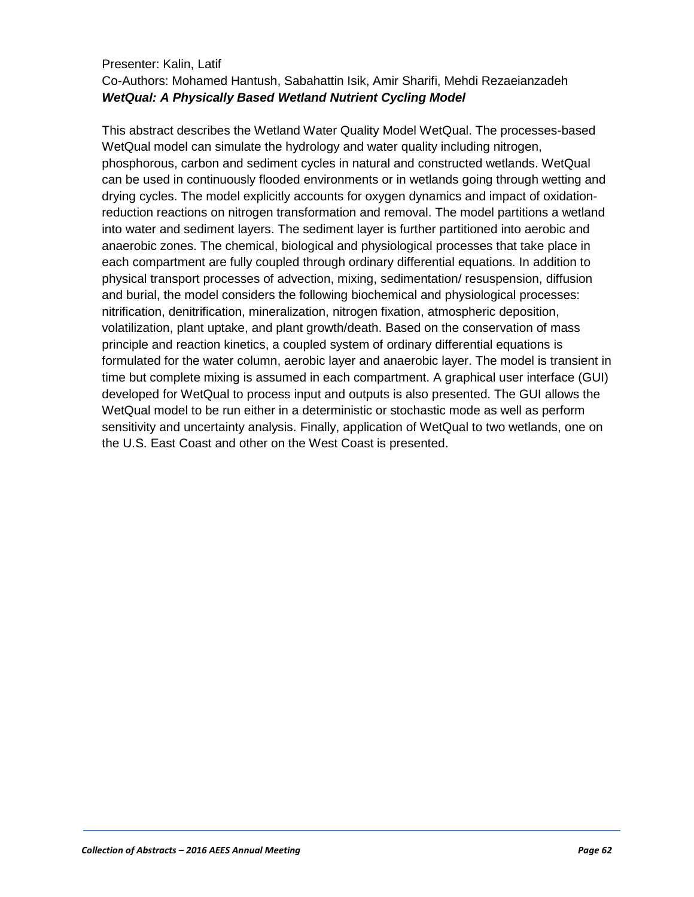Presenter: Kalin, Latif

Co-Authors: Mohamed Hantush, Sabahattin Isik, Amir Sharifi, Mehdi Rezaeianzadeh

***WetQual: A Physically Based Wetland Nutrient Cycling Model***

This abstract describes the Wetland Water Quality Model WetQual. The processes-based WetQual model can simulate the hydrology and water quality including nitrogen, phosphorous, carbon and sediment cycles in natural and constructed wetlands. WetQual can be used in continuously flooded environments or in wetlands going through wetting and drying cycles. The model explicitly accounts for oxygen dynamics and impact of oxidation-reduction reactions on nitrogen transformation and removal. The model partitions a wetland into water and sediment layers. The sediment layer is further partitioned into aerobic and anaerobic zones. The chemical, biological and physiological processes that take place in each compartment are fully coupled through ordinary differential equations. In addition to physical transport processes of advection, mixing, sedimentation/ resuspension, diffusion and burial, the model considers the following biochemical and physiological processes: nitrification, denitrification, mineralization, nitrogen fixation, atmospheric deposition, volatilization, plant uptake, and plant growth/death. Based on the conservation of mass principle and reaction kinetics, a coupled system of ordinary differential equations is formulated for the water column, aerobic layer and anaerobic layer. The model is transient in time but complete mixing is assumed in each compartment. A graphical user interface (GUI) developed for WetQual to process input and outputs is also presented. The GUI allows the WetQual model to be run either in a deterministic or stochastic mode as well as perform sensitivity and uncertainty analysis. Finally, application of WetQual to two wetlands, one on the U.S. East Coast and other on the West Coast is presented.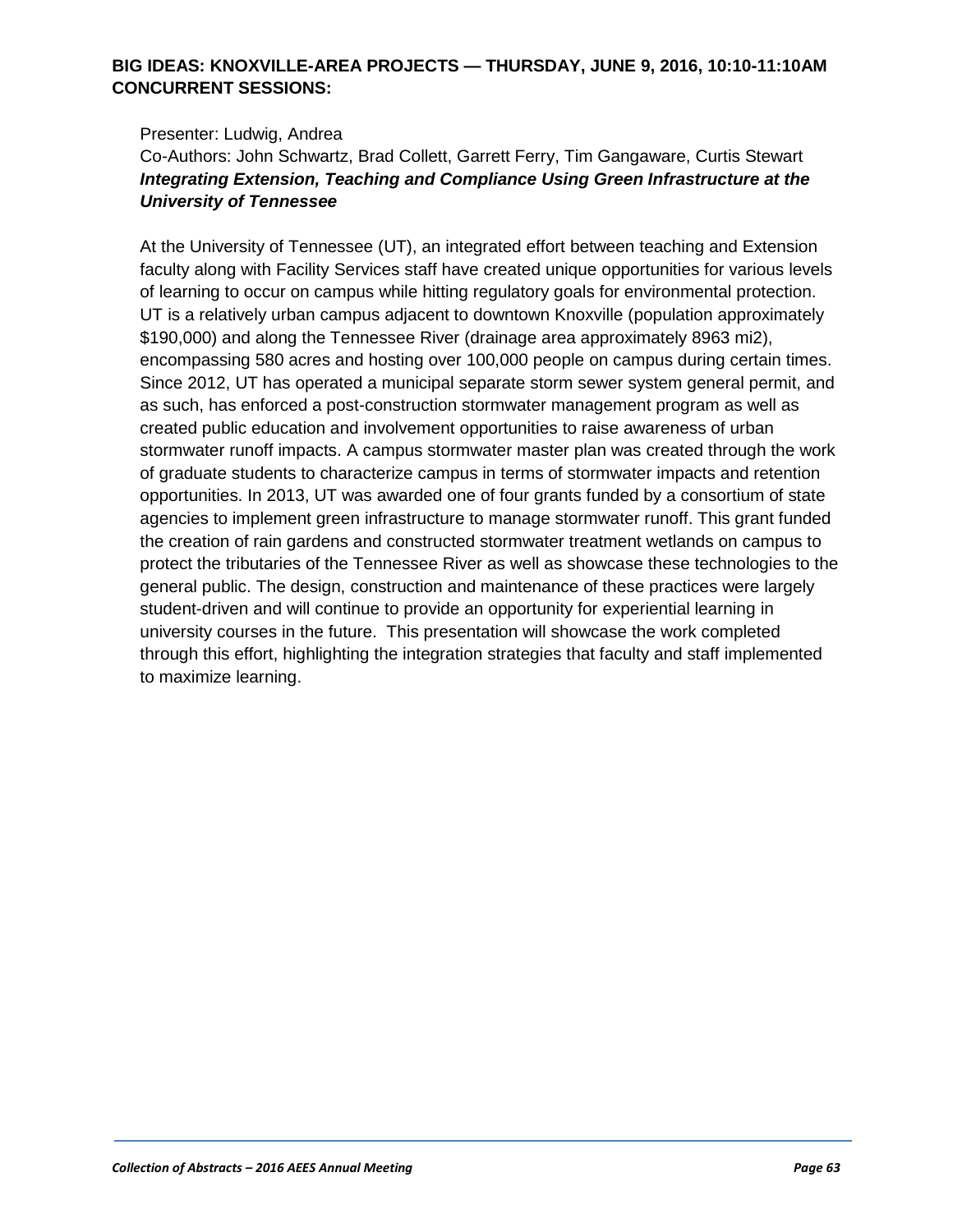**BIG IDEAS: KNOXVILLE-AREA PROJECTS — THURSDAY, JUNE 9, 2016, 10:10-11:10AM CONCURRENT SESSIONS:**

Presenter: Ludwig, Andrea

Co-Authors: John Schwartz, Brad Collett, Garrett Ferry, Tim Gangaware, Curtis Stewart

***Integrating Extension, Teaching and Compliance Using Green Infrastructure at the University of Tennessee***

At the University of Tennessee (UT), an integrated effort between teaching and Extension faculty along with Facility Services staff have created unique opportunities for various levels of learning to occur on campus while hitting regulatory goals for environmental protection. UT is a relatively urban campus adjacent to downtown Knoxville (population approximately $190,000) and along the Tennessee River (drainage area approximately 8963 mi2), encompassing 580 acres and hosting over 100,000 people on campus during certain times. Since 2012, UT has operated a municipal separate storm sewer system general permit, and as such, has enforced a post-construction stormwater management program as well as created public education and involvement opportunities to raise awareness of urban stormwater runoff impacts. A campus stormwater master plan was created through the work of graduate students to characterize campus in terms of stormwater impacts and retention opportunities. In 2013, UT was awarded one of four grants funded by a consortium of state agencies to implement green infrastructure to manage stormwater runoff. This grant funded the creation of rain gardens and constructed stormwater treatment wetlands on campus to protect the tributaries of the Tennessee River as well as showcase these technologies to the general public. The design, construction and maintenance of these practices were largely student-driven and will continue to provide an opportunity for experiential learning in university courses in the future. This presentation will showcase the work completed through this effort, highlighting the integration strategies that faculty and staff implemented to maximize learning.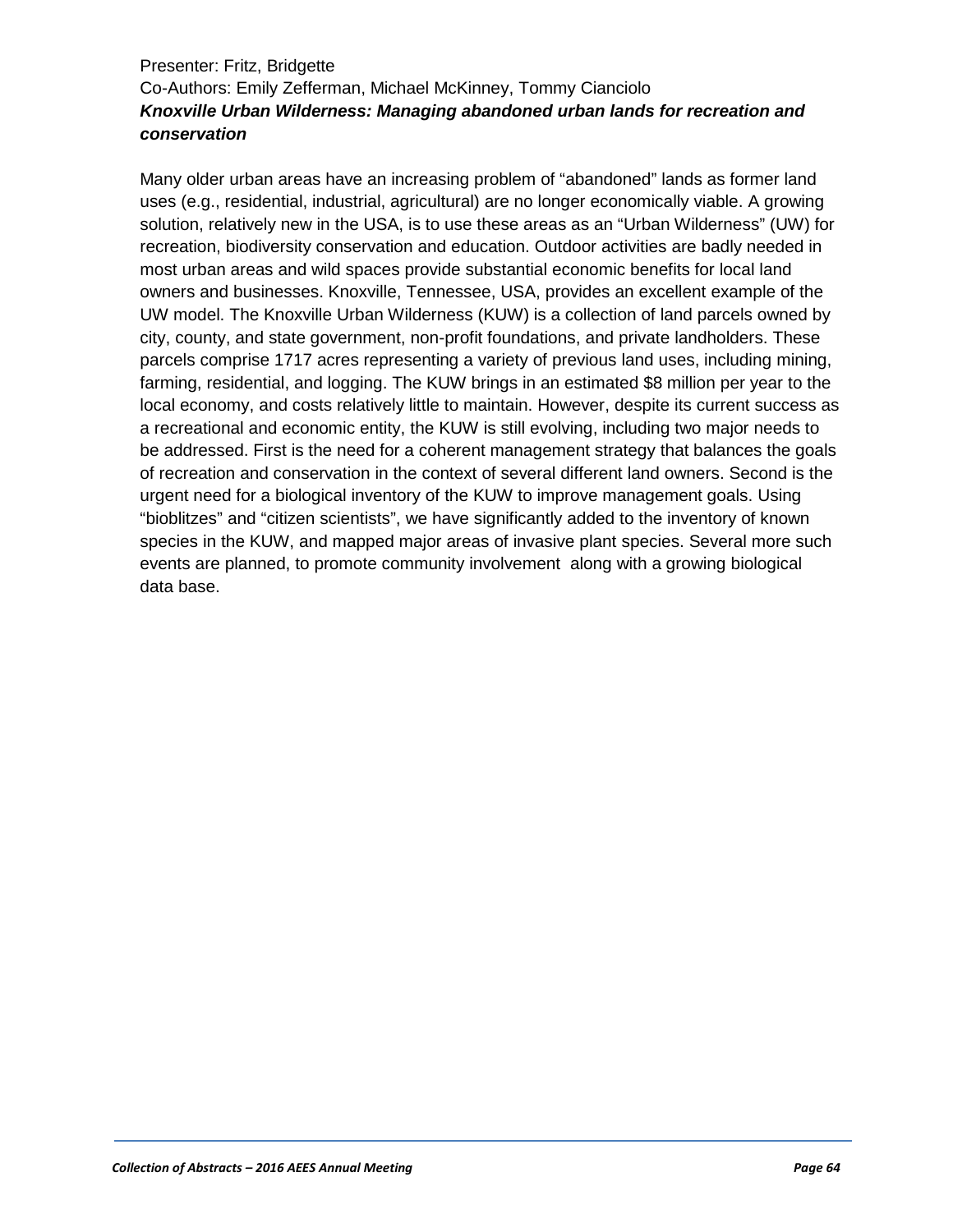Presenter: Fritz, Bridgette

Co-Authors: Emily Zefferman, Michael McKinney, Tommy Cianciolo

***Knoxville Urban Wilderness: Managing abandoned urban lands for recreation and conservation***

Many older urban areas have an increasing problem of "abandoned" lands as former land uses (e.g., residential, industrial, agricultural) are no longer economically viable. A growing solution, relatively new in the USA, is to use these areas as an "Urban Wilderness" (UW) for recreation, biodiversity conservation and education. Outdoor activities are badly needed in most urban areas and wild spaces provide substantial economic benefits for local land owners and businesses. Knoxville, Tennessee, USA, provides an excellent example of the UW model. The Knoxville Urban Wilderness (KUW) is a collection of land parcels owned by city, county, and state government, non-profit foundations, and private landholders. These parcels comprise 1717 acres representing a variety of previous land uses, including mining, farming, residential, and logging. The KUW brings in an estimated $8 million per year to the local economy, and costs relatively little to maintain. However, despite its current success as a recreational and economic entity, the KUW is still evolving, including two major needs to be addressed. First is the need for a coherent management strategy that balances the goals of recreation and conservation in the context of several different land owners. Second is the urgent need for a biological inventory of the KUW to improve management goals. Using "bioblitzes" and "citizen scientists", we have significantly added to the inventory of known species in the KUW, and mapped major areas of invasive plant species. Several more such events are planned, to promote community involvement along with a growing biological data base.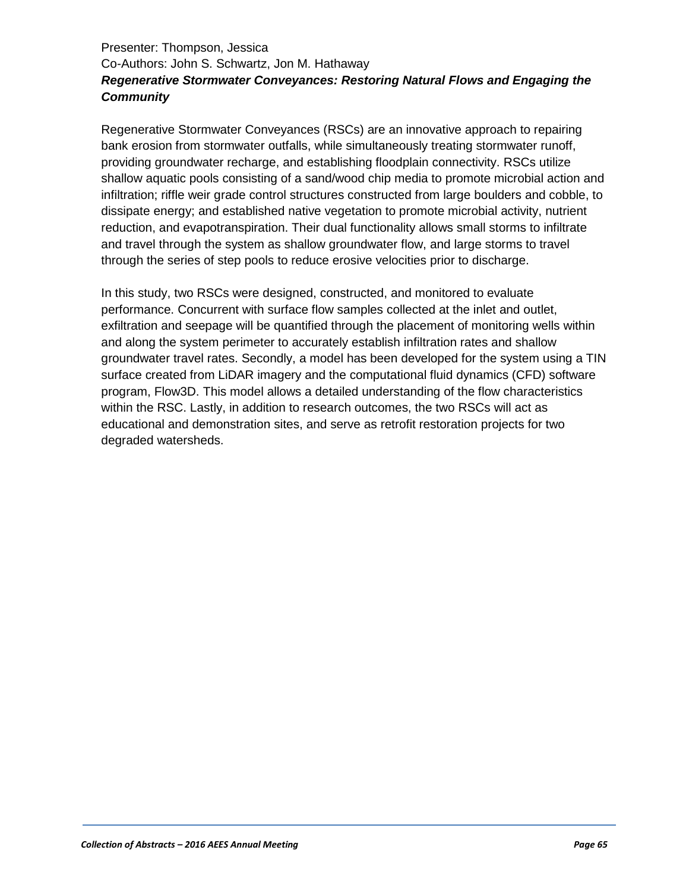Presenter: Thompson, Jessica
Co-Authors: John S. Schwartz, Jon M. Hathaway

***Regenerative Stormwater Conveyances: Restoring Natural Flows and Engaging the Community***

Regenerative Stormwater Conveyances (RSCs) are an innovative approach to repairing bank erosion from stormwater outfalls, while simultaneously treating stormwater runoff, providing groundwater recharge, and establishing floodplain connectivity. RSCs utilize shallow aquatic pools consisting of a sand/wood chip media to promote microbial action and infiltration; riffle weir grade control structures constructed from large boulders and cobble, to dissipate energy; and established native vegetation to promote microbial activity, nutrient reduction, and evapotranspiration. Their dual functionality allows small storms to infiltrate and travel through the system as shallow groundwater flow, and large storms to travel through the series of step pools to reduce erosive velocities prior to discharge.

In this study, two RSCs were designed, constructed, and monitored to evaluate performance. Concurrent with surface flow samples collected at the inlet and outlet, exfiltration and seepage will be quantified through the placement of monitoring wells within and along the system perimeter to accurately establish infiltration rates and shallow groundwater travel rates. Secondly, a model has been developed for the system using a TIN surface created from LiDAR imagery and the computational fluid dynamics (CFD) software program, Flow3D. This model allows a detailed understanding of the flow characteristics within the RSC. Lastly, in addition to research outcomes, the two RSCs will act as educational and demonstration sites, and serve as retrofit restoration projects for two degraded watersheds.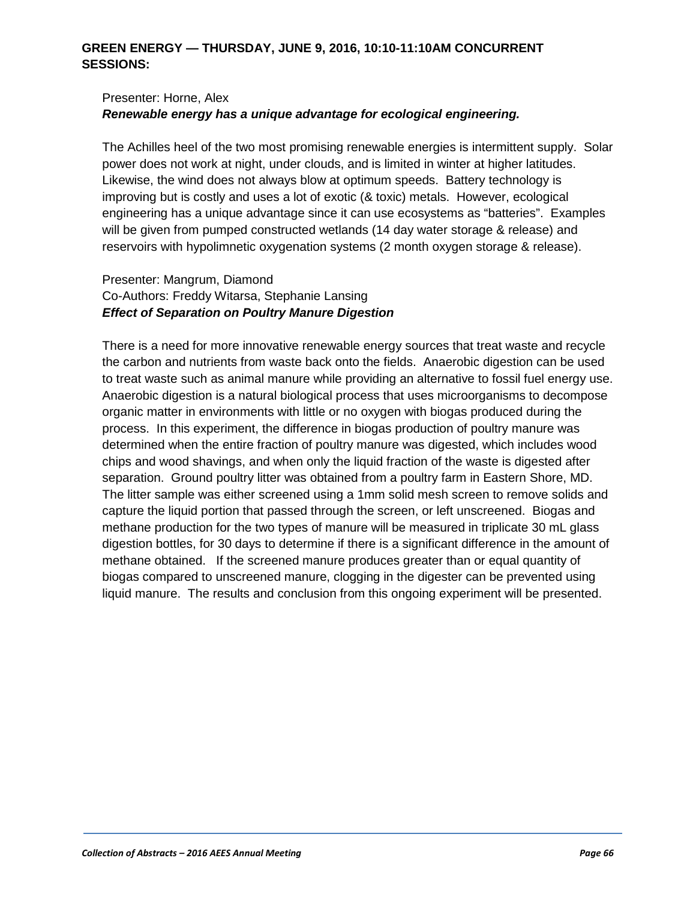## GREEN ENERGY — THURSDAY, JUNE 9, 2016, 10:10-11:10AM CONCURRENT SESSIONS:

Presenter: Horne, Alex

***Renewable energy has a unique advantage for ecological engineering.***

The Achilles heel of the two most promising renewable energies is intermittent supply. Solar power does not work at night, under clouds, and is limited in winter at higher latitudes. Likewise, the wind does not always blow at optimum speeds. Battery technology is improving but is costly and uses a lot of exotic (& toxic) metals. However, ecological engineering has a unique advantage since it can use ecosystems as "batteries". Examples will be given from pumped constructed wetlands (14 day water storage & release) and reservoirs with hypolimnetic oxygenation systems (2 month oxygen storage & release).

Presenter: Mangrum, Diamond

Co-Authors: Freddy Witarsa, Stephanie Lansing

***Effect of Separation on Poultry Manure Digestion***

There is a need for more innovative renewable energy sources that treat waste and recycle the carbon and nutrients from waste back onto the fields. Anaerobic digestion can be used to treat waste such as animal manure while providing an alternative to fossil fuel energy use. Anaerobic digestion is a natural biological process that uses microorganisms to decompose organic matter in environments with little or no oxygen with biogas produced during the process. In this experiment, the difference in biogas production of poultry manure was determined when the entire fraction of poultry manure was digested, which includes wood chips and wood shavings, and when only the liquid fraction of the waste is digested after separation. Ground poultry litter was obtained from a poultry farm in Eastern Shore, MD. The litter sample was either screened using a 1mm solid mesh screen to remove solids and capture the liquid portion that passed through the screen, or left unscreened. Biogas and methane production for the two types of manure will be measured in triplicate 30 mL glass digestion bottles, for 30 days to determine if there is a significant difference in the amount of methane obtained. If the screened manure produces greater than or equal quantity of biogas compared to unscreened manure, clogging in the digester can be prevented using liquid manure. The results and conclusion from this ongoing experiment will be presented.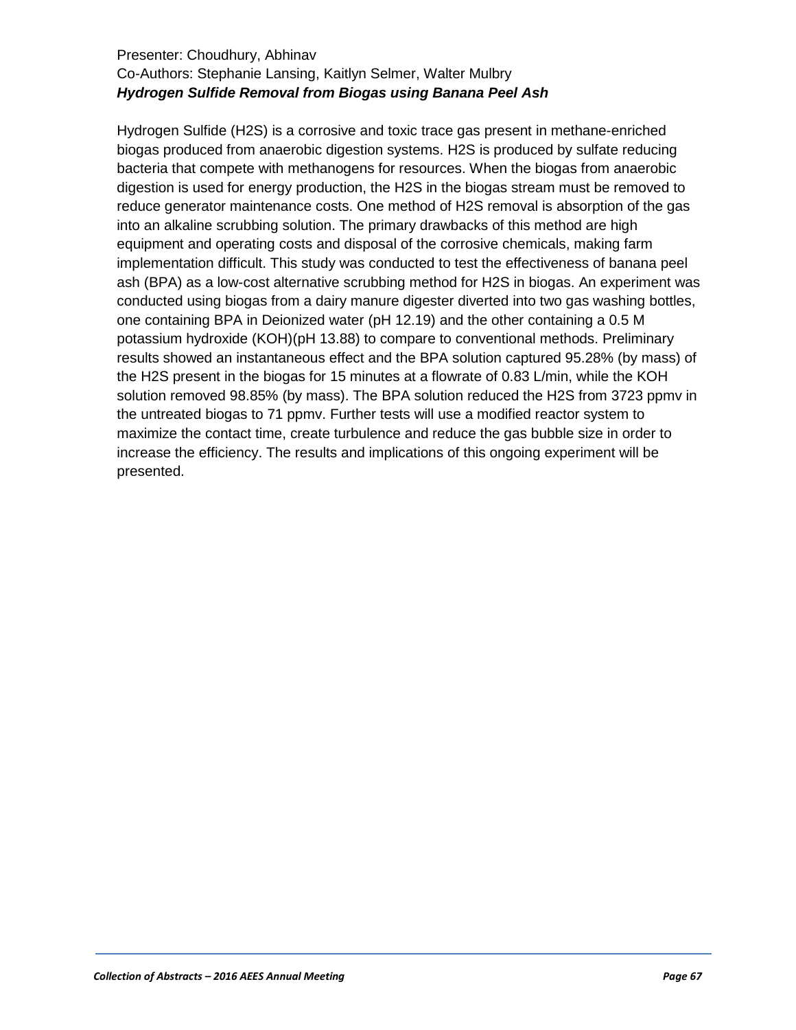Presenter: Choudhury, Abhinav

Co-Authors: Stephanie Lansing, Kaitlyn Selmer, Walter Mulbry

***Hydrogen Sulfide Removal from Biogas using Banana Peel Ash***

Hydrogen Sulfide ($H_2S$) is a corrosive and toxic trace gas present in methane-enriched biogas produced from anaerobic digestion systems. $H_2S$ is produced by sulfate reducing bacteria that compete with methanogens for resources. When the biogas from anaerobic digestion is used for energy production, the $H_2S$ in the biogas stream must be removed to reduce generator maintenance costs. One method of $H_2S$ removal is absorption of the gas into an alkaline scrubbing solution. The primary drawbacks of this method are high equipment and operating costs and disposal of the corrosive chemicals, making farm implementation difficult. This study was conducted to test the effectiveness of banana peel ash (BPA) as a low-cost alternative scrubbing method for $H_2S$ in biogas. An experiment was conducted using biogas from a dairy manure digester diverted into two gas washing bottles, one containing BPA in Deionized water (pH 12.19) and the other containing a 0.5 M potassium hydroxide (KOH)(pH 13.88) to compare to conventional methods. Preliminary results showed an instantaneous effect and the BPA solution captured 95.28% (by mass) of the $H_2S$ present in the biogas for 15 minutes at a flowrate of 0.83 L/min, while the KOH solution removed 98.85% (by mass). The BPA solution reduced the $H_2S$ from 3723 ppmv in the untreated biogas to 71 ppmv. Further tests will use a modified reactor system to maximize the contact time, create turbulence and reduce the gas bubble size in order to increase the efficiency. The results and implications of this ongoing experiment will be presented.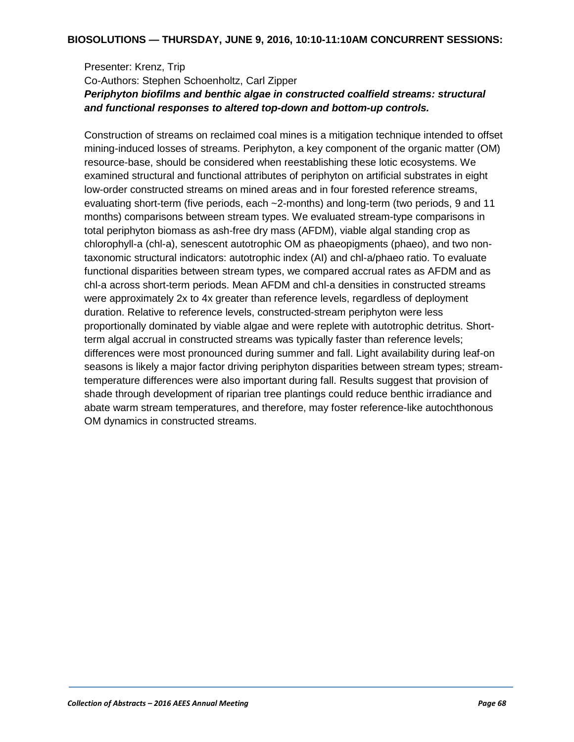**BIOSOLUTIONS — THURSDAY, JUNE 9, 2016, 10:10-11:10AM CONCURRENT SESSIONS:**

Presenter: Krenz, Trip
Co-Authors: Stephen Schoenholtz, Carl Zipper

***Periphyton biofilms and benthic algae in constructed coalfield streams: structural and functional responses to altered top-down and bottom-up controls.***

Construction of streams on reclaimed coal mines is a mitigation technique intended to offset mining-induced losses of streams. Periphyton, a key component of the organic matter (OM) resource-base, should be considered when reestablishing these lotic ecosystems. We examined structural and functional attributes of periphyton on artificial substrates in eight low-order constructed streams on mined areas and in four forested reference streams, evaluating short-term (five periods, each ~2-months) and long-term (two periods, 9 and 11 months) comparisons between stream types. We evaluated stream-type comparisons in total periphyton biomass as ash-free dry mass (AFDM), viable algal standing crop as chlorophyll-a (chl-a), senescent autotrophic OM as phaeopigments (phaeo), and two non-taxonomic structural indicators: autotrophic index (AI) and chl-a/phaeo ratio. To evaluate functional disparities between stream types, we compared accrual rates as AFDM and as chl-a across short-term periods. Mean AFDM and chl-a densities in constructed streams were approximately 2x to 4x greater than reference levels, regardless of deployment duration. Relative to reference levels, constructed-stream periphyton were less proportionally dominated by viable algae and were replete with autotrophic detritus. Short-term algal accrual in constructed streams was typically faster than reference levels; differences were most pronounced during summer and fall. Light availability during leaf-on seasons is likely a major factor driving periphyton disparities between stream types; stream-temperature differences were also important during fall. Results suggest that provision of shade through development of riparian tree plantings could reduce benthic irradiance and abate warm stream temperatures, and therefore, may foster reference-like autochthonous OM dynamics in constructed streams.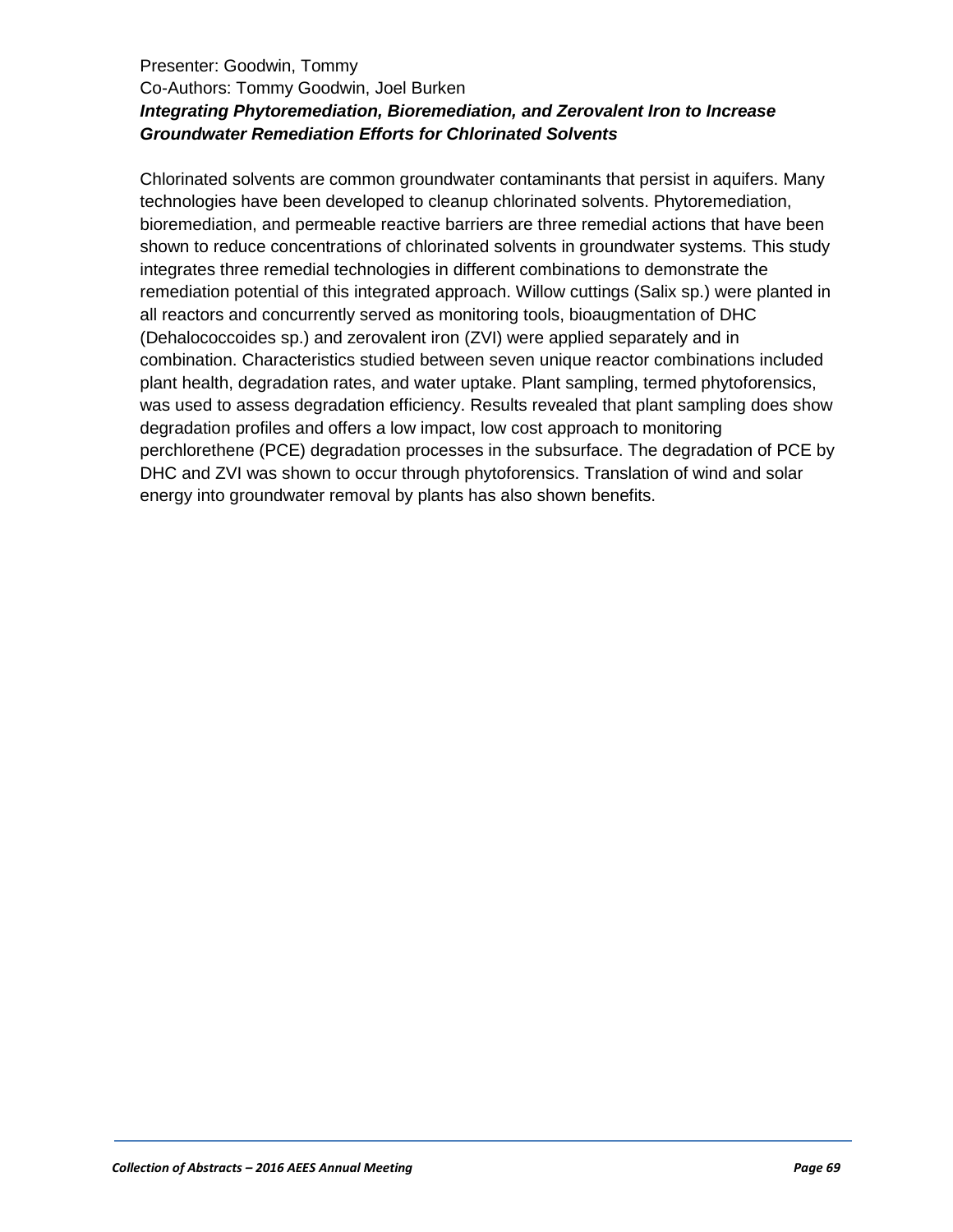Presenter: Goodwin, Tommy
Co-Authors: Tommy Goodwin, Joel Burken

***Integrating Phytoremediation, Bioremediation, and Zerovalent Iron to Increase Groundwater Remediation Efforts for Chlorinated Solvents***

Chlorinated solvents are common groundwater contaminants that persist in aquifers. Many technologies have been developed to cleanup chlorinated solvents. Phytoremediation, bioremediation, and permeable reactive barriers are three remedial actions that have been shown to reduce concentrations of chlorinated solvents in groundwater systems. This study integrates three remedial technologies in different combinations to demonstrate the remediation potential of this integrated approach. Willow cuttings (Salix sp.) were planted in all reactors and concurrently served as monitoring tools, bioaugmentation of DHC (Dehalococcoides sp.) and zerovalent iron (ZVI) were applied separately and in combination. Characteristics studied between seven unique reactor combinations included plant health, degradation rates, and water uptake. Plant sampling, termed phytoforensics, was used to assess degradation efficiency. Results revealed that plant sampling does show degradation profiles and offers a low impact, low cost approach to monitoring perchlorethene (PCE) degradation processes in the subsurface. The degradation of PCE by DHC and ZVI was shown to occur through phytoforensics. Translation of wind and solar energy into groundwater removal by plants has also shown benefits.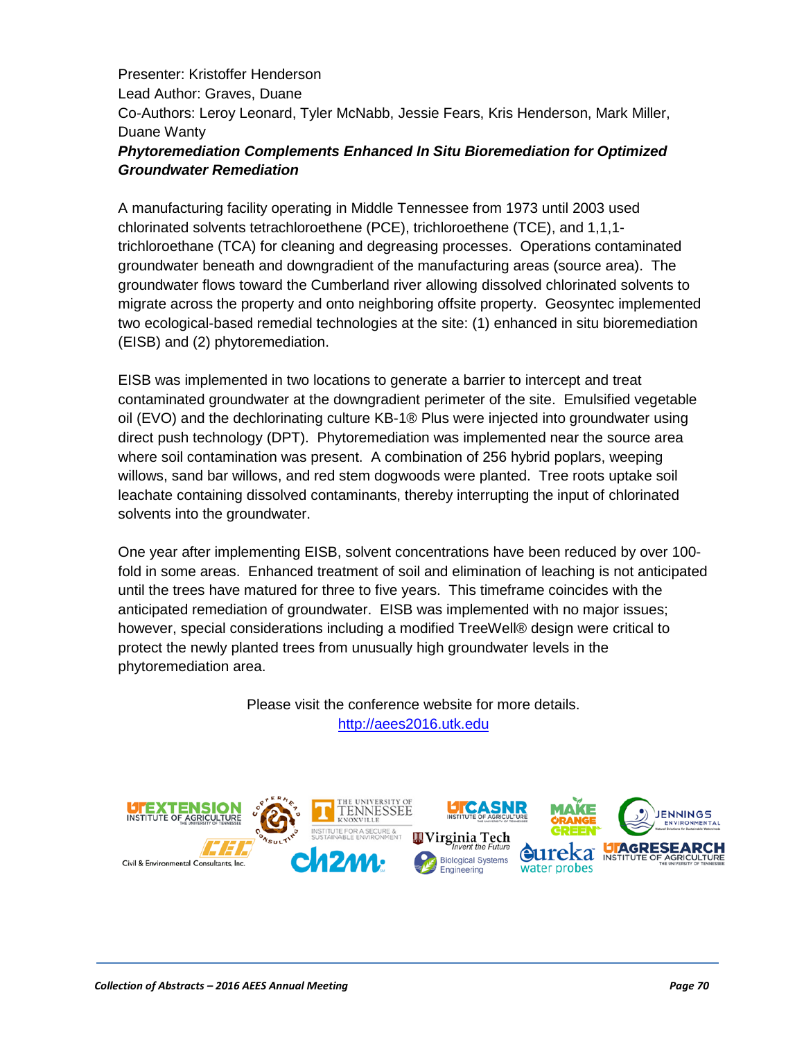Presenter: Kristoffer Henderson
Lead Author: Graves, Duane
Co-Authors: Leroy Leonard, Tyler McNabb, Jessie Fears, Kris Henderson, Mark Miller, Duane Wanty

***Phytoremediation Complements Enhanced In Situ Bioremediation for Optimized Groundwater Remediation***

A manufacturing facility operating in Middle Tennessee from 1973 until 2003 used chlorinated solvents tetrachloroethene (PCE), trichloroethene (TCE), and 1,1,1-trichloroethane (TCA) for cleaning and degreasing processes. Operations contaminated groundwater beneath and downgradient of the manufacturing areas (source area). The groundwater flows toward the Cumberland river allowing dissolved chlorinated solvents to migrate across the property and onto neighboring offsite property. Geosyntec implemented two ecological-based remedial technologies at the site: (1) enhanced in situ bioremediation (EISB) and (2) phytoremediation.

EISB was implemented in two locations to generate a barrier to intercept and treat contaminated groundwater at the downgradient perimeter of the site. Emulsified vegetable oil (EVO) and the dechlorinating culture KB-1® Plus were injected into groundwater using direct push technology (DPT). Phytoremediation was implemented near the source area where soil contamination was present. A combination of 256 hybrid poplars, weeping willows, sand bar willows, and red stem dogwoods were planted. Tree roots uptake soil leachate containing dissolved contaminants, thereby interrupting the input of chlorinated solvents into the groundwater.

One year after implementing EISB, solvent concentrations have been reduced by over 100-fold in some areas. Enhanced treatment of soil and elimination of leaching is not anticipated until the trees have matured for three to five years. This timeframe coincides with the anticipated remediation of groundwater. EISB was implemented with no major issues; however, special considerations including a modified TreeWell® design were critical to protect the newly planted trees from unusually high groundwater levels in the phytoremediation area.

Please visit the conference website for more details.
http://aees2016.utk.edu